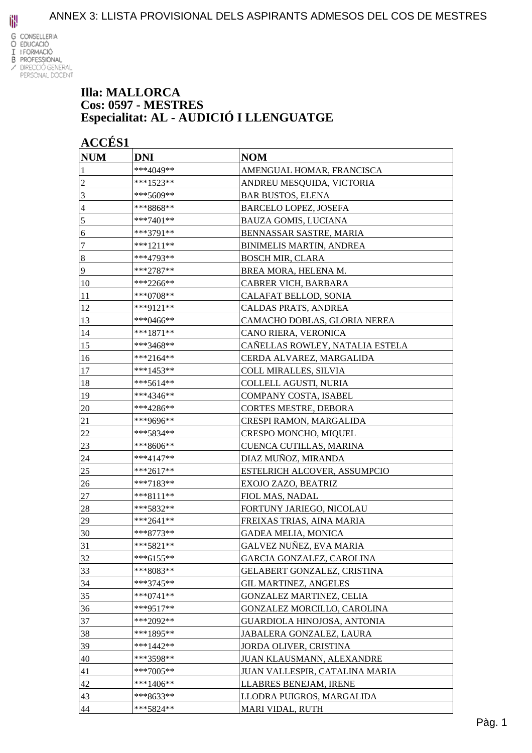ANNEX 3: LLISTA PROVISIONAL DELS ASPIRANTS ADMESOS DEL COS DE MESTRES

CONSELLERIA
EDUCACIÓ
I FORMACIÓ
PROFESSIONAL
DIRECCIÓ GENERAL
PERSONAL DOCENT

# Illa: MALLORCA
# Cos: 0597 - MESTRES
# Especialitat: AL - AUDICIÓ I LLENGUATGE

## ACCÉS1

| NUM | DNI | NOM |
|---|---|---|
| 1 | ***4049** | AMENGUAL HOMAR, FRANCISCA |
| 2 | ***1523** | ANDREU MESQUIDA, VICTORIA |
| 3 | ***5609** | BAR BUSTOS, ELENA |
| 4 | ***8868** | BARCELO LOPEZ, JOSEFA |
| 5 | ***7401** | BAUZA GOMIS, LUCIANA |
| 6 | ***3791** | BENNASSAR SASTRE, MARIA |
| 7 | ***1211** | BINIMELIS MARTIN, ANDREA |
| 8 | ***4793** | BOSCH MIR, CLARA |
| 9 | ***2787** | BREA MORA, HELENA M. |
| 10 | ***2266** | CABRER VICH, BARBARA |
| 11 | ***0708** | CALAFAT BELLOD, SONIA |
| 12 | ***9121** | CALDAS PRATS, ANDREA |
| 13 | ***0466** | CAMACHO DOBLAS, GLORIA NEREA |
| 14 | ***1871** | CANO RIERA, VERONICA |
| 15 | ***3468** | CAÑELLAS ROWLEY, NATALIA ESTELA |
| 16 | ***2164** | CERDA ALVAREZ, MARGALIDA |
| 17 | ***1453** | COLL MIRALLES, SILVIA |
| 18 | ***5614** | COLLELL AGUSTI, NURIA |
| 19 | ***4346** | COMPANY COSTA, ISABEL |
| 20 | ***4286** | CORTES MESTRE, DEBORA |
| 21 | ***9696** | CRESPI RAMON, MARGALIDA |
| 22 | ***5834** | CRESPO MONCHO, MIQUEL |
| 23 | ***8606** | CUENCA CUTILLAS, MARINA |
| 24 | ***4147** | DIAZ MUÑOZ, MIRANDA |
| 25 | ***2617** | ESTELRICH ALCOVER, ASSUMPCIO |
| 26 | ***7183** | EXOJO ZAZO, BEATRIZ |
| 27 | ***8111** | FIOL MAS, NADAL |
| 28 | ***5832** | FORTUNY JARIEGO, NICOLAU |
| 29 | ***2641** | FREIXAS TRIAS, AINA MARIA |
| 30 | ***8773** | GADEA MELIA, MONICA |
| 31 | ***5821** | GALVEZ NUÑEZ, EVA MARIA |
| 32 | ***6155** | GARCIA GONZALEZ, CAROLINA |
| 33 | ***8083** | GELABERT GONZALEZ, CRISTINA |
| 34 | ***3745** | GIL MARTINEZ, ANGELES |
| 35 | ***0741** | GONZALEZ MARTINEZ, CELIA |
| 36 | ***9517** | GONZALEZ MORCILLO, CAROLINA |
| 37 | ***2092** | GUARDIOLA HINOJOSA, ANTONIA |
| 38 | ***1895** | JABALERA GONZALEZ, LAURA |
| 39 | ***1442** | JORDA OLIVER, CRISTINA |
| 40 | ***3598** | JUAN KLAUSMANN, ALEXANDRE |
| 41 | ***7005** | JUAN VALLESPIR, CATALINA MARIA |
| 42 | ***1406** | LLABRES BENEJAM, IRENE |
| 43 | ***8633** | LLODRA PUIGROS, MARGALIDA |
| 44 | ***5824** | MARI VIDAL, RUTH |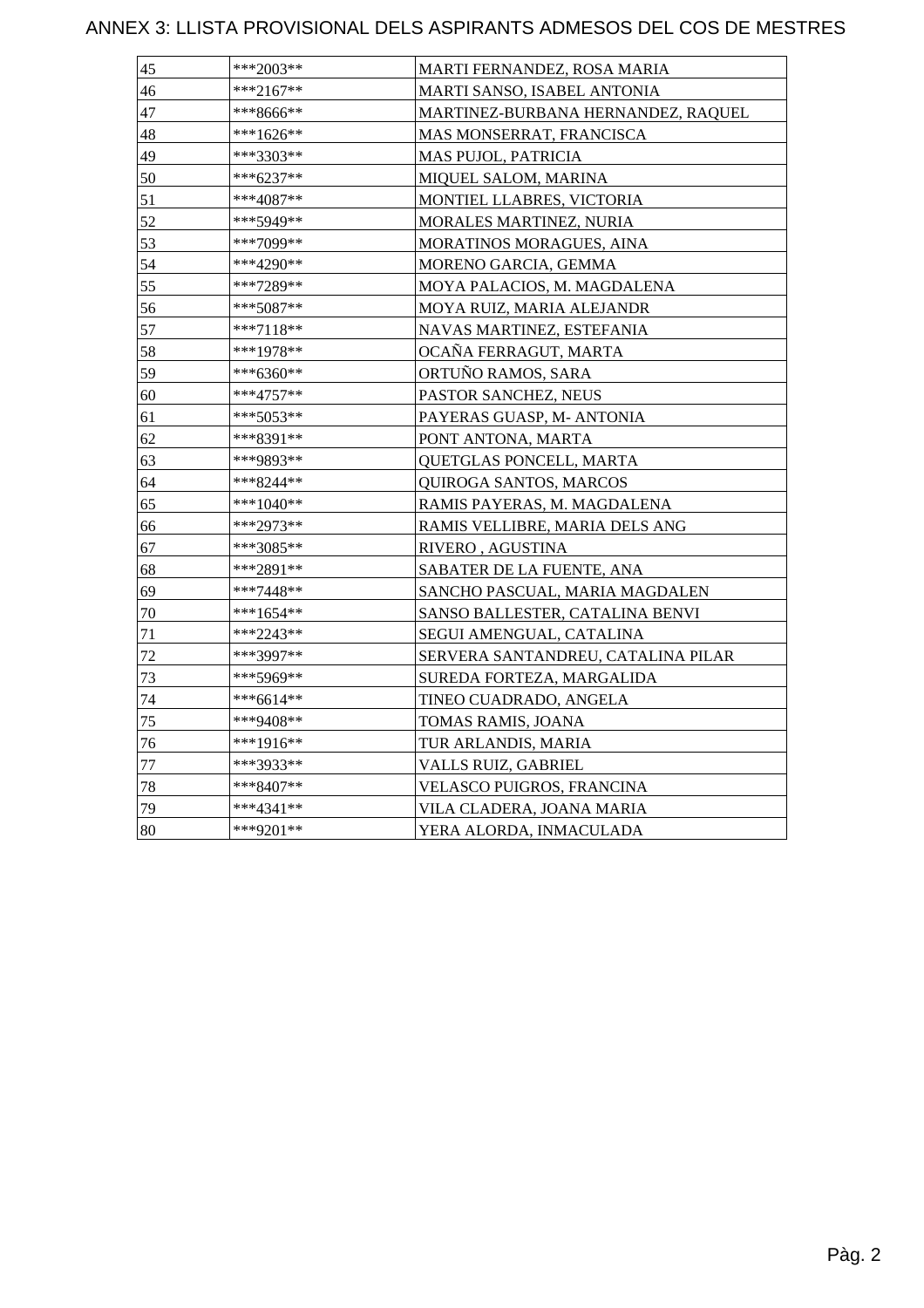# ANNEX 3: LLISTA PROVISIONAL DELS ASPIRANTS ADMESOS DEL COS DE MESTRES

| | | |
|---|---|---|
| 45 | ***2003** | MARTI FERNANDEZ, ROSA MARIA |
| 46 | ***2167** | MARTI SANSO, ISABEL ANTONIA |
| 47 | ***8666** | MARTINEZ-BURBANA HERNANDEZ, RAQUEL |
| 48 | ***1626** | MAS MONSERRAT, FRANCISCA |
| 49 | ***3303** | MAS PUJOL, PATRICIA |
| 50 | ***6237** | MIQUEL SALOM, MARINA |
| 51 | ***4087** | MONTIEL LLABRES, VICTORIA |
| 52 | ***5949** | MORALES MARTINEZ, NURIA |
| 53 | ***7099** | MORATINOS MORAGUES, AINA |
| 54 | ***4290** | MORENO GARCIA, GEMMA |
| 55 | ***7289** | MOYA PALACIOS, M. MAGDALENA |
| 56 | ***5087** | MOYA RUIZ, MARIA ALEJANDR |
| 57 | ***7118** | NAVAS MARTINEZ, ESTEFANIA |
| 58 | ***1978** | OCAÑA FERRAGUT, MARTA |
| 59 | ***6360** | ORTUÑO RAMOS, SARA |
| 60 | ***4757** | PASTOR SANCHEZ, NEUS |
| 61 | ***5053** | PAYERAS GUASP, M- ANTONIA |
| 62 | ***8391** | PONT ANTONA, MARTA |
| 63 | ***9893** | QUETGLAS PONCELL, MARTA |
| 64 | ***8244** | QUIROGA SANTOS, MARCOS |
| 65 | ***1040** | RAMIS PAYERAS, M. MAGDALENA |
| 66 | ***2973** | RAMIS VELLIBRE, MARIA DELS ANG |
| 67 | ***3085** | RIVERO , AGUSTINA |
| 68 | ***2891** | SABATER DE LA FUENTE, ANA |
| 69 | ***7448** | SANCHO PASCUAL, MARIA MAGDALEN |
| 70 | ***1654** | SANSO BALLESTER, CATALINA BENVI |
| 71 | ***2243** | SEGUI AMENGUAL, CATALINA |
| 72 | ***3997** | SERVERA SANTANDREU, CATALINA PILAR |
| 73 | ***5969** | SUREDA FORTEZA, MARGALIDA |
| 74 | ***6614** | TINEO CUADRADO, ANGELA |
| 75 | ***9408** | TOMAS RAMIS, JOANA |
| 76 | ***1916** | TUR ARLANDIS, MARIA |
| 77 | ***3933** | VALLS RUIZ, GABRIEL |
| 78 | ***8407** | VELASCO PUIGROS, FRANCINA |
| 79 | ***4341** | VILA CLADERA, JOANA MARIA |
| 80 | ***9201** | YERA ALORDA, INMACULADA |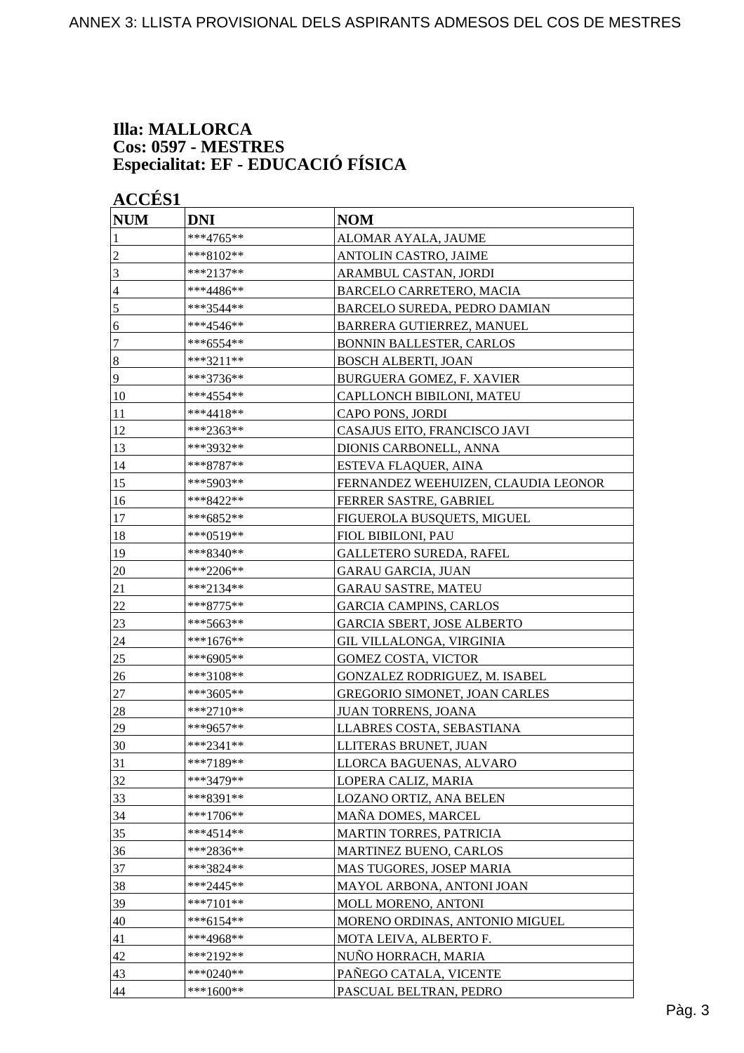**Illa: MALLORCA**
**Cos: 0597 - MESTRES**
**Especialitat: EF - EDUCACIÓ FÍSICA**

**ACCÉS1**

| NUM | DNI | NOM |
|---|---|---|
| 1 | ***4765** | ALOMAR AYALA, JAUME |
| 2 | ***8102** | ANTOLIN CASTRO, JAIME |
| 3 | ***2137** | ARAMBUL CASTAN, JORDI |
| 4 | ***4486** | BARCELO CARRETERO, MACIA |
| 5 | ***3544** | BARCELO SUREDA, PEDRO DAMIAN |
| 6 | ***4546** | BARRERA GUTIERREZ, MANUEL |
| 7 | ***6554** | BONNIN BALLESTER, CARLOS |
| 8 | ***3211** | BOSCH ALBERTI, JOAN |
| 9 | ***3736** | BURGUERA GOMEZ, F. XAVIER |
| 10 | ***4554** | CAPLLONCH BIBILONI, MATEU |
| 11 | ***4418** | CAPO PONS, JORDI |
| 12 | ***2363** | CASAJUS EITO, FRANCISCO JAVI |
| 13 | ***3932** | DIONIS CARBONELL, ANNA |
| 14 | ***8787** | ESTEVA FLAQUER, AINA |
| 15 | ***5903** | FERNANDEZ WEEHUIZEN, CLAUDIA LEONOR |
| 16 | ***8422** | FERRER SASTRE, GABRIEL |
| 17 | ***6852** | FIGUEROLA BUSQUETS, MIGUEL |
| 18 | ***0519** | FIOL BIBILONI, PAU |
| 19 | ***8340** | GALLETERO SUREDA, RAFEL |
| 20 | ***2206** | GARAU GARCIA, JUAN |
| 21 | ***2134** | GARAU SASTRE, MATEU |
| 22 | ***8775** | GARCIA CAMPINS, CARLOS |
| 23 | ***5663** | GARCIA SBERT, JOSE ALBERTO |
| 24 | ***1676** | GIL VILLALONGA, VIRGINIA |
| 25 | ***6905** | GOMEZ COSTA, VICTOR |
| 26 | ***3108** | GONZALEZ RODRIGUEZ, M. ISABEL |
| 27 | ***3605** | GREGORIO SIMONET, JOAN CARLES |
| 28 | ***2710** | JUAN TORRENS, JOANA |
| 29 | ***9657** | LLABRES COSTA, SEBASTIANA |
| 30 | ***2341** | LLITERAS BRUNET, JUAN |
| 31 | ***7189** | LLORCA BAGUENAS, ALVARO |
| 32 | ***3479** | LOPERA CALIZ, MARIA |
| 33 | ***8391** | LOZANO ORTIZ, ANA BELEN |
| 34 | ***1706** | MAÑA DOMES, MARCEL |
| 35 | ***4514** | MARTIN TORRES, PATRICIA |
| 36 | ***2836** | MARTINEZ BUENO, CARLOS |
| 37 | ***3824** | MAS TUGORES, JOSEP MARIA |
| 38 | ***2445** | MAYOL ARBONA, ANTONI JOAN |
| 39 | ***7101** | MOLL MORENO, ANTONI |
| 40 | ***6154** | MORENO ORDINAS, ANTONIO MIGUEL |
| 41 | ***4968** | MOTA LEIVA, ALBERTO F. |
| 42 | ***2192** | NUÑO HORRACH, MARIA |
| 43 | ***0240** | PAÑEGO CATALA, VICENTE |
| 44 | ***1600** | PASCUAL BELTRAN, PEDRO |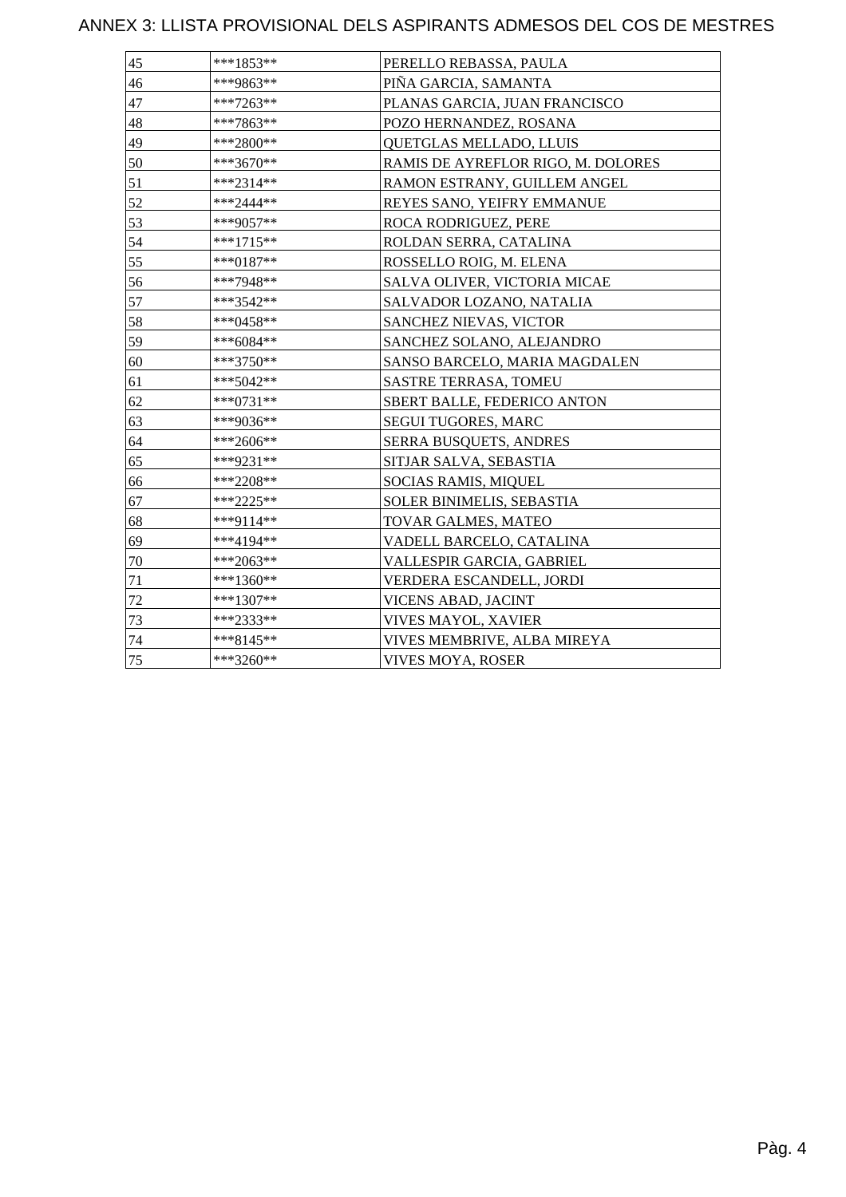ANNEX 3: LLISTA PROVISIONAL DELS ASPIRANTS ADMESOS DEL COS DE MESTRES

| | | |
|---|---|---|
| 45 | ***1853** | PERELLO REBASSA, PAULA |
| 46 | ***9863** | PIÑA GARCIA, SAMANTA |
| 47 | ***7263** | PLANAS GARCIA, JUAN FRANCISCO |
| 48 | ***7863** | POZO HERNANDEZ, ROSANA |
| 49 | ***2800** | QUETGLAS MELLADO, LLUIS |
| 50 | ***3670** | RAMIS DE AYREFLOR RIGO, M. DOLORES |
| 51 | ***2314** | RAMON ESTRANY, GUILLEM ANGEL |
| 52 | ***2444** | REYES SANO, YEIFRY EMMANUE |
| 53 | ***9057** | ROCA RODRIGUEZ, PERE |
| 54 | ***1715** | ROLDAN SERRA, CATALINA |
| 55 | ***0187** | ROSSELLO ROIG, M. ELENA |
| 56 | ***7948** | SALVA OLIVER, VICTORIA MICAE |
| 57 | ***3542** | SALVADOR LOZANO, NATALIA |
| 58 | ***0458** | SANCHEZ NIEVAS, VICTOR |
| 59 | ***6084** | SANCHEZ SOLANO, ALEJANDRO |
| 60 | ***3750** | SANSO BARCELO, MARIA MAGDALEN |
| 61 | ***5042** | SASTRE TERRASA, TOMEU |
| 62 | ***0731** | SBERT BALLE, FEDERICO ANTON |
| 63 | ***9036** | SEGUI TUGORES, MARC |
| 64 | ***2606** | SERRA BUSQUETS, ANDRES |
| 65 | ***9231** | SITJAR SALVA, SEBASTIA |
| 66 | ***2208** | SOCIAS RAMIS, MIQUEL |
| 67 | ***2225** | SOLER BINIMELIS, SEBASTIA |
| 68 | ***9114** | TOVAR GALMES, MATEO |
| 69 | ***4194** | VADELL BARCELO, CATALINA |
| 70 | ***2063** | VALLESPIR GARCIA, GABRIEL |
| 71 | ***1360** | VERDERA ESCANDELL, JORDI |
| 72 | ***1307** | VICENS ABAD, JACINT |
| 73 | ***2333** | VIVES MAYOL, XAVIER |
| 74 | ***8145** | VIVES MEMBRIVE, ALBA MIREYA |
| 75 | ***3260** | VIVES MOYA, ROSER |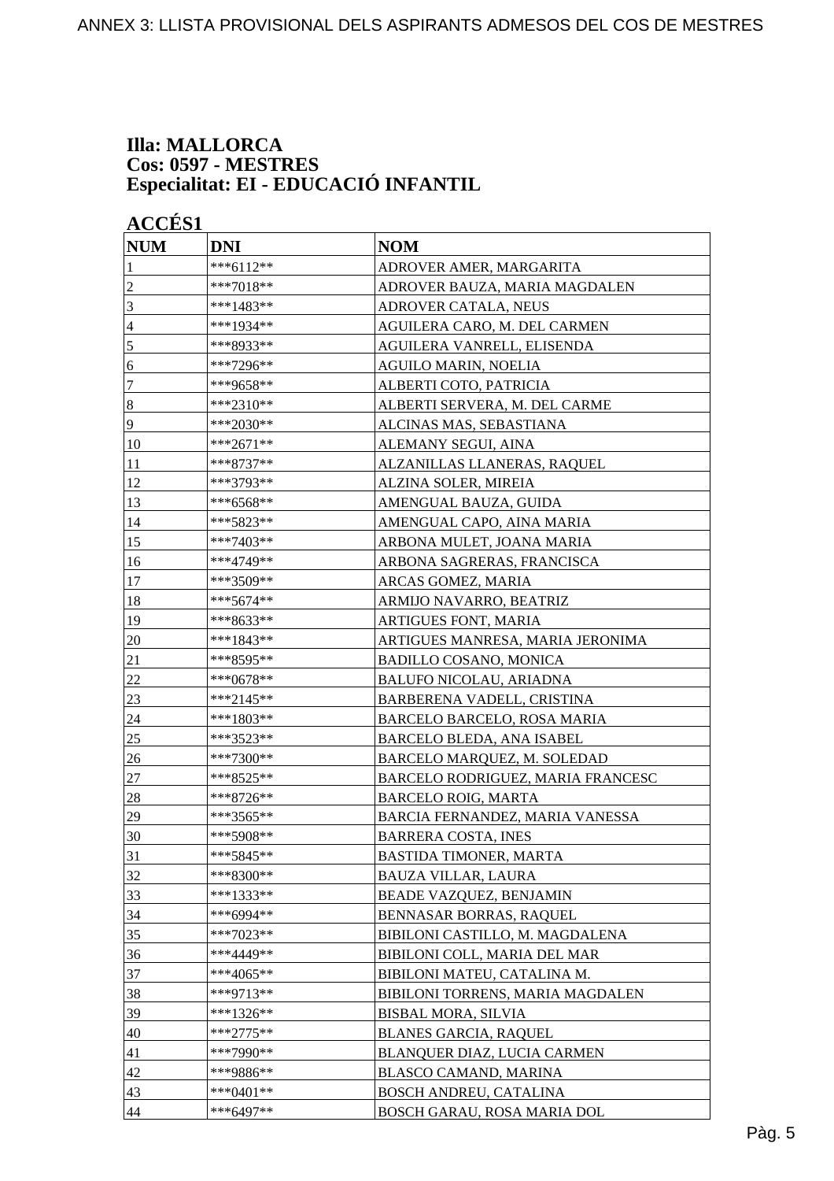**Illa: MALLORCA**
**Cos: 0597 - MESTRES**
**Especialitat: EI - EDUCACIÓ INFANTIL**

**ACCÉS1**

| NUM | DNI | NOM |
|---|---|---|
| 1 | ***6112** | ADROVER AMER, MARGARITA |
| 2 | ***7018** | ADROVER BAUZA, MARIA MAGDALEN |
| 3 | ***1483** | ADROVER CATALA, NEUS |
| 4 | ***1934** | AGUILERA CARO, M. DEL CARMEN |
| 5 | ***8933** | AGUILERA VANRELL, ELISENDA |
| 6 | ***7296** | AGUILO MARIN, NOELIA |
| 7 | ***9658** | ALBERTI COTO, PATRICIA |
| 8 | ***2310** | ALBERTI SERVERA, M. DEL CARME |
| 9 | ***2030** | ALCINAS MAS, SEBASTIANA |
| 10 | ***2671** | ALEMANY SEGUI, AINA |
| 11 | ***8737** | ALZANILLAS LLANERAS, RAQUEL |
| 12 | ***3793** | ALZINA SOLER, MIREIA |
| 13 | ***6568** | AMENGUAL BAUZA, GUIDA |
| 14 | ***5823** | AMENGUAL CAPO, AINA MARIA |
| 15 | ***7403** | ARBONA MULET, JOANA MARIA |
| 16 | ***4749** | ARBONA SAGRERAS, FRANCISCA |
| 17 | ***3509** | ARCAS GOMEZ, MARIA |
| 18 | ***5674** | ARMIJO NAVARRO, BEATRIZ |
| 19 | ***8633** | ARTIGUES FONT, MARIA |
| 20 | ***1843** | ARTIGUES MANRESA, MARIA JERONIMA |
| 21 | ***8595** | BADILLO COSANO, MONICA |
| 22 | ***0678** | BALUFO NICOLAU, ARIADNA |
| 23 | ***2145** | BARBERENA VADELL, CRISTINA |
| 24 | ***1803** | BARCELO BARCELO, ROSA MARIA |
| 25 | ***3523** | BARCELO BLEDA, ANA ISABEL |
| 26 | ***7300** | BARCELO MARQUEZ, M. SOLEDAD |
| 27 | ***8525** | BARCELO RODRIGUEZ, MARIA FRANCESC |
| 28 | ***8726** | BARCELO ROIG, MARTA |
| 29 | ***3565** | BARCIA FERNANDEZ, MARIA VANESSA |
| 30 | ***5908** | BARRERA COSTA, INES |
| 31 | ***5845** | BASTIDA TIMONER, MARTA |
| 32 | ***8300** | BAUZA VILLAR, LAURA |
| 33 | ***1333** | BEADE VAZQUEZ, BENJAMIN |
| 34 | ***6994** | BENNASAR BORRAS, RAQUEL |
| 35 | ***7023** | BIBILONI CASTILLO, M. MAGDALENA |
| 36 | ***4449** | BIBILONI COLL, MARIA DEL MAR |
| 37 | ***4065** | BIBILONI MATEU, CATALINA M. |
| 38 | ***9713** | BIBILONI TORRENS, MARIA MAGDALEN |
| 39 | ***1326** | BISBAL MORA, SILVIA |
| 40 | ***2775** | BLANES GARCIA, RAQUEL |
| 41 | ***7990** | BLANQUER DIAZ, LUCIA CARMEN |
| 42 | ***9886** | BLASCO CAMAND, MARINA |
| 43 | ***0401** | BOSCH ANDREU, CATALINA |
| 44 | ***6497** | BOSCH GARAU, ROSA MARIA DOL |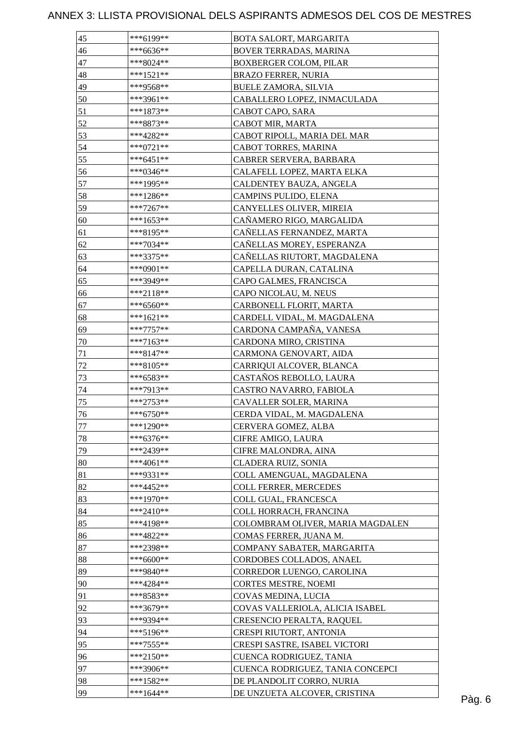# ANNEX 3: LLISTA PROVISIONAL DELS ASPIRANTS ADMESOS DEL COS DE MESTRES

| | | |
|---|---|---|
| 45 | ***6199** | BOTA SALORT, MARGARITA |
| 46 | ***6636** | BOVER TERRADAS, MARINA |
| 47 | ***8024** | BOXBERGER COLOM, PILAR |
| 48 | ***1521** | BRAZO FERRER, NURIA |
| 49 | ***9568** | BUELE ZAMORA, SILVIA |
| 50 | ***3961** | CABALLERO LOPEZ, INMACULADA |
| 51 | ***1873** | CABOT CAPO, SARA |
| 52 | ***8873** | CABOT MIR, MARTA |
| 53 | ***4282** | CABOT RIPOLL, MARIA DEL MAR |
| 54 | ***0721** | CABOT TORRES, MARINA |
| 55 | ***6451** | CABRER SERVERA, BARBARA |
| 56 | ***0346** | CALAFELL LOPEZ, MARTA ELKA |
| 57 | ***1995** | CALDENTEY BAUZA, ANGELA |
| 58 | ***1286** | CAMPINS PULIDO, ELENA |
| 59 | ***7267** | CANYELLES OLIVER, MIREIA |
| 60 | ***1653** | CAÑAMERO RIGO, MARGALIDA |
| 61 | ***8195** | CAÑELLAS FERNANDEZ, MARTA |
| 62 | ***7034** | CAÑELLAS MOREY, ESPERANZA |
| 63 | ***3375** | CAÑELLAS RIUTORT, MAGDALENA |
| 64 | ***0901** | CAPELLA DURAN, CATALINA |
| 65 | ***3949** | CAPO GALMES, FRANCISCA |
| 66 | ***2118** | CAPO NICOLAU, M. NEUS |
| 67 | ***6560** | CARBONELL FLORIT, MARTA |
| 68 | ***1621** | CARDELL VIDAL, M. MAGDALENA |
| 69 | ***7757** | CARDONA CAMPAÑA, VANESA |
| 70 | ***7163** | CARDONA MIRO, CRISTINA |
| 71 | ***8147** | CARMONA GENOVART, AIDA |
| 72 | ***8105** | CARRIQUI ALCOVER, BLANCA |
| 73 | ***6583** | CASTAÑOS REBOLLO, LAURA |
| 74 | ***7913** | CASTRO NAVARRO, FABIOLA |
| 75 | ***2753** | CAVALLER SOLER, MARINA |
| 76 | ***6750** | CERDA VIDAL, M. MAGDALENA |
| 77 | ***1290** | CERVERA GOMEZ, ALBA |
| 78 | ***6376** | CIFRE AMIGO, LAURA |
| 79 | ***2439** | CIFRE MALONDRA, AINA |
| 80 | ***4061** | CLADERA RUIZ, SONIA |
| 81 | ***9331** | COLL AMENGUAL, MAGDALENA |
| 82 | ***4452** | COLL FERRER, MERCEDES |
| 83 | ***1970** | COLL GUAL, FRANCESCA |
| 84 | ***2410** | COLL HORRACH, FRANCINA |
| 85 | ***4198** | COLOMBRAM OLIVER, MARIA MAGDALEN |
| 86 | ***4822** | COMAS FERRER, JUANA M. |
| 87 | ***2398** | COMPANY SABATER, MARGARITA |
| 88 | ***6600** | CORDOBES COLLADOS, ANAEL |
| 89 | ***9840** | CORREDOR LUENGO, CAROLINA |
| 90 | ***4284** | CORTES MESTRE, NOEMI |
| 91 | ***8583** | COVAS MEDINA, LUCIA |
| 92 | ***3679** | COVAS VALLERIOLA, ALICIA ISABEL |
| 93 | ***9394** | CRESENCIO PERALTA, RAQUEL |
| 94 | ***5196** | CRESPI RIUTORT, ANTONIA |
| 95 | ***7555** | CRESPI SASTRE, ISABEL VICTORI |
| 96 | ***2150** | CUENCA RODRIGUEZ, TANIA |
| 97 | ***3906** | CUENCA RODRIGUEZ, TANIA CONCEPCI |
| 98 | ***1582** | DE PLANDOLIT CORRO, NURIA |
| 99 | ***1644** | DE UNZUETA ALCOVER, CRISTINA |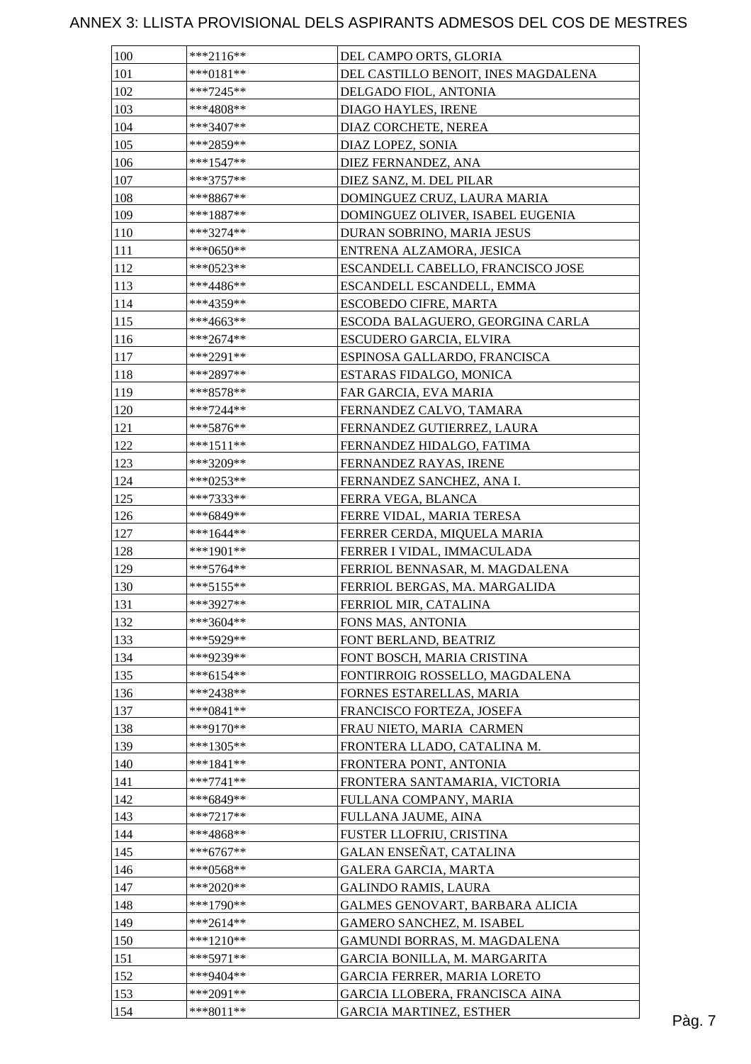# ANNEX 3: LLISTA PROVISIONAL DELS ASPIRANTS ADMESOS DEL COS DE MESTRES

| | | |
|---|---|---|
| 100 | ***2116** | DEL CAMPO ORTS, GLORIA |
| 101 | ***0181** | DEL CASTILLO BENOIT, INES MAGDALENA |
| 102 | ***7245** | DELGADO FIOL, ANTONIA |
| 103 | ***4808** | DIAGO HAYLES, IRENE |
| 104 | ***3407** | DIAZ CORCHETE, NEREA |
| 105 | ***2859** | DIAZ LOPEZ, SONIA |
| 106 | ***1547** | DIEZ FERNANDEZ, ANA |
| 107 | ***3757** | DIEZ SANZ, M. DEL PILAR |
| 108 | ***8867** | DOMINGUEZ CRUZ, LAURA MARIA |
| 109 | ***1887** | DOMINGUEZ OLIVER, ISABEL EUGENIA |
| 110 | ***3274** | DURAN SOBRINO, MARIA JESUS |
| 111 | ***0650** | ENTRENA ALZAMORA, JESICA |
| 112 | ***0523** | ESCANDELL CABELLO, FRANCISCO JOSE |
| 113 | ***4486** | ESCANDELL ESCANDELL, EMMA |
| 114 | ***4359** | ESCOBEDO CIFRE, MARTA |
| 115 | ***4663** | ESCODA BALAGUERO, GEORGINA CARLA |
| 116 | ***2674** | ESCUDERO GARCIA, ELVIRA |
| 117 | ***2291** | ESPINOSA GALLARDO, FRANCISCA |
| 118 | ***2897** | ESTARAS FIDALGO, MONICA |
| 119 | ***8578** | FAR GARCIA, EVA MARIA |
| 120 | ***7244** | FERNANDEZ CALVO, TAMARA |
| 121 | ***5876** | FERNANDEZ GUTIERREZ, LAURA |
| 122 | ***1511** | FERNANDEZ HIDALGO, FATIMA |
| 123 | ***3209** | FERNANDEZ RAYAS, IRENE |
| 124 | ***0253** | FERNANDEZ SANCHEZ, ANA I. |
| 125 | ***7333** | FERRA VEGA, BLANCA |
| 126 | ***6849** | FERRE VIDAL, MARIA TERESA |
| 127 | ***1644** | FERRER CERDA, MIQUELA MARIA |
| 128 | ***1901** | FERRER I VIDAL, IMMACULADA |
| 129 | ***5764** | FERRIOL BENNASAR, M. MAGDALENA |
| 130 | ***5155** | FERRIOL BERGAS, MA. MARGALIDA |
| 131 | ***3927** | FERRIOL MIR, CATALINA |
| 132 | ***3604** | FONS MAS, ANTONIA |
| 133 | ***5929** | FONT BERLAND, BEATRIZ |
| 134 | ***9239** | FONT BOSCH, MARIA CRISTINA |
| 135 | ***6154** | FONTIRROIG ROSSELLO, MAGDALENA |
| 136 | ***2438** | FORNES ESTARELLAS, MARIA |
| 137 | ***0841** | FRANCISCO FORTEZA, JOSEFA |
| 138 | ***9170** | FRAU NIETO, MARIA CARMEN |
| 139 | ***1305** | FRONTERA LLADO, CATALINA M. |
| 140 | ***1841** | FRONTERA PONT, ANTONIA |
| 141 | ***7741** | FRONTERA SANTAMARIA, VICTORIA |
| 142 | ***6849** | FULLANA COMPANY, MARIA |
| 143 | ***7217** | FULLANA JAUME, AINA |
| 144 | ***4868** | FUSTER LLOFRIU, CRISTINA |
| 145 | ***6767** | GALAN ENSEÑAT, CATALINA |
| 146 | ***0568** | GALERA GARCIA, MARTA |
| 147 | ***2020** | GALINDO RAMIS, LAURA |
| 148 | ***1790** | GALMES GENOVART, BARBARA ALICIA |
| 149 | ***2614** | GAMERO SANCHEZ, M. ISABEL |
| 150 | ***1210** | GAMUNDI BORRAS, M. MAGDALENA |
| 151 | ***5971** | GARCIA BONILLA, M. MARGARITA |
| 152 | ***9404** | GARCIA FERRER, MARIA LORETO |
| 153 | ***2091** | GARCIA LLOBERA, FRANCISCA AINA |
| 154 | ***8011** | GARCIA MARTINEZ, ESTHER |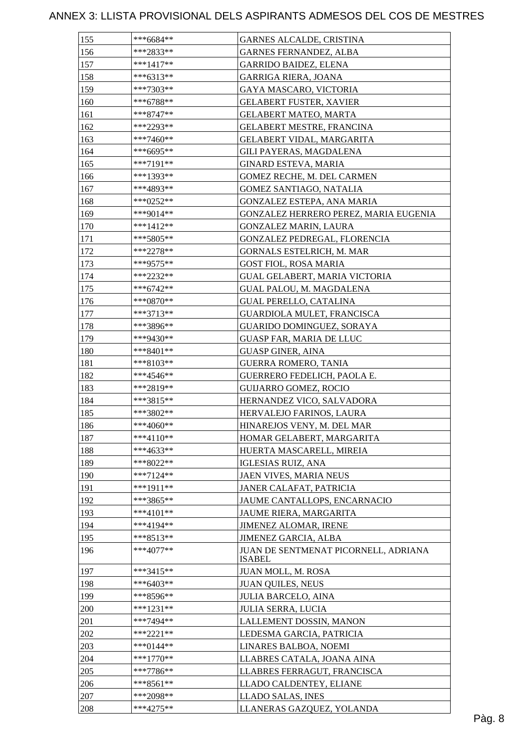# ANNEX 3: LLISTA PROVISIONAL DELS ASPIRANTS ADMESOS DEL COS DE MESTRES

| | | |
|---|---|---|
| 155 | ***6684** | GARNES ALCALDE, CRISTINA |
| 156 | ***2833** | GARNES FERNANDEZ, ALBA |
| 157 | ***1417** | GARRIDO BAIDEZ, ELENA |
| 158 | ***6313** | GARRIGA RIERA, JOANA |
| 159 | ***7303** | GAYA MASCARO, VICTORIA |
| 160 | ***6788** | GELABERT FUSTER, XAVIER |
| 161 | ***8747** | GELABERT MATEO, MARTA |
| 162 | ***2293** | GELABERT MESTRE, FRANCINA |
| 163 | ***7460** | GELABERT VIDAL, MARGARITA |
| 164 | ***6695** | GILI PAYERAS, MAGDALENA |
| 165 | ***7191** | GINARD ESTEVA, MARIA |
| 166 | ***1393** | GOMEZ RECHE, M. DEL CARMEN |
| 167 | ***4893** | GOMEZ SANTIAGO, NATALIA |
| 168 | ***0252** | GONZALEZ ESTEPA, ANA MARIA |
| 169 | ***9014** | GONZALEZ HERRERO PEREZ, MARIA EUGENIA |
| 170 | ***1412** | GONZALEZ MARIN, LAURA |
| 171 | ***5805** | GONZALEZ PEDREGAL, FLORENCIA |
| 172 | ***2278** | GORNALS ESTELRICH, M. MAR |
| 173 | ***9575** | GOST FIOL, ROSA MARIA |
| 174 | ***2232** | GUAL GELABERT, MARIA VICTORIA |
| 175 | ***6742** | GUAL PALOU, M. MAGDALENA |
| 176 | ***0870** | GUAL PERELLO, CATALINA |
| 177 | ***3713** | GUARDIOLA MULET, FRANCISCA |
| 178 | ***3896** | GUARIDO DOMINGUEZ, SORAYA |
| 179 | ***9430** | GUASP FAR, MARIA DE LLUC |
| 180 | ***8401** | GUASP GINER, AINA |
| 181 | ***8103** | GUERRA ROMERO, TANIA |
| 182 | ***4546** | GUERRERO FEDELICH, PAOLA E. |
| 183 | ***2819** | GUIJARRO GOMEZ, ROCIO |
| 184 | ***3815** | HERNANDEZ VICO, SALVADORA |
| 185 | ***3802** | HERVALEJO FARINOS, LAURA |
| 186 | ***4060** | HINAREJOS VENY, M. DEL MAR |
| 187 | ***4110** | HOMAR GELABERT, MARGARITA |
| 188 | ***4633** | HUERTA MASCARELL, MIREIA |
| 189 | ***8022** | IGLESIAS RUIZ, ANA |
| 190 | ***7124** | JAEN VIVES, MARIA NEUS |
| 191 | ***1911** | JANER CALAFAT, PATRICIA |
| 192 | ***3865** | JAUME CANTALLOPS, ENCARNACIO |
| 193 | ***4101** | JAUME RIERA, MARGARITA |
| 194 | ***4194** | JIMENEZ ALOMAR, IRENE |
| 195 | ***8513** | JIMENEZ GARCIA, ALBA |
| 196 | ***4077** | JUAN DE SENTMENAT PICORNELL, ADRIANA ISABEL |
| 197 | ***3415** | JUAN MOLL, M. ROSA |
| 198 | ***6403** | JUAN QUILES, NEUS |
| 199 | ***8596** | JULIA BARCELO, AINA |
| 200 | ***1231** | JULIA SERRA, LUCIA |
| 201 | ***7494** | LALLEMENT DOSSIN, MANON |
| 202 | ***2221** | LEDESMA GARCIA, PATRICIA |
| 203 | ***0144** | LINARES BALBOA, NOEMI |
| 204 | ***1770** | LLABRES CATALA, JOANA AINA |
| 205 | ***7786** | LLABRES FERRAGUT, FRANCISCA |
| 206 | ***8561** | LLADO CALDENTEY, ELIANE |
| 207 | ***2098** | LLADO SALAS, INES |
| 208 | ***4275** | LLANERAS GAZQUEZ, YOLANDA |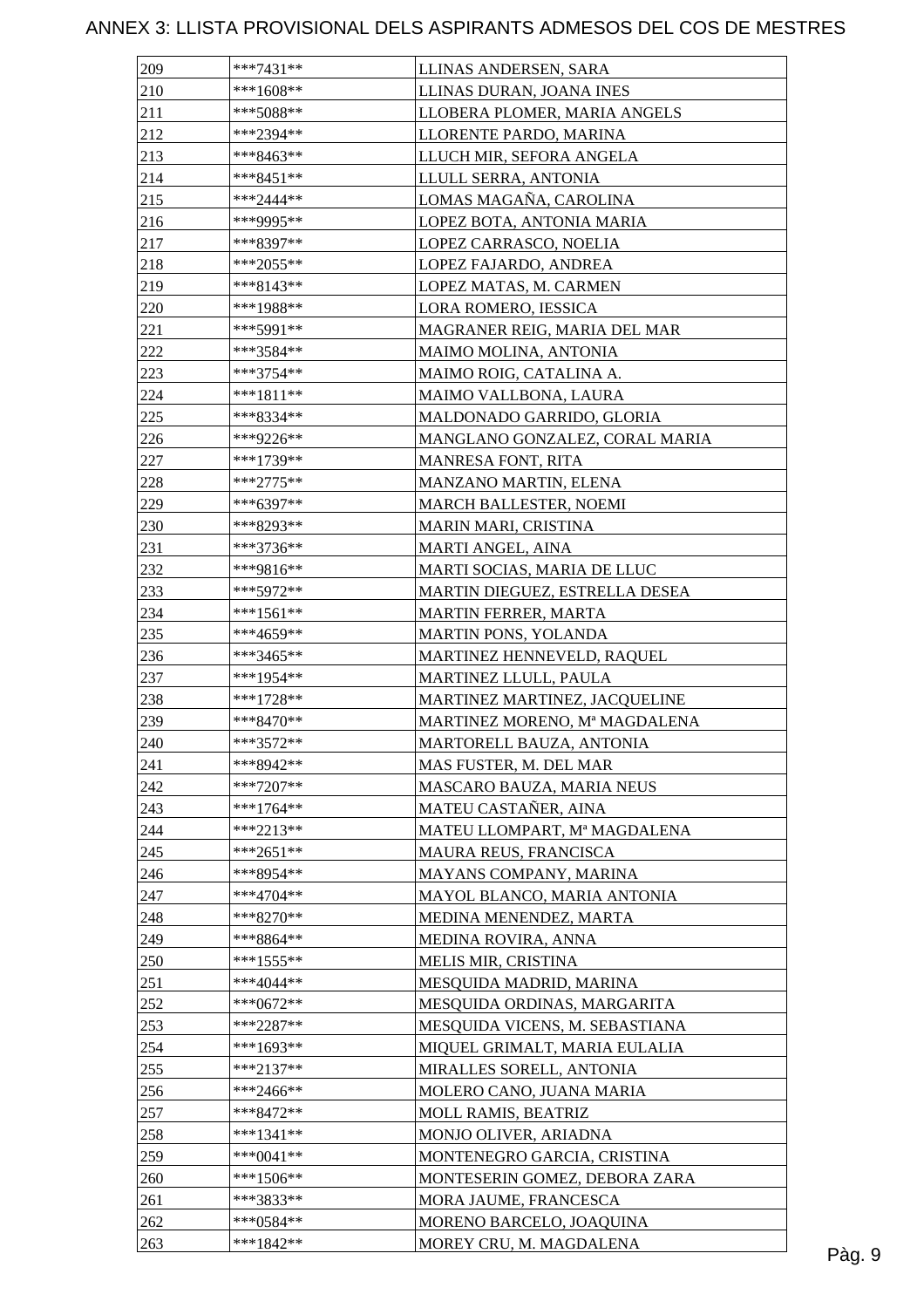# ANNEX 3: LLISTA PROVISIONAL DELS ASPIRANTS ADMESOS DEL COS DE MESTRES

| | | |
|---|---|---|
| 209 | ***7431** | LLINAS ANDERSEN, SARA |
| 210 | ***1608** | LLINAS DURAN, JOANA INES |
| 211 | ***5088** | LLOBERA PLOMER, MARIA ANGELS |
| 212 | ***2394** | LLORENTE PARDO, MARINA |
| 213 | ***8463** | LLUCH MIR, SEFORA ANGELA |
| 214 | ***8451** | LLULL SERRA, ANTONIA |
| 215 | ***2444** | LOMAS MAGAÑA, CAROLINA |
| 216 | ***9995** | LOPEZ BOTA, ANTONIA MARIA |
| 217 | ***8397** | LOPEZ CARRASCO, NOELIA |
| 218 | ***2055** | LOPEZ FAJARDO, ANDREA |
| 219 | ***8143** | LOPEZ MATAS, M. CARMEN |
| 220 | ***1988** | LORA ROMERO, IESSICA |
| 221 | ***5991** | MAGRANER REIG, MARIA DEL MAR |
| 222 | ***3584** | MAIMO MOLINA, ANTONIA |
| 223 | ***3754** | MAIMO ROIG, CATALINA A. |
| 224 | ***1811** | MAIMO VALLBONA, LAURA |
| 225 | ***8334** | MALDONADO GARRIDO, GLORIA |
| 226 | ***9226** | MANGLANO GONZALEZ, CORAL MARIA |
| 227 | ***1739** | MANRESA FONT, RITA |
| 228 | ***2775** | MANZANO MARTIN, ELENA |
| 229 | ***6397** | MARCH BALLESTER, NOEMI |
| 230 | ***8293** | MARIN MARI, CRISTINA |
| 231 | ***3736** | MARTI ANGEL, AINA |
| 232 | ***9816** | MARTI SOCIAS, MARIA DE LLUC |
| 233 | ***5972** | MARTIN DIEGUEZ, ESTRELLA DESEA |
| 234 | ***1561** | MARTIN FERRER, MARTA |
| 235 | ***4659** | MARTIN PONS, YOLANDA |
| 236 | ***3465** | MARTINEZ HENNEVELD, RAQUEL |
| 237 | ***1954** | MARTINEZ LLULL, PAULA |
| 238 | ***1728** | MARTINEZ MARTINEZ, JACQUELINE |
| 239 | ***8470** | MARTINEZ MORENO, Mª MAGDALENA |
| 240 | ***3572** | MARTORELL BAUZA, ANTONIA |
| 241 | ***8942** | MAS FUSTER, M. DEL MAR |
| 242 | ***7207** | MASCARO BAUZA, MARIA NEUS |
| 243 | ***1764** | MATEU CASTAÑER, AINA |
| 244 | ***2213** | MATEU LLOMPART, Mª MAGDALENA |
| 245 | ***2651** | MAURA REUS, FRANCISCA |
| 246 | ***8954** | MAYANS COMPANY, MARINA |
| 247 | ***4704** | MAYOL BLANCO, MARIA ANTONIA |
| 248 | ***8270** | MEDINA MENENDEZ, MARTA |
| 249 | ***8864** | MEDINA ROVIRA, ANNA |
| 250 | ***1555** | MELIS MIR, CRISTINA |
| 251 | ***4044** | MESQUIDA MADRID, MARINA |
| 252 | ***0672** | MESQUIDA ORDINAS, MARGARITA |
| 253 | ***2287** | MESQUIDA VICENS, M. SEBASTIANA |
| 254 | ***1693** | MIQUEL GRIMALT, MARIA EULALIA |
| 255 | ***2137** | MIRALLES SORELL, ANTONIA |
| 256 | ***2466** | MOLERO CANO, JUANA MARIA |
| 257 | ***8472** | MOLL RAMIS, BEATRIZ |
| 258 | ***1341** | MONJO OLIVER, ARIADNA |
| 259 | ***0041** | MONTENEGRO GARCIA, CRISTINA |
| 260 | ***1506** | MONTESERIN GOMEZ, DEBORA ZARA |
| 261 | ***3833** | MORA JAUME, FRANCESCA |
| 262 | ***0584** | MORENO BARCELO, JOAQUINA |
| 263 | ***1842** | MOREY CRU, M. MAGDALENA |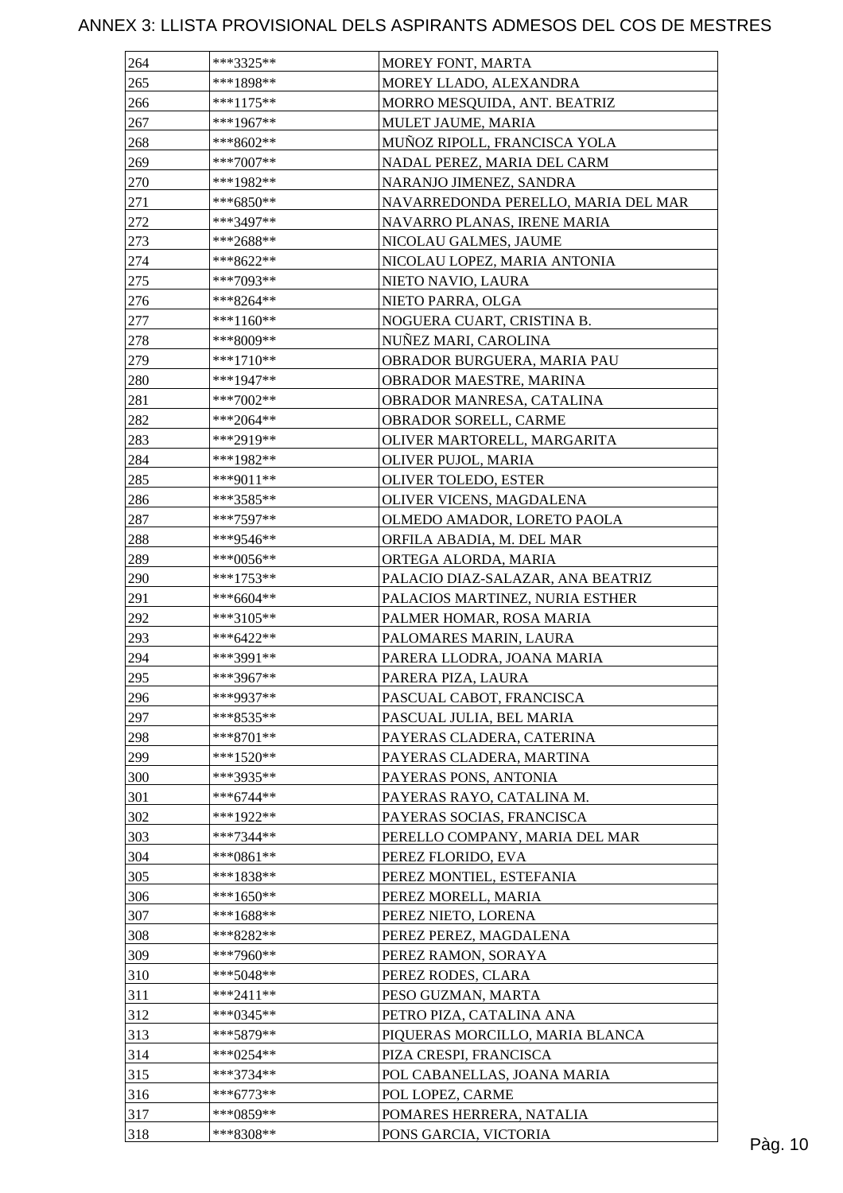# ANNEX 3: LLISTA PROVISIONAL DELS ASPIRANTS ADMESOS DEL COS DE MESTRES

| | | |
|---|---|---|
| 264 | ***3325** | MOREY FONT, MARTA |
| 265 | ***1898** | MOREY LLADO, ALEXANDRA |
| 266 | ***1175** | MORRO MESQUIDA, ANT. BEATRIZ |
| 267 | ***1967** | MULET JAUME, MARIA |
| 268 | ***8602** | MUÑOZ RIPOLL, FRANCISCA YOLA |
| 269 | ***7007** | NADAL PEREZ, MARIA DEL CARM |
| 270 | ***1982** | NARANJO JIMENEZ, SANDRA |
| 271 | ***6850** | NAVARREDONDA PERELLO, MARIA DEL MAR |
| 272 | ***3497** | NAVARRO PLANAS, IRENE MARIA |
| 273 | ***2688** | NICOLAU GALMES, JAUME |
| 274 | ***8622** | NICOLAU LOPEZ, MARIA ANTONIA |
| 275 | ***7093** | NIETO NAVIO, LAURA |
| 276 | ***8264** | NIETO PARRA, OLGA |
| 277 | ***1160** | NOGUERA CUART, CRISTINA B. |
| 278 | ***8009** | NUÑEZ MARI, CAROLINA |
| 279 | ***1710** | OBRADOR BURGUERA, MARIA PAU |
| 280 | ***1947** | OBRADOR MAESTRE, MARINA |
| 281 | ***7002** | OBRADOR MANRESA, CATALINA |
| 282 | ***2064** | OBRADOR SORELL, CARME |
| 283 | ***2919** | OLIVER MARTORELL, MARGARITA |
| 284 | ***1982** | OLIVER PUJOL, MARIA |
| 285 | ***9011** | OLIVER TOLEDO, ESTER |
| 286 | ***3585** | OLIVER VICENS, MAGDALENA |
| 287 | ***7597** | OLMEDO AMADOR, LORETO PAOLA |
| 288 | ***9546** | ORFILA ABADIA, M. DEL MAR |
| 289 | ***0056** | ORTEGA ALORDA, MARIA |
| 290 | ***1753** | PALACIO DIAZ-SALAZAR, ANA BEATRIZ |
| 291 | ***6604** | PALACIOS MARTINEZ, NURIA ESTHER |
| 292 | ***3105** | PALMER HOMAR, ROSA MARIA |
| 293 | ***6422** | PALOMARES MARIN, LAURA |
| 294 | ***3991** | PARERA LLODRA, JOANA MARIA |
| 295 | ***3967** | PARERA PIZA, LAURA |
| 296 | ***9937** | PASCUAL CABOT, FRANCISCA |
| 297 | ***8535** | PASCUAL JULIA, BEL MARIA |
| 298 | ***8701** | PAYERAS CLADERA, CATERINA |
| 299 | ***1520** | PAYERAS CLADERA, MARTINA |
| 300 | ***3935** | PAYERAS PONS, ANTONIA |
| 301 | ***6744** | PAYERAS RAYO, CATALINA M. |
| 302 | ***1922** | PAYERAS SOCIAS, FRANCISCA |
| 303 | ***7344** | PERELLO COMPANY, MARIA DEL MAR |
| 304 | ***0861** | PEREZ FLORIDO, EVA |
| 305 | ***1838** | PEREZ MONTIEL, ESTEFANIA |
| 306 | ***1650** | PEREZ MORELL, MARIA |
| 307 | ***1688** | PEREZ NIETO, LORENA |
| 308 | ***8282** | PEREZ PEREZ, MAGDALENA |
| 309 | ***7960** | PEREZ RAMON, SORAYA |
| 310 | ***5048** | PEREZ RODES, CLARA |
| 311 | ***2411** | PESO GUZMAN, MARTA |
| 312 | ***0345** | PETRO PIZA, CATALINA ANA |
| 313 | ***5879** | PIQUERAS MORCILLO, MARIA BLANCA |
| 314 | ***0254** | PIZA CRESPI, FRANCISCA |
| 315 | ***3734** | POL CABANELLAS, JOANA MARIA |
| 316 | ***6773** | POL LOPEZ, CARME |
| 317 | ***0859** | POMARES HERRERA, NATALIA |
| 318 | ***8308** | PONS GARCIA, VICTORIA |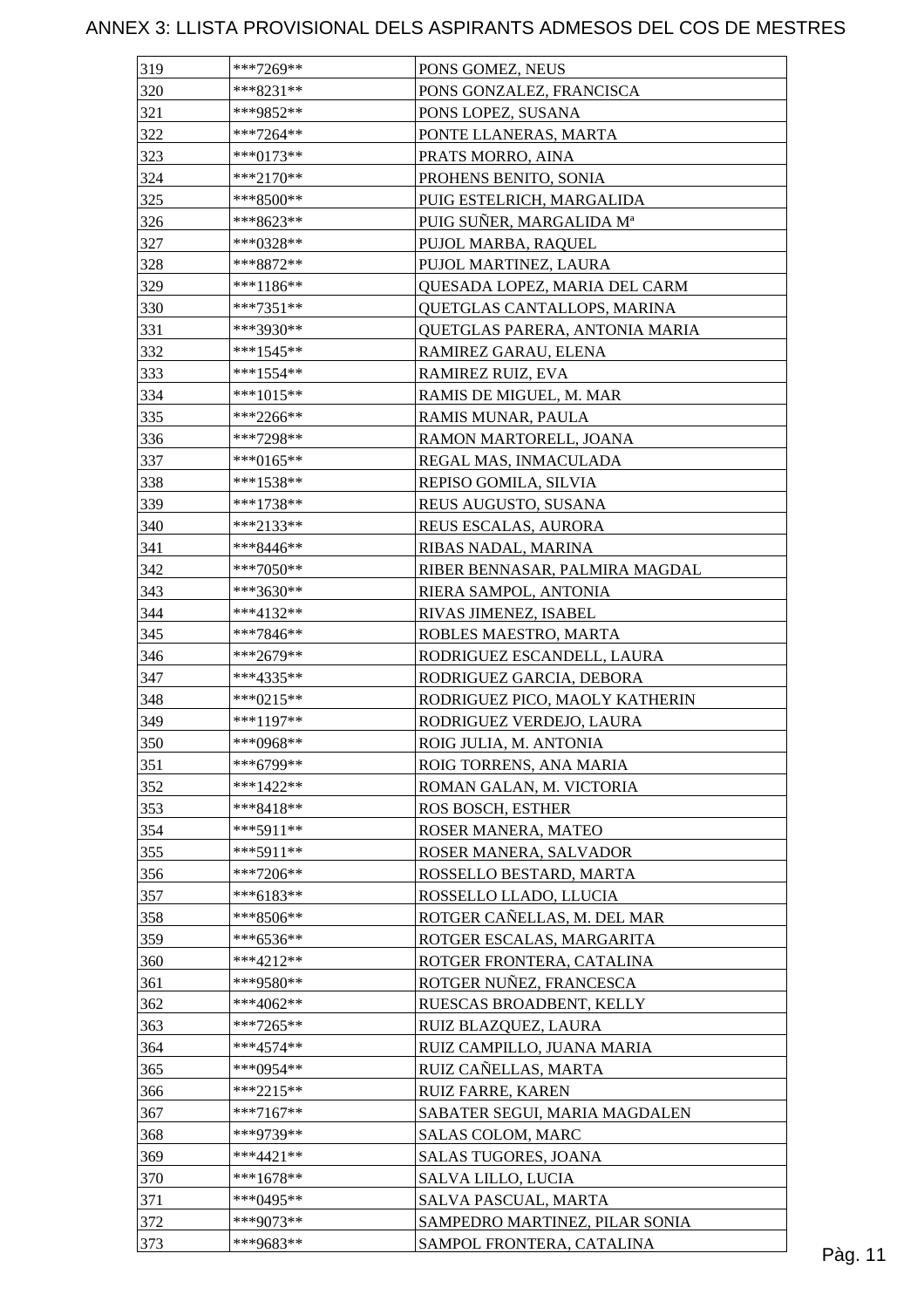# ANNEX 3: LLISTA PROVISIONAL DELS ASPIRANTS ADMESOS DEL COS DE MESTRES

| | | |
|---|---|---|
| 319 | ***7269** | PONS GOMEZ, NEUS |
| 320 | ***8231** | PONS GONZALEZ, FRANCISCA |
| 321 | ***9852** | PONS LOPEZ, SUSANA |
| 322 | ***7264** | PONTE LLANERAS, MARTA |
| 323 | ***0173** | PRATS MORRO, AINA |
| 324 | ***2170** | PROHENS BENITO, SONIA |
| 325 | ***8500** | PUIG ESTELRICH, MARGALIDA |
| 326 | ***8623** | PUIG SUÑER, MARGALIDA Mª |
| 327 | ***0328** | PUJOL MARBA, RAQUEL |
| 328 | ***8872** | PUJOL MARTINEZ, LAURA |
| 329 | ***1186** | QUESADA LOPEZ, MARIA DEL CARM |
| 330 | ***7351** | QUETGLAS CANTALLOPS, MARINA |
| 331 | ***3930** | QUETGLAS PARERA, ANTONIA MARIA |
| 332 | ***1545** | RAMIREZ GARAU, ELENA |
| 333 | ***1554** | RAMIREZ RUIZ, EVA |
| 334 | ***1015** | RAMIS DE MIGUEL, M. MAR |
| 335 | ***2266** | RAMIS MUNAR, PAULA |
| 336 | ***7298** | RAMON MARTORELL, JOANA |
| 337 | ***0165** | REGAL MAS, INMACULADA |
| 338 | ***1538** | REPISO GOMILA, SILVIA |
| 339 | ***1738** | REUS AUGUSTO, SUSANA |
| 340 | ***2133** | REUS ESCALAS, AURORA |
| 341 | ***8446** | RIBAS NADAL, MARINA |
| 342 | ***7050** | RIBER BENNASAR, PALMIRA MAGDAL |
| 343 | ***3630** | RIERA SAMPOL, ANTONIA |
| 344 | ***4132** | RIVAS JIMENEZ, ISABEL |
| 345 | ***7846** | ROBLES MAESTRO, MARTA |
| 346 | ***2679** | RODRIGUEZ ESCANDELL, LAURA |
| 347 | ***4335** | RODRIGUEZ GARCIA, DEBORA |
| 348 | ***0215** | RODRIGUEZ PICO, MAOLY KATHERIN |
| 349 | ***1197** | RODRIGUEZ VERDEJO, LAURA |
| 350 | ***0968** | ROIG JULIA, M. ANTONIA |
| 351 | ***6799** | ROIG TORRENS, ANA MARIA |
| 352 | ***1422** | ROMAN GALAN, M. VICTORIA |
| 353 | ***8418** | ROS BOSCH, ESTHER |
| 354 | ***5911** | ROSER MANERA, MATEO |
| 355 | ***5911** | ROSER MANERA, SALVADOR |
| 356 | ***7206** | ROSSELLO BESTARD, MARTA |
| 357 | ***6183** | ROSSELLO LLADO, LLUCIA |
| 358 | ***8506** | ROTGER CAÑELLAS, M. DEL MAR |
| 359 | ***6536** | ROTGER ESCALAS, MARGARITA |
| 360 | ***4212** | ROTGER FRONTERA, CATALINA |
| 361 | ***9580** | ROTGER NUÑEZ, FRANCESCA |
| 362 | ***4062** | RUESCAS BROADBENT, KELLY |
| 363 | ***7265** | RUIZ BLAZQUEZ, LAURA |
| 364 | ***4574** | RUIZ CAMPILLO, JUANA MARIA |
| 365 | ***0954** | RUIZ CAÑELLAS, MARTA |
| 366 | ***2215** | RUIZ FARRE, KAREN |
| 367 | ***7167** | SABATER SEGUI, MARIA MAGDALEN |
| 368 | ***9739** | SALAS COLOM, MARC |
| 369 | ***4421** | SALAS TUGORES, JOANA |
| 370 | ***1678** | SALVA LILLO, LUCIA |
| 371 | ***0495** | SALVA PASCUAL, MARTA |
| 372 | ***9073** | SAMPEDRO MARTINEZ, PILAR SONIA |
| 373 | ***9683** | SAMPOL FRONTERA, CATALINA |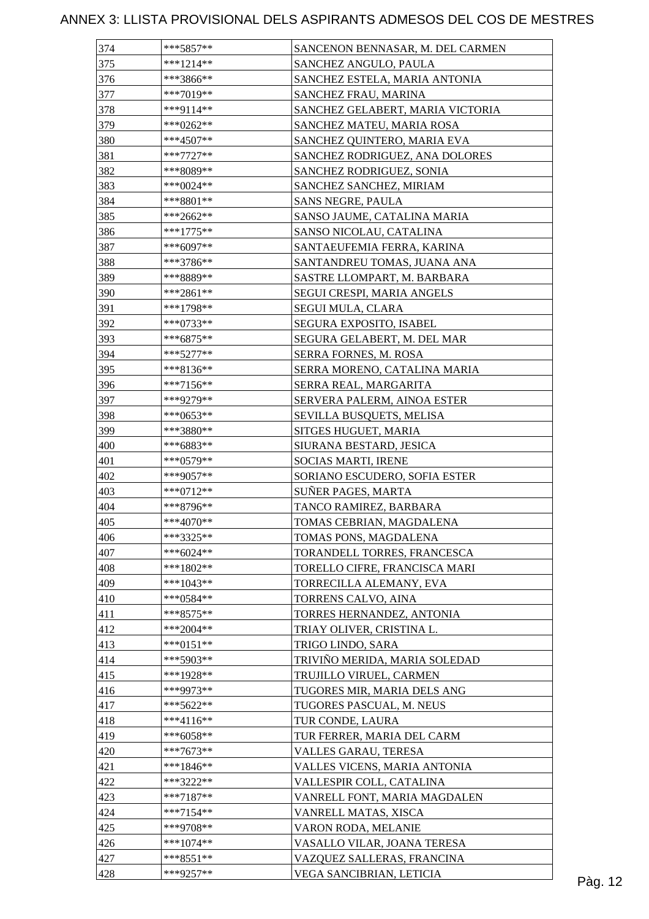# ANNEX 3: LLISTA PROVISIONAL DELS ASPIRANTS ADMESOS DEL COS DE MESTRES

| | | |
|---|---|---|
| 374 | ***5857** | SANCENON BENNASAR, M. DEL CARMEN |
| 375 | ***1214** | SANCHEZ ANGULO, PAULA |
| 376 | ***3866** | SANCHEZ ESTELA, MARIA ANTONIA |
| 377 | ***7019** | SANCHEZ FRAU, MARINA |
| 378 | ***9114** | SANCHEZ GELABERT, MARIA VICTORIA |
| 379 | ***0262** | SANCHEZ MATEU, MARIA ROSA |
| 380 | ***4507** | SANCHEZ QUINTERO, MARIA EVA |
| 381 | ***7727** | SANCHEZ RODRIGUEZ, ANA DOLORES |
| 382 | ***8089** | SANCHEZ RODRIGUEZ, SONIA |
| 383 | ***0024** | SANCHEZ SANCHEZ, MIRIAM |
| 384 | ***8801** | SANS NEGRE, PAULA |
| 385 | ***2662** | SANSO JAUME, CATALINA MARIA |
| 386 | ***1775** | SANSO NICOLAU, CATALINA |
| 387 | ***6097** | SANTAEUFEMIA FERRA, KARINA |
| 388 | ***3786** | SANTANDREU TOMAS, JUANA ANA |
| 389 | ***8889** | SASTRE LLOMPART, M. BARBARA |
| 390 | ***2861** | SEGUI CRESPI, MARIA ANGELS |
| 391 | ***1798** | SEGUI MULA, CLARA |
| 392 | ***0733** | SEGURA EXPOSITO, ISABEL |
| 393 | ***6875** | SEGURA GELABERT, M. DEL MAR |
| 394 | ***5277** | SERRA FORNES, M. ROSA |
| 395 | ***8136** | SERRA MORENO, CATALINA MARIA |
| 396 | ***7156** | SERRA REAL, MARGARITA |
| 397 | ***9279** | SERVERA PALERM, AINOA ESTER |
| 398 | ***0653** | SEVILLA BUSQUETS, MELISA |
| 399 | ***3880** | SITGES HUGUET, MARIA |
| 400 | ***6883** | SIURANA BESTARD, JESICA |
| 401 | ***0579** | SOCIAS MARTI, IRENE |
| 402 | ***9057** | SORIANO ESCUDERO, SOFIA ESTER |
| 403 | ***0712** | SUÑER PAGES, MARTA |
| 404 | ***8796** | TANCO RAMIREZ, BARBARA |
| 405 | ***4070** | TOMAS CEBRIAN, MAGDALENA |
| 406 | ***3325** | TOMAS PONS, MAGDALENA |
| 407 | ***6024** | TORANDELL TORRES, FRANCESCA |
| 408 | ***1802** | TORELLO CIFRE, FRANCISCA MARI |
| 409 | ***1043** | TORRECILLA ALEMANY, EVA |
| 410 | ***0584** | TORRENS CALVO, AINA |
| 411 | ***8575** | TORRES HERNANDEZ, ANTONIA |
| 412 | ***2004** | TRIAY OLIVER, CRISTINA L. |
| 413 | ***0151** | TRIGO LINDO, SARA |
| 414 | ***5903** | TRIVIÑO MERIDA, MARIA SOLEDAD |
| 415 | ***1928** | TRUJILLO VIRUEL, CARMEN |
| 416 | ***9973** | TUGORES MIR, MARIA DELS ANG |
| 417 | ***5622** | TUGORES PASCUAL, M. NEUS |
| 418 | ***4116** | TUR CONDE, LAURA |
| 419 | ***6058** | TUR FERRER, MARIA DEL CARM |
| 420 | ***7673** | VALLES GARAU, TERESA |
| 421 | ***1846** | VALLES VICENS, MARIA ANTONIA |
| 422 | ***3222** | VALLESPIR COLL, CATALINA |
| 423 | ***7187** | VANRELL FONT, MARIA MAGDALEN |
| 424 | ***7154** | VANRELL MATAS, XISCA |
| 425 | ***9708** | VARON RODA, MELANIE |
| 426 | ***1074** | VASALLO VILAR, JOANA TERESA |
| 427 | ***8551** | VAZQUEZ SALLERAS, FRANCINA |
| 428 | ***9257** | VEGA SANCIBRIAN, LETICIA |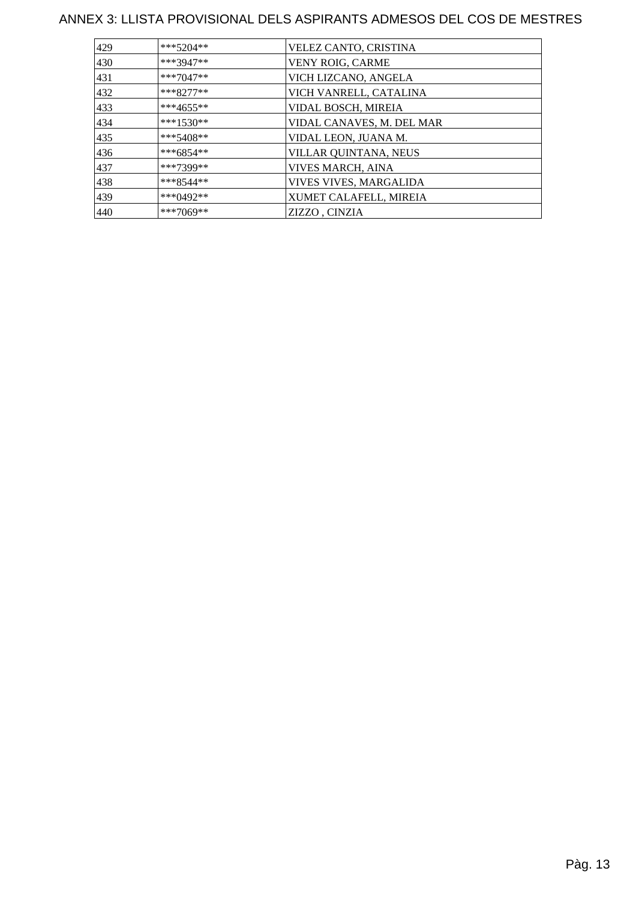# ANNEX 3: LLISTA PROVISIONAL DELS ASPIRANTS ADMESOS DEL COS DE MESTRES

| | | |
|---|---|---|
| 429 | ***5204** | VELEZ CANTO, CRISTINA |
| 430 | ***3947** | VENY ROIG, CARME |
| 431 | ***7047** | VICH LIZCANO, ANGELA |
| 432 | ***8277** | VICH VANRELL, CATALINA |
| 433 | ***4655** | VIDAL BOSCH, MIREIA |
| 434 | ***1530** | VIDAL CANAVES, M. DEL MAR |
| 435 | ***5408** | VIDAL LEON, JUANA M. |
| 436 | ***6854** | VILLAR QUINTANA, NEUS |
| 437 | ***7399** | VIVES MARCH, AINA |
| 438 | ***8544** | VIVES VIVES, MARGALIDA |
| 439 | ***0492** | XUMET CALAFELL, MIREIA |
| 440 | ***7069** | ZIZZO , CINZIA |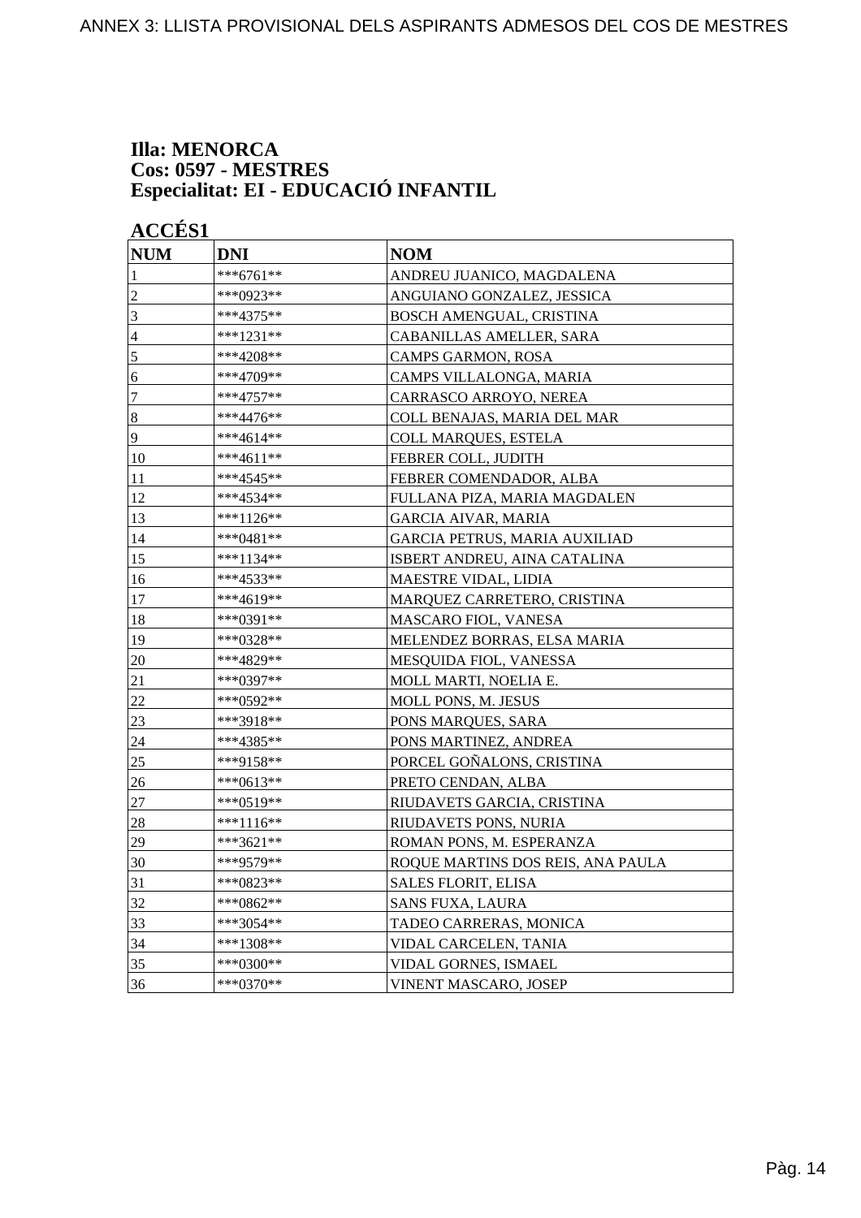**Illa: MENORCA**
**Cos: 0597 - MESTRES**
**Especialitat: EI - EDUCACIÓ INFANTIL**

**ACCÉS1**

| NUM | DNI | NOM |
|---|---|---|
| 1 | ***6761** | ANDREU JUANICO, MAGDALENA |
| 2 | ***0923** | ANGUIANO GONZALEZ, JESSICA |
| 3 | ***4375** | BOSCH AMENGUAL, CRISTINA |
| 4 | ***1231** | CABANILLAS AMELLER, SARA |
| 5 | ***4208** | CAMPS GARMON, ROSA |
| 6 | ***4709** | CAMPS VILLALONGA, MARIA |
| 7 | ***4757** | CARRASCO ARROYO, NEREA |
| 8 | ***4476** | COLL BENAJAS, MARIA DEL MAR |
| 9 | ***4614** | COLL MARQUES, ESTELA |
| 10 | ***4611** | FEBRER COLL, JUDITH |
| 11 | ***4545** | FEBRER COMENDADOR, ALBA |
| 12 | ***4534** | FULLANA PIZA, MARIA MAGDALEN |
| 13 | ***1126** | GARCIA AIVAR, MARIA |
| 14 | ***0481** | GARCIA PETRUS, MARIA AUXILIAD |
| 15 | ***1134** | ISBERT ANDREU, AINA CATALINA |
| 16 | ***4533** | MAESTRE VIDAL, LIDIA |
| 17 | ***4619** | MARQUEZ CARRETERO, CRISTINA |
| 18 | ***0391** | MASCARO FIOL, VANESA |
| 19 | ***0328** | MELENDEZ BORRAS, ELSA MARIA |
| 20 | ***4829** | MESQUIDA FIOL, VANESSA |
| 21 | ***0397** | MOLL MARTI, NOELIA E. |
| 22 | ***0592** | MOLL PONS, M. JESUS |
| 23 | ***3918** | PONS MARQUES, SARA |
| 24 | ***4385** | PONS MARTINEZ, ANDREA |
| 25 | ***9158** | PORCEL GOÑALONS, CRISTINA |
| 26 | ***0613** | PRETO CENDAN, ALBA |
| 27 | ***0519** | RIUDAVETS GARCIA, CRISTINA |
| 28 | ***1116** | RIUDAVETS PONS, NURIA |
| 29 | ***3621** | ROMAN PONS, M. ESPERANZA |
| 30 | ***9579** | ROQUE MARTINS DOS REIS, ANA PAULA |
| 31 | ***0823** | SALES FLORIT, ELISA |
| 32 | ***0862** | SANS FUXA, LAURA |
| 33 | ***3054** | TADEO CARRERAS, MONICA |
| 34 | ***1308** | VIDAL CARCELEN, TANIA |
| 35 | ***0300** | VIDAL GORNES, ISMAEL |
| 36 | ***0370** | VINENT MASCARO, JOSEP |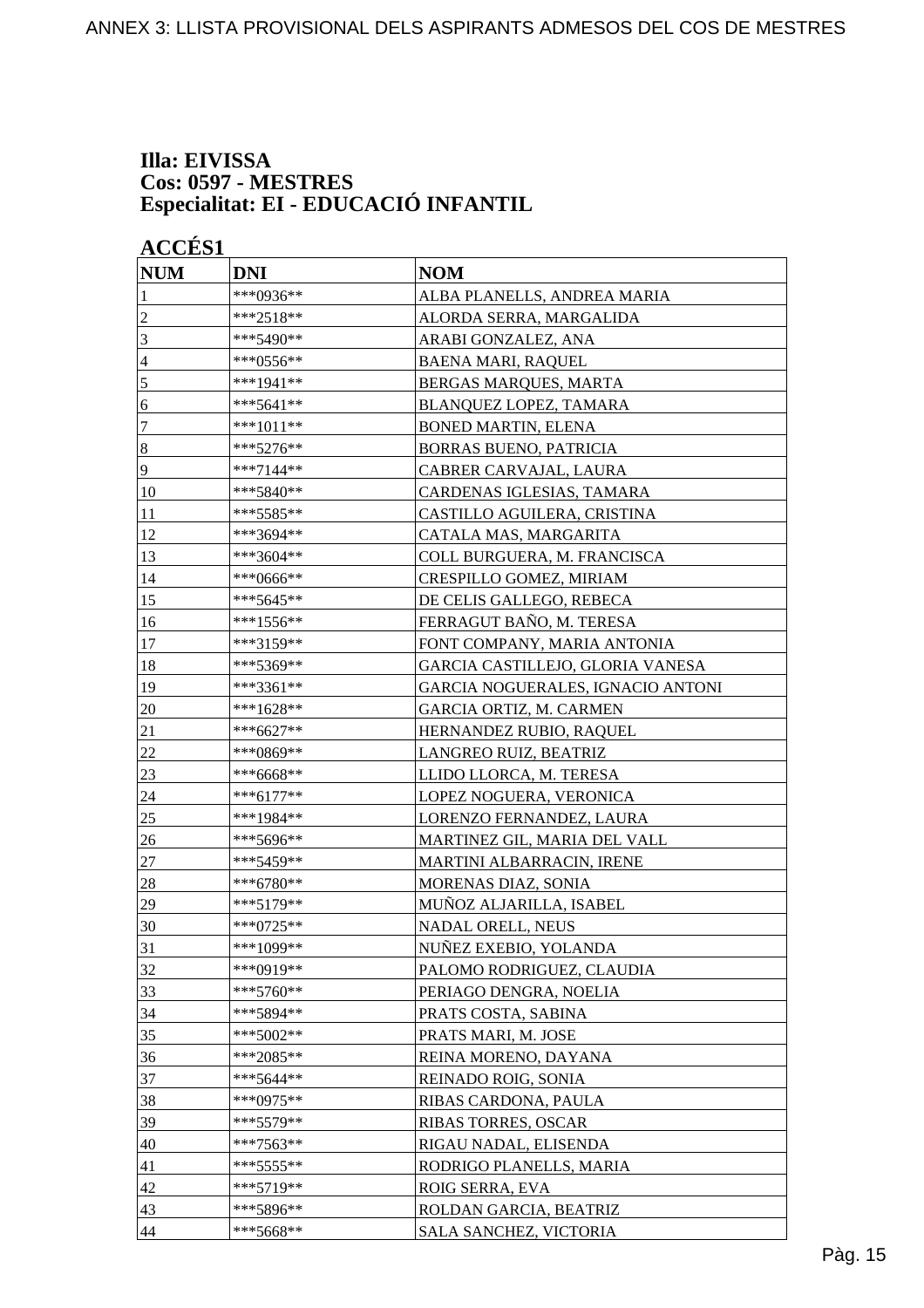**Illa: EIVISSA**
**Cos: 0597 - MESTRES**
**Especialitat: EI - EDUCACIÓ INFANTIL**

**ACCÉS1**

| NUM | DNI | NOM |
|---|---|---|
| 1 | ***0936** | ALBA PLANELLS, ANDREA MARIA |
| 2 | ***2518** | ALORDA SERRA, MARGALIDA |
| 3 | ***5490** | ARABI GONZALEZ, ANA |
| 4 | ***0556** | BAENA MARI, RAQUEL |
| 5 | ***1941** | BERGAS MARQUES, MARTA |
| 6 | ***5641** | BLANQUEZ LOPEZ, TAMARA |
| 7 | ***1011** | BONED MARTIN, ELENA |
| 8 | ***5276** | BORRAS BUENO, PATRICIA |
| 9 | ***7144** | CABRER CARVAJAL, LAURA |
| 10 | ***5840** | CARDENAS IGLESIAS, TAMARA |
| 11 | ***5585** | CASTILLO AGUILERA, CRISTINA |
| 12 | ***3694** | CATALA MAS, MARGARITA |
| 13 | ***3604** | COLL BURGUERA, M. FRANCISCA |
| 14 | ***0666** | CRESPILLO GOMEZ, MIRIAM |
| 15 | ***5645** | DE CELIS GALLEGO, REBECA |
| 16 | ***1556** | FERRAGUT BAÑO, M. TERESA |
| 17 | ***3159** | FONT COMPANY, MARIA ANTONIA |
| 18 | ***5369** | GARCIA CASTILLEJO, GLORIA VANESA |
| 19 | ***3361** | GARCIA NOGUERALES, IGNACIO ANTONI |
| 20 | ***1628** | GARCIA ORTIZ, M. CARMEN |
| 21 | ***6627** | HERNANDEZ RUBIO, RAQUEL |
| 22 | ***0869** | LANGREO RUIZ, BEATRIZ |
| 23 | ***6668** | LLIDO LLORCA, M. TERESA |
| 24 | ***6177** | LOPEZ NOGUERA, VERONICA |
| 25 | ***1984** | LORENZO FERNANDEZ, LAURA |
| 26 | ***5696** | MARTINEZ GIL, MARIA DEL VALL |
| 27 | ***5459** | MARTINI ALBARRACIN, IRENE |
| 28 | ***6780** | MORENAS DIAZ, SONIA |
| 29 | ***5179** | MUÑOZ ALJARILLA, ISABEL |
| 30 | ***0725** | NADAL ORELL, NEUS |
| 31 | ***1099** | NUÑEZ EXEBIO, YOLANDA |
| 32 | ***0919** | PALOMO RODRIGUEZ, CLAUDIA |
| 33 | ***5760** | PERIAGO DENGRA, NOELIA |
| 34 | ***5894** | PRATS COSTA, SABINA |
| 35 | ***5002** | PRATS MARI, M. JOSE |
| 36 | ***2085** | REINA MORENO, DAYANA |
| 37 | ***5644** | REINADO ROIG, SONIA |
| 38 | ***0975** | RIBAS CARDONA, PAULA |
| 39 | ***5579** | RIBAS TORRES, OSCAR |
| 40 | ***7563** | RIGAU NADAL, ELISENDA |
| 41 | ***5555** | RODRIGO PLANELLS, MARIA |
| 42 | ***5719** | ROIG SERRA, EVA |
| 43 | ***5896** | ROLDAN GARCIA, BEATRIZ |
| 44 | ***5668** | SALA SANCHEZ, VICTORIA |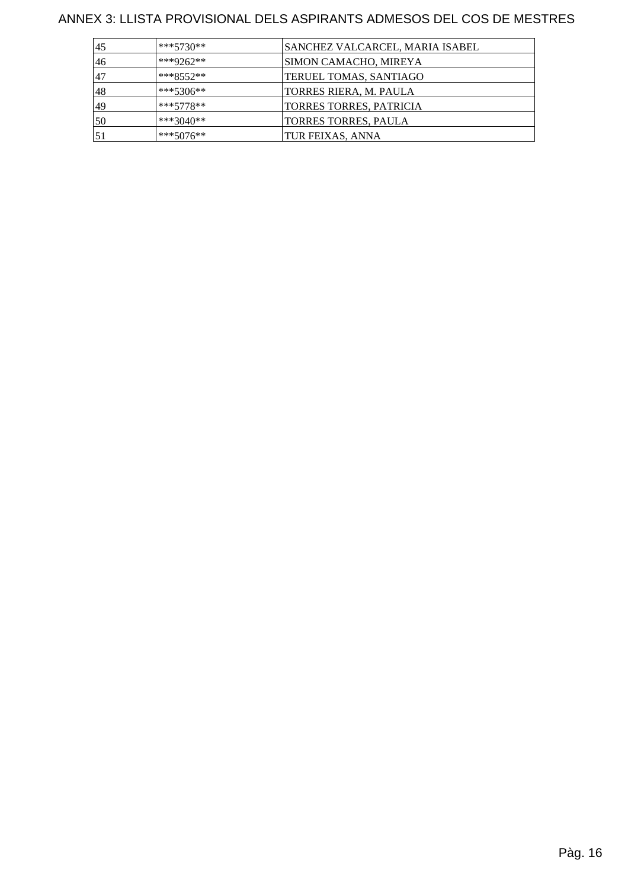# ANNEX 3: LLISTA PROVISIONAL DELS ASPIRANTS ADMESOS DEL COS DE MESTRES

| | | |
|---|---|---|
| 45 | ***5730** | SANCHEZ VALCARCEL, MARIA ISABEL |
| 46 | ***9262** | SIMON CAMACHO, MIREYA |
| 47 | ***8552** | TERUEL TOMAS, SANTIAGO |
| 48 | ***5306** | TORRES RIERA, M. PAULA |
| 49 | ***5778** | TORRES TORRES, PATRICIA |
| 50 | ***3040** | TORRES TORRES, PAULA |
| 51 | ***5076** | TUR FEIXAS, ANNA |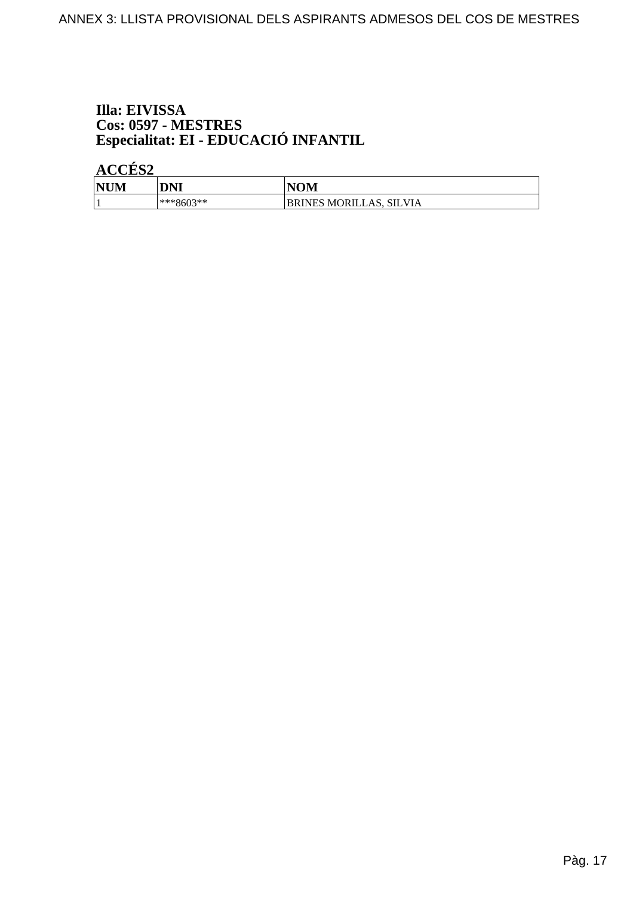**Illa: EIVISSA**
**Cos: 0597 - MESTRES**
**Especialitat: EI - EDUCACIÓ INFANTIL**

**ACCÉS2**

| NUM | DNI | NOM |
|---|---|---|
| 1 | ***8603** | BRINES MORILLAS, SILVIA |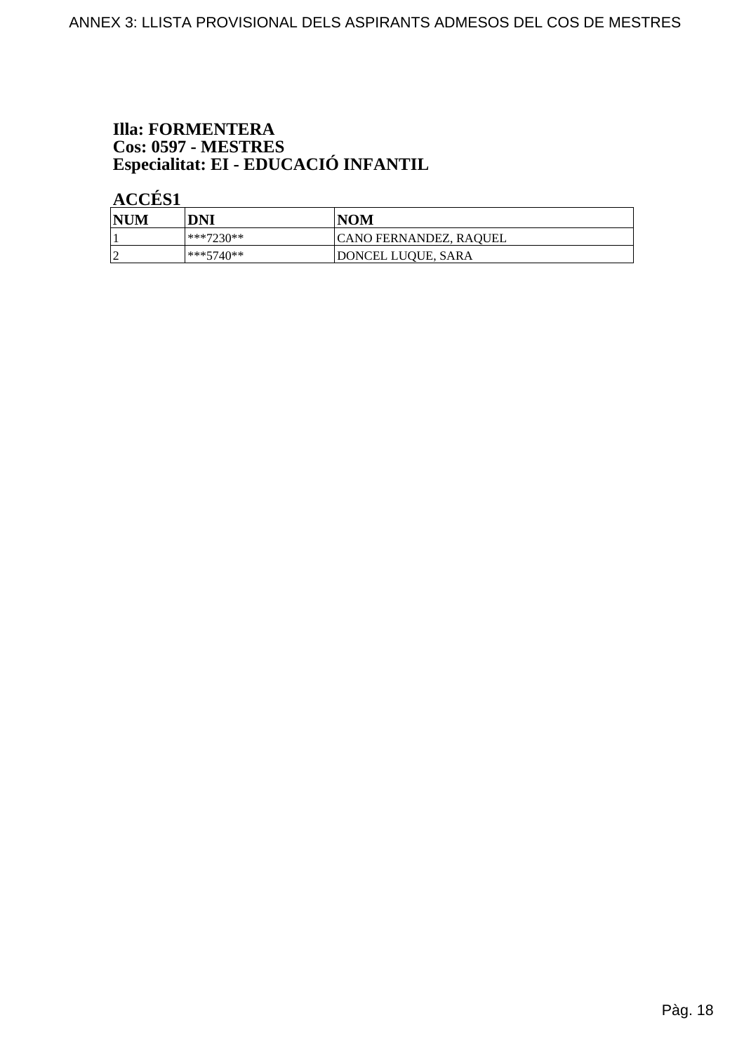**Illa: FORMENTERA**
**Cos: 0597 - MESTRES**
**Especialitat: EI - EDUCACIÓ INFANTIL**

**ACCÉS1**

| NUM | DNI | NOM |
|---|---|---|
| 1 | ***7230** | CANO FERNANDEZ, RAQUEL |
| 2 | ***5740** | DONCEL LUQUE, SARA |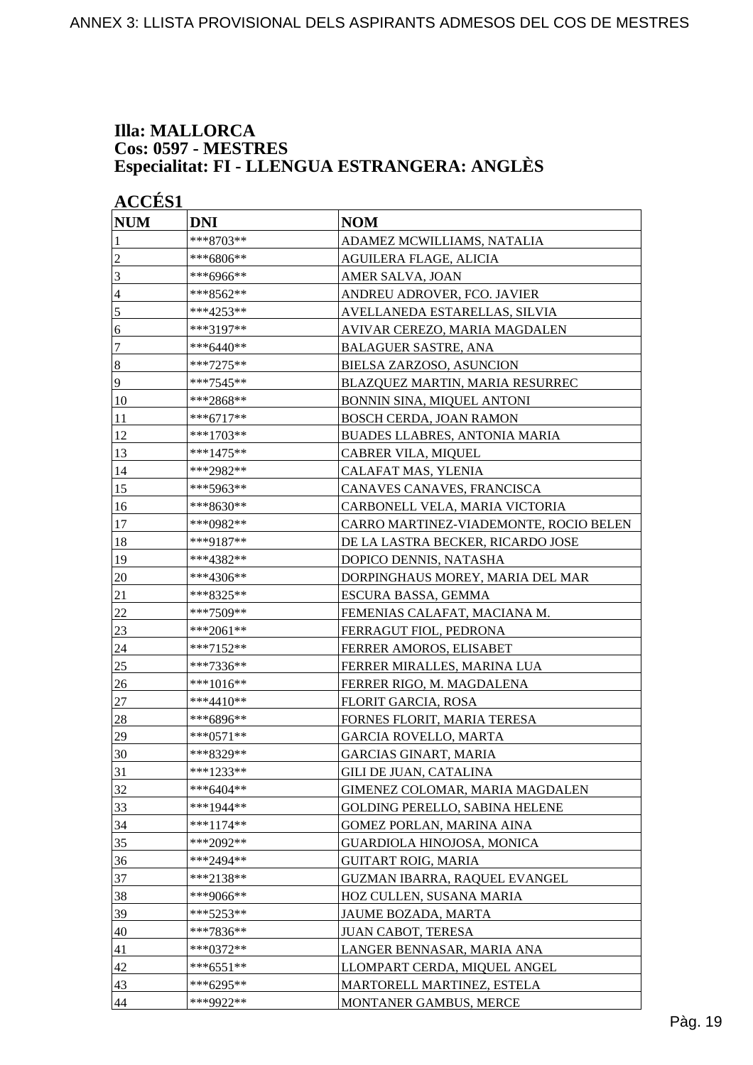**Illa: MALLORCA**
**Cos: 0597 - MESTRES**
**Especialitat: FI - LLENGUA ESTRANGERA: ANGLÈS**

**ACCÉS1**

| NUM | DNI | NOM |
|---|---|---|
| 1 | ***8703** | ADAMEZ MCWILLIAMS, NATALIA |
| 2 | ***6806** | AGUILERA FLAGE, ALICIA |
| 3 | ***6966** | AMER SALVA, JOAN |
| 4 | ***8562** | ANDREU ADROVER, FCO. JAVIER |
| 5 | ***4253** | AVELLANEDA ESTARELLAS, SILVIA |
| 6 | ***3197** | AVIVAR CEREZO, MARIA MAGDALEN |
| 7 | ***6440** | BALAGUER SASTRE, ANA |
| 8 | ***7275** | BIELSA ZARZOSO, ASUNCION |
| 9 | ***7545** | BLAZQUEZ MARTIN, MARIA RESURREC |
| 10 | ***2868** | BONNIN SINA, MIQUEL ANTONI |
| 11 | ***6717** | BOSCH CERDA, JOAN RAMON |
| 12 | ***1703** | BUADES LLABRES, ANTONIA MARIA |
| 13 | ***1475** | CABRER VILA, MIQUEL |
| 14 | ***2982** | CALAFAT MAS, YLENIA |
| 15 | ***5963** | CANAVES CANAVES, FRANCISCA |
| 16 | ***8630** | CARBONELL VELA, MARIA VICTORIA |
| 17 | ***0982** | CARRO MARTINEZ-VIADEMONTE, ROCIO BELEN |
| 18 | ***9187** | DE LA LASTRA BECKER, RICARDO JOSE |
| 19 | ***4382** | DOPICO DENNIS, NATASHA |
| 20 | ***4306** | DORPINGHAUS MOREY, MARIA DEL MAR |
| 21 | ***8325** | ESCURA BASSA, GEMMA |
| 22 | ***7509** | FEMENIAS CALAFAT, MACIANA M. |
| 23 | ***2061** | FERRAGUT FIOL, PEDRONA |
| 24 | ***7152** | FERRER AMOROS, ELISABET |
| 25 | ***7336** | FERRER MIRALLES, MARINA LUA |
| 26 | ***1016** | FERRER RIGO, M. MAGDALENA |
| 27 | ***4410** | FLORIT GARCIA, ROSA |
| 28 | ***6896** | FORNES FLORIT, MARIA TERESA |
| 29 | ***0571** | GARCIA ROVELLO, MARTA |
| 30 | ***8329** | GARCIAS GINART, MARIA |
| 31 | ***1233** | GILI DE JUAN, CATALINA |
| 32 | ***6404** | GIMENEZ COLOMAR, MARIA MAGDALEN |
| 33 | ***1944** | GOLDING PERELLO, SABINA HELENE |
| 34 | ***1174** | GOMEZ PORLAN, MARINA AINA |
| 35 | ***2092** | GUARDIOLA HINOJOSA, MONICA |
| 36 | ***2494** | GUITART ROIG, MARIA |
| 37 | ***2138** | GUZMAN IBARRA, RAQUEL EVANGEL |
| 38 | ***9066** | HOZ CULLEN, SUSANA MARIA |
| 39 | ***5253** | JAUME BOZADA, MARTA |
| 40 | ***7836** | JUAN CABOT, TERESA |
| 41 | ***0372** | LANGER BENNASAR, MARIA ANA |
| 42 | ***6551** | LLOMPART CERDA, MIQUEL ANGEL |
| 43 | ***6295** | MARTORELL MARTINEZ, ESTELA |
| 44 | ***9922** | MONTANER GAMBUS, MERCE |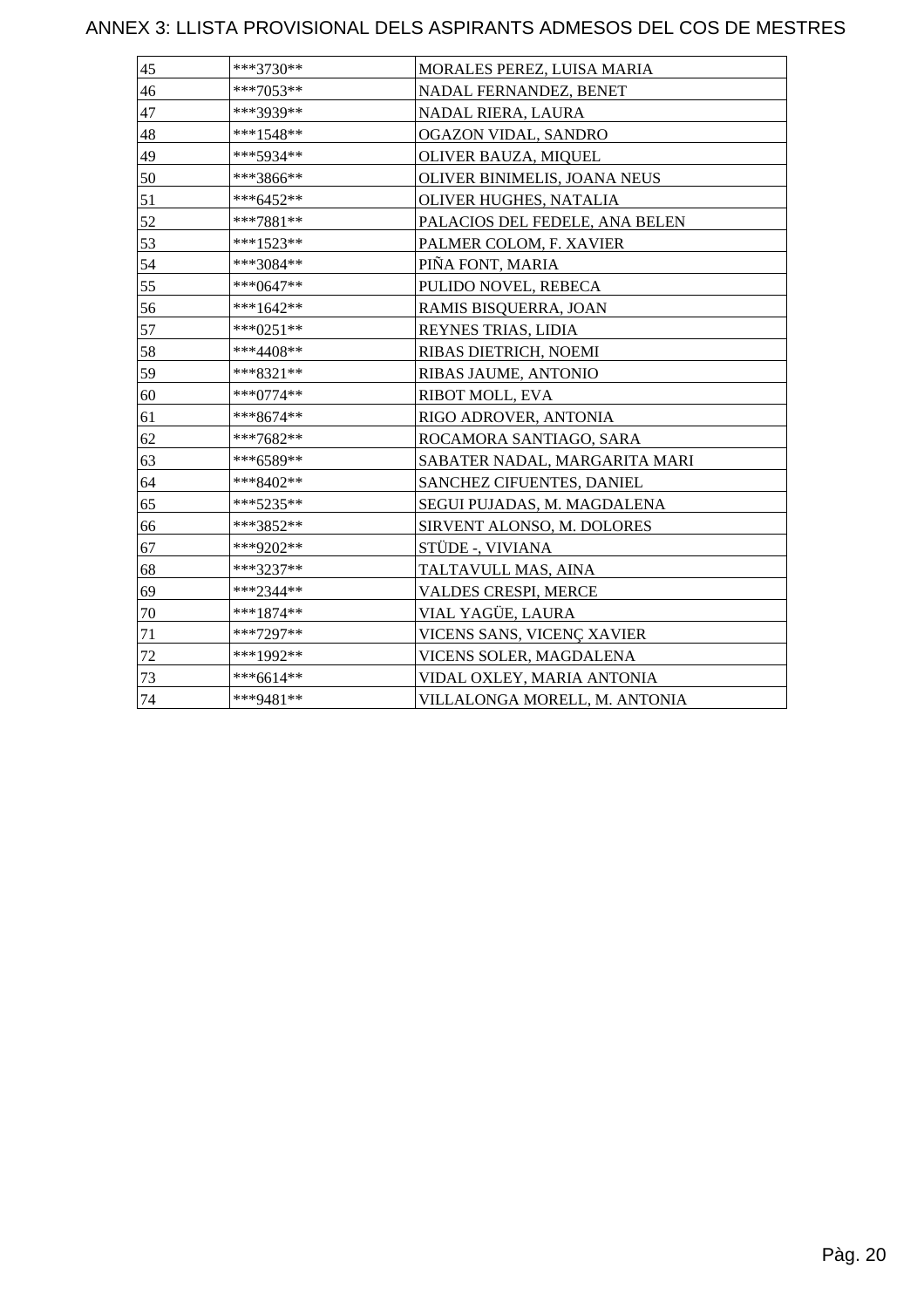# ANNEX 3: LLISTA PROVISIONAL DELS ASPIRANTS ADMESOS DEL COS DE MESTRES

| | | |
|---|---|---|
| 45 | ***3730** | MORALES PEREZ, LUISA MARIA |
| 46 | ***7053** | NADAL FERNANDEZ, BENET |
| 47 | ***3939** | NADAL RIERA, LAURA |
| 48 | ***1548** | OGAZON VIDAL, SANDRO |
| 49 | ***5934** | OLIVER BAUZA, MIQUEL |
| 50 | ***3866** | OLIVER BINIMELIS, JOANA NEUS |
| 51 | ***6452** | OLIVER HUGHES, NATALIA |
| 52 | ***7881** | PALACIOS DEL FEDELE, ANA BELEN |
| 53 | ***1523** | PALMER COLOM, F. XAVIER |
| 54 | ***3084** | PIÑA FONT, MARIA |
| 55 | ***0647** | PULIDO NOVEL, REBECA |
| 56 | ***1642** | RAMIS BISQUERRA, JOAN |
| 57 | ***0251** | REYNES TRIAS, LIDIA |
| 58 | ***4408** | RIBAS DIETRICH, NOEMI |
| 59 | ***8321** | RIBAS JAUME, ANTONIO |
| 60 | ***0774** | RIBOT MOLL, EVA |
| 61 | ***8674** | RIGO ADROVER, ANTONIA |
| 62 | ***7682** | ROCAMORA SANTIAGO, SARA |
| 63 | ***6589** | SABATER NADAL, MARGARITA MARI |
| 64 | ***8402** | SANCHEZ CIFUENTES, DANIEL |
| 65 | ***5235** | SEGUI PUJADAS, M. MAGDALENA |
| 66 | ***3852** | SIRVENT ALONSO, M. DOLORES |
| 67 | ***9202** | STÜDE -, VIVIANA |
| 68 | ***3237** | TALTAVULL MAS, AINA |
| 69 | ***2344** | VALDES CRESPI, MERCE |
| 70 | ***1874** | VIAL YAGÜE, LAURA |
| 71 | ***7297** | VICENS SANS, VICENÇ XAVIER |
| 72 | ***1992** | VICENS SOLER, MAGDALENA |
| 73 | ***6614** | VIDAL OXLEY, MARIA ANTONIA |
| 74 | ***9481** | VILLALONGA MORELL, M. ANTONIA |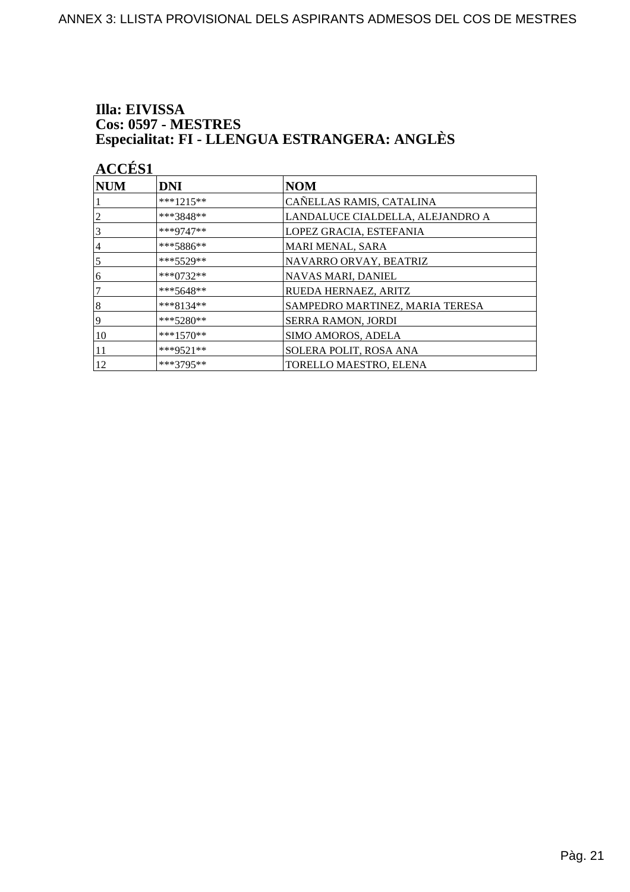**Illa: EIVISSA**
**Cos: 0597 - MESTRES**
**Especialitat: FI - LLENGUA ESTRANGERA: ANGLÈS**

**ACCÉS1**

| NUM | DNI | NOM |
|---|---|---|
| 1 | ***1215** | CAÑELLAS RAMIS, CATALINA |
| 2 | ***3848** | LANDALUCE CIALDELLA, ALEJANDRO A |
| 3 | ***9747** | LOPEZ GRACIA, ESTEFANIA |
| 4 | ***5886** | MARI MENAL, SARA |
| 5 | ***5529** | NAVARRO ORVAY, BEATRIZ |
| 6 | ***0732** | NAVAS MARI, DANIEL |
| 7 | ***5648** | RUEDA HERNAEZ, ARITZ |
| 8 | ***8134** | SAMPEDRO MARTINEZ, MARIA TERESA |
| 9 | ***5280** | SERRA RAMON, JORDI |
| 10 | ***1570** | SIMO AMOROS, ADELA |
| 11 | ***9521** | SOLERA POLIT, ROSA ANA |
| 12 | ***3795** | TORELLO MAESTRO, ELENA |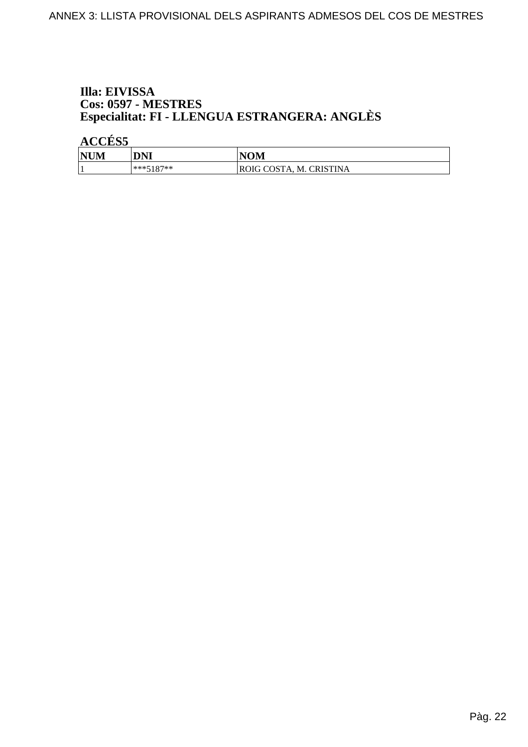**Illa: EIVISSA**
**Cos: 0597 - MESTRES**
**Especialitat: FI - LLENGUA ESTRANGERA: ANGLÈS**

**ACCÉS5**

| NUM | DNI | NOM |
|---|---|---|
| 1 | ***5187** | ROIG COSTA, M. CRISTINA |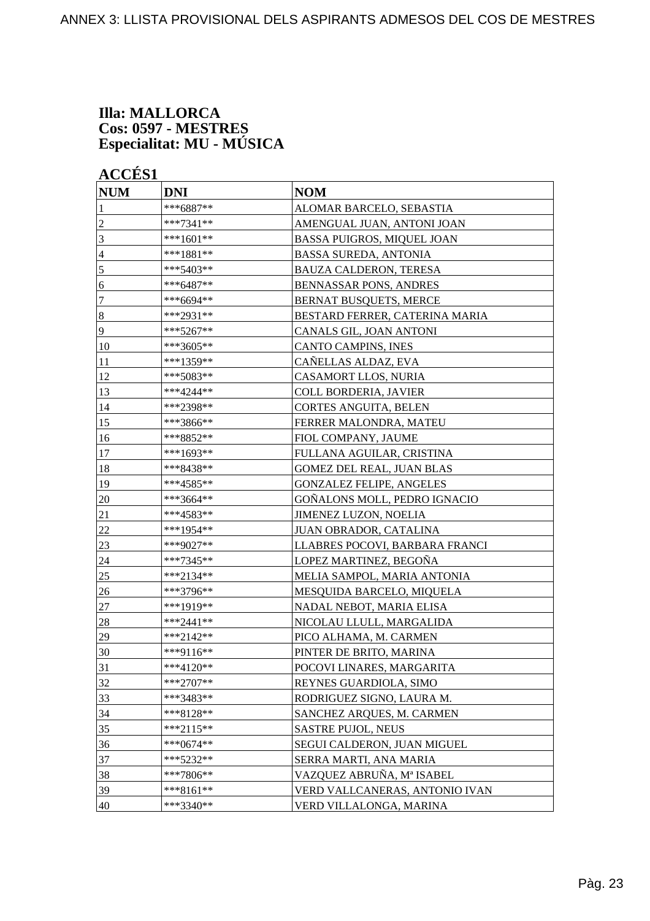**Illa: MALLORCA**
**Cos: 0597 - MESTRES**
**Especialitat: MU - MÚSICA**

**ACCÉS1**

| NUM | DNI | NOM |
|---|---|---|
| 1 | ***6887** | ALOMAR BARCELO, SEBASTIA |
| 2 | ***7341** | AMENGUAL JUAN, ANTONI JOAN |
| 3 | ***1601** | BASSA PUIGROS, MIQUEL JOAN |
| 4 | ***1881** | BASSA SUREDA, ANTONIA |
| 5 | ***5403** | BAUZA CALDERON, TERESA |
| 6 | ***6487** | BENNASSAR PONS, ANDRES |
| 7 | ***6694** | BERNAT BUSQUETS, MERCE |
| 8 | ***2931** | BESTARD FERRER, CATERINA MARIA |
| 9 | ***5267** | CANALS GIL, JOAN ANTONI |
| 10 | ***3605** | CANTO CAMPINS, INES |
| 11 | ***1359** | CAÑELLAS ALDAZ, EVA |
| 12 | ***5083** | CASAMORT LLOS, NURIA |
| 13 | ***4244** | COLL BORDERIA, JAVIER |
| 14 | ***2398** | CORTES ANGUITA, BELEN |
| 15 | ***3866** | FERRER MALONDRA, MATEU |
| 16 | ***8852** | FIOL COMPANY, JAUME |
| 17 | ***1693** | FULLANA AGUILAR, CRISTINA |
| 18 | ***8438** | GOMEZ DEL REAL, JUAN BLAS |
| 19 | ***4585** | GONZALEZ FELIPE, ANGELES |
| 20 | ***3664** | GOÑALONS MOLL, PEDRO IGNACIO |
| 21 | ***4583** | JIMENEZ LUZON, NOELIA |
| 22 | ***1954** | JUAN OBRADOR, CATALINA |
| 23 | ***9027** | LLABRES POCOVI, BARBARA FRANCI |
| 24 | ***7345** | LOPEZ MARTINEZ, BEGOÑA |
| 25 | ***2134** | MELIA SAMPOL, MARIA ANTONIA |
| 26 | ***3796** | MESQUIDA BARCELO, MIQUELA |
| 27 | ***1919** | NADAL NEBOT, MARIA ELISA |
| 28 | ***2441** | NICOLAU LLULL, MARGALIDA |
| 29 | ***2142** | PICO ALHAMA, M. CARMEN |
| 30 | ***9116** | PINTER DE BRITO, MARINA |
| 31 | ***4120** | POCOVI LINARES, MARGARITA |
| 32 | ***2707** | REYNES GUARDIOLA, SIMO |
| 33 | ***3483** | RODRIGUEZ SIGNO, LAURA M. |
| 34 | ***8128** | SANCHEZ ARQUES, M. CARMEN |
| 35 | ***2115** | SASTRE PUJOL, NEUS |
| 36 | ***0674** | SEGUI CALDERON, JUAN MIGUEL |
| 37 | ***5232** | SERRA MARTI, ANA MARIA |
| 38 | ***7806** | VAZQUEZ ABRUÑA, Mª ISABEL |
| 39 | ***8161** | VERD VALLCANERAS, ANTONIO IVAN |
| 40 | ***3340** | VERD VILLALONGA, MARINA |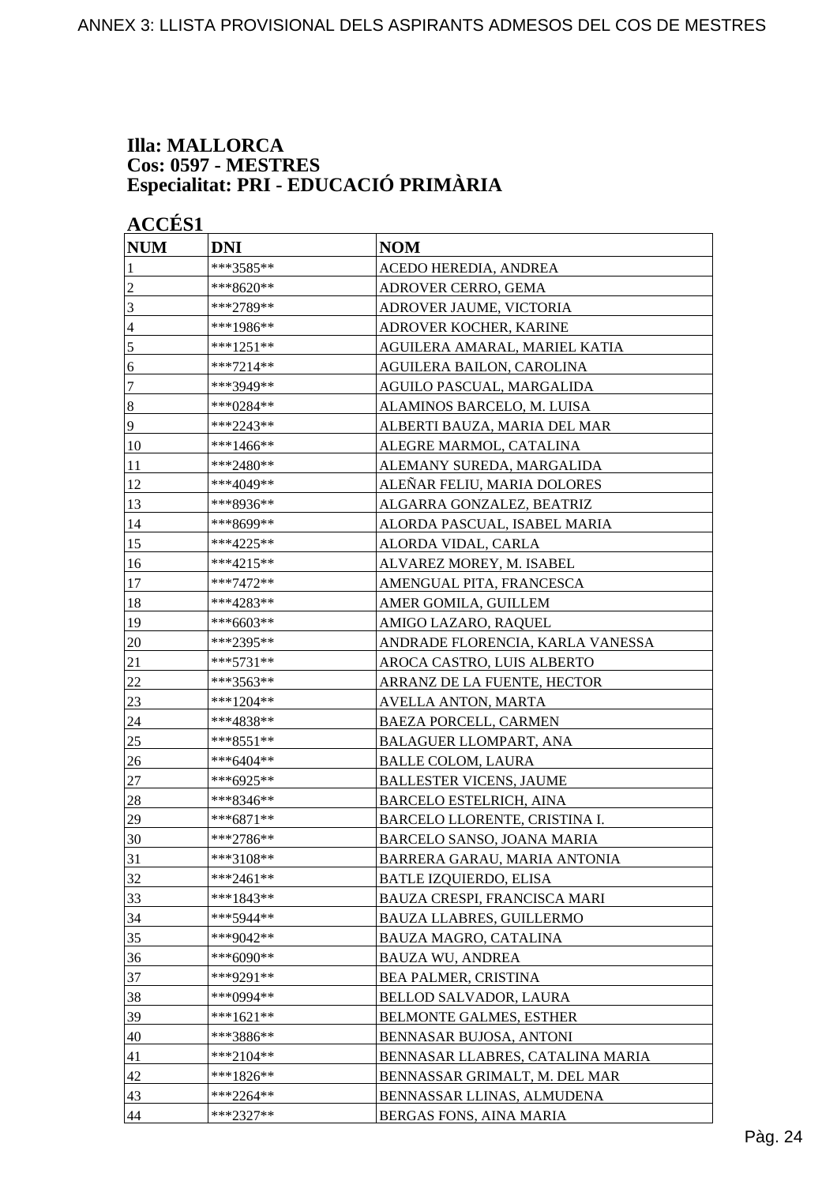**Illa: MALLORCA**
**Cos: 0597 - MESTRES**
**Especialitat: PRI - EDUCACIÓ PRIMÀRIA**

**ACCÉS1**

| NUM | DNI | NOM |
|---|---|---|
| 1 | ***3585** | ACEDO HEREDIA, ANDREA |
| 2 | ***8620** | ADROVER CERRO, GEMA |
| 3 | ***2789** | ADROVER JAUME, VICTORIA |
| 4 | ***1986** | ADROVER KOCHER, KARINE |
| 5 | ***1251** | AGUILERA AMARAL, MARIEL KATIA |
| 6 | ***7214** | AGUILERA BAILON, CAROLINA |
| 7 | ***3949** | AGUILO PASCUAL, MARGALIDA |
| 8 | ***0284** | ALAMINOS BARCELO, M. LUISA |
| 9 | ***2243** | ALBERTI BAUZA, MARIA DEL MAR |
| 10 | ***1466** | ALEGRE MARMOL, CATALINA |
| 11 | ***2480** | ALEMANY SUREDA, MARGALIDA |
| 12 | ***4049** | ALEÑAR FELIU, MARIA DOLORES |
| 13 | ***8936** | ALGARRA GONZALEZ, BEATRIZ |
| 14 | ***8699** | ALORDA PASCUAL, ISABEL MARIA |
| 15 | ***4225** | ALORDA VIDAL, CARLA |
| 16 | ***4215** | ALVAREZ MOREY, M. ISABEL |
| 17 | ***7472** | AMENGUAL PITA, FRANCESCA |
| 18 | ***4283** | AMER GOMILA, GUILLEM |
| 19 | ***6603** | AMIGO LAZARO, RAQUEL |
| 20 | ***2395** | ANDRADE FLORENCIA, KARLA VANESSA |
| 21 | ***5731** | AROCA CASTRO, LUIS ALBERTO |
| 22 | ***3563** | ARRANZ DE LA FUENTE, HECTOR |
| 23 | ***1204** | AVELLA ANTON, MARTA |
| 24 | ***4838** | BAEZA PORCELL, CARMEN |
| 25 | ***8551** | BALAGUER LLOMPART, ANA |
| 26 | ***6404** | BALLE COLOM, LAURA |
| 27 | ***6925** | BALLESTER VICENS, JAUME |
| 28 | ***8346** | BARCELO ESTELRICH, AINA |
| 29 | ***6871** | BARCELO LLORENTE, CRISTINA I. |
| 30 | ***2786** | BARCELO SANSO, JOANA MARIA |
| 31 | ***3108** | BARRERA GARAU, MARIA ANTONIA |
| 32 | ***2461** | BATLE IZQUIERDO, ELISA |
| 33 | ***1843** | BAUZA CRESPI, FRANCISCA MARI |
| 34 | ***5944** | BAUZA LLABRES, GUILLERMO |
| 35 | ***9042** | BAUZA MAGRO, CATALINA |
| 36 | ***6090** | BAUZA WU, ANDREA |
| 37 | ***9291** | BEA PALMER, CRISTINA |
| 38 | ***0994** | BELLOD SALVADOR, LAURA |
| 39 | ***1621** | BELMONTE GALMES, ESTHER |
| 40 | ***3886** | BENNASAR BUJOSA, ANTONI |
| 41 | ***2104** | BENNASAR LLABRES, CATALINA MARIA |
| 42 | ***1826** | BENNASSAR GRIMALT, M. DEL MAR |
| 43 | ***2264** | BENNASSAR LLINAS, ALMUDENA |
| 44 | ***2327** | BERGAS FONS, AINA MARIA |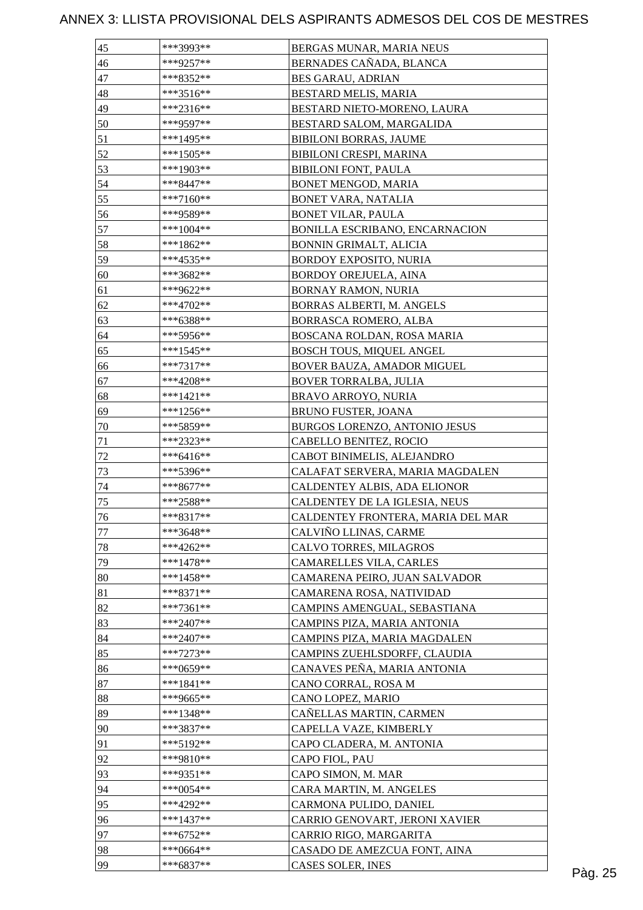# ANNEX 3: LLISTA PROVISIONAL DELS ASPIRANTS ADMESOS DEL COS DE MESTRES

| | | |
|---|---|---|
| 45 | ***3993** | BERGAS MUNAR, MARIA NEUS |
| 46 | ***9257** | BERNADES CAÑADA, BLANCA |
| 47 | ***8352** | BES GARAU, ADRIAN |
| 48 | ***3516** | BESTARD MELIS, MARIA |
| 49 | ***2316** | BESTARD NIETO-MORENO, LAURA |
| 50 | ***9597** | BESTARD SALOM, MARGALIDA |
| 51 | ***1495** | BIBILONI BORRAS, JAUME |
| 52 | ***1505** | BIBILONI CRESPI, MARINA |
| 53 | ***1903** | BIBILONI FONT, PAULA |
| 54 | ***8447** | BONET MENGOD, MARIA |
| 55 | ***7160** | BONET VARA, NATALIA |
| 56 | ***9589** | BONET VILAR, PAULA |
| 57 | ***1004** | BONILLA ESCRIBANO, ENCARNACION |
| 58 | ***1862** | BONNIN GRIMALT, ALICIA |
| 59 | ***4535** | BORDOY EXPOSITO, NURIA |
| 60 | ***3682** | BORDOY OREJUELA, AINA |
| 61 | ***9622** | BORNAY RAMON, NURIA |
| 62 | ***4702** | BORRAS ALBERTI, M. ANGELS |
| 63 | ***6388** | BORRASCA ROMERO, ALBA |
| 64 | ***5956** | BOSCANA ROLDAN, ROSA MARIA |
| 65 | ***1545** | BOSCH TOUS, MIQUEL ANGEL |
| 66 | ***7317** | BOVER BAUZA, AMADOR MIGUEL |
| 67 | ***4208** | BOVER TORRALBA, JULIA |
| 68 | ***1421** | BRAVO ARROYO, NURIA |
| 69 | ***1256** | BRUNO FUSTER, JOANA |
| 70 | ***5859** | BURGOS LORENZO, ANTONIO JESUS |
| 71 | ***2323** | CABELLO BENITEZ, ROCIO |
| 72 | ***6416** | CABOT BINIMELIS, ALEJANDRO |
| 73 | ***5396** | CALAFAT SERVERA, MARIA MAGDALEN |
| 74 | ***8677** | CALDENTEY ALBIS, ADA ELIONOR |
| 75 | ***2588** | CALDENTEY DE LA IGLESIA, NEUS |
| 76 | ***8317** | CALDENTEY FRONTERA, MARIA DEL MAR |
| 77 | ***3648** | CALVIÑO LLINAS, CARME |
| 78 | ***4262** | CALVO TORRES, MILAGROS |
| 79 | ***1478** | CAMARELLES VILA, CARLES |
| 80 | ***1458** | CAMARENA PEIRO, JUAN SALVADOR |
| 81 | ***8371** | CAMARENA ROSA, NATIVIDAD |
| 82 | ***7361** | CAMPINS AMENGUAL, SEBASTIANA |
| 83 | ***2407** | CAMPINS PIZA, MARIA ANTONIA |
| 84 | ***2407** | CAMPINS PIZA, MARIA MAGDALEN |
| 85 | ***7273** | CAMPINS ZUEHLSDORFF, CLAUDIA |
| 86 | ***0659** | CANAVES PEÑA, MARIA ANTONIA |
| 87 | ***1841** | CANO CORRAL, ROSA M |
| 88 | ***9665** | CANO LOPEZ, MARIO |
| 89 | ***1348** | CAÑELLAS MARTIN, CARMEN |
| 90 | ***3837** | CAPELLA VAZE, KIMBERLY |
| 91 | ***5192** | CAPO CLADERA, M. ANTONIA |
| 92 | ***9810** | CAPO FIOL, PAU |
| 93 | ***9351** | CAPO SIMON, M. MAR |
| 94 | ***0054** | CARA MARTIN, M. ANGELES |
| 95 | ***4292** | CARMONA PULIDO, DANIEL |
| 96 | ***1437** | CARRIO GENOVART, JERONI XAVIER |
| 97 | ***6752** | CARRIO RIGO, MARGARITA |
| 98 | ***0664** | CASADO DE AMEZCUA FONT, AINA |
| 99 | ***6837** | CASES SOLER, INES |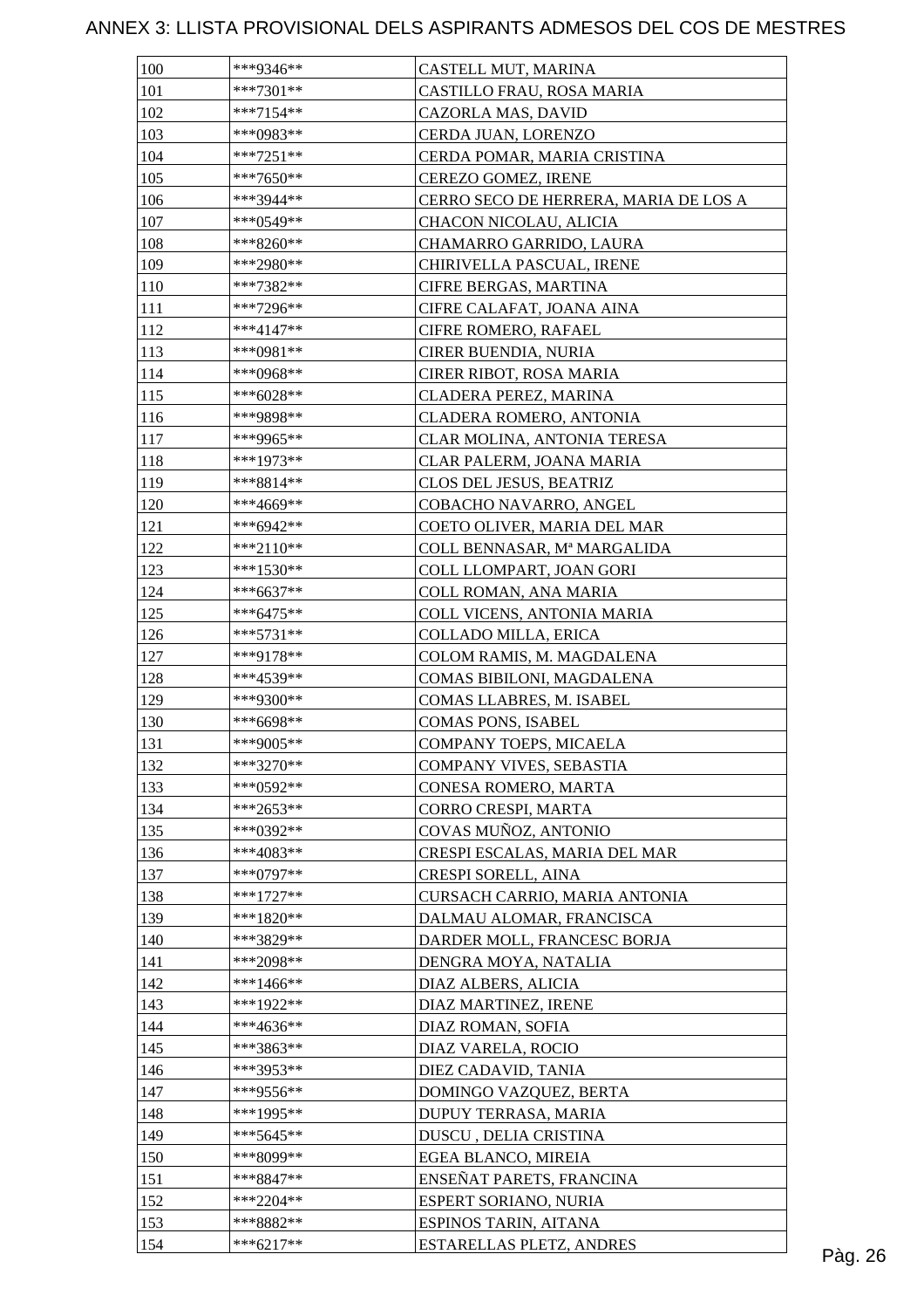# ANNEX 3: LLISTA PROVISIONAL DELS ASPIRANTS ADMESOS DEL COS DE MESTRES

| | | |
|---|---|---|
| 100 | ***9346** | CASTELL MUT, MARINA |
| 101 | ***7301** | CASTILLO FRAU, ROSA MARIA |
| 102 | ***7154** | CAZORLA MAS, DAVID |
| 103 | ***0983** | CERDA JUAN, LORENZO |
| 104 | ***7251** | CERDA POMAR, MARIA CRISTINA |
| 105 | ***7650** | CEREZO GOMEZ, IRENE |
| 106 | ***3944** | CERRO SECO DE HERRERA, MARIA DE LOS A |
| 107 | ***0549** | CHACON NICOLAU, ALICIA |
| 108 | ***8260** | CHAMARRO GARRIDO, LAURA |
| 109 | ***2980** | CHIRIVELLA PASCUAL, IRENE |
| 110 | ***7382** | CIFRE BERGAS, MARTINA |
| 111 | ***7296** | CIFRE CALAFAT, JOANA AINA |
| 112 | ***4147** | CIFRE ROMERO, RAFAEL |
| 113 | ***0981** | CIRER BUENDIA, NURIA |
| 114 | ***0968** | CIRER RIBOT, ROSA MARIA |
| 115 | ***6028** | CLADERA PEREZ, MARINA |
| 116 | ***9898** | CLADERA ROMERO, ANTONIA |
| 117 | ***9965** | CLAR MOLINA, ANTONIA TERESA |
| 118 | ***1973** | CLAR PALERM, JOANA MARIA |
| 119 | ***8814** | CLOS DEL JESUS, BEATRIZ |
| 120 | ***4669** | COBACHO NAVARRO, ANGEL |
| 121 | ***6942** | COETO OLIVER, MARIA DEL MAR |
| 122 | ***2110** | COLL BENNASAR, Mª MARGALIDA |
| 123 | ***1530** | COLL LLOMPART, JOAN GORI |
| 124 | ***6637** | COLL ROMAN, ANA MARIA |
| 125 | ***6475** | COLL VICENS, ANTONIA MARIA |
| 126 | ***5731** | COLLADO MILLA, ERICA |
| 127 | ***9178** | COLOM RAMIS, M. MAGDALENA |
| 128 | ***4539** | COMAS BIBILONI, MAGDALENA |
| 129 | ***9300** | COMAS LLABRES, M. ISABEL |
| 130 | ***6698** | COMAS PONS, ISABEL |
| 131 | ***9005** | COMPANY TOEPS, MICAELA |
| 132 | ***3270** | COMPANY VIVES, SEBASTIA |
| 133 | ***0592** | CONESA ROMERO, MARTA |
| 134 | ***2653** | CORRO CRESPI, MARTA |
| 135 | ***0392** | COVAS MUÑOZ, ANTONIO |
| 136 | ***4083** | CRESPI ESCALAS, MARIA DEL MAR |
| 137 | ***0797** | CRESPI SORELL, AINA |
| 138 | ***1727** | CURSACH CARRIO, MARIA ANTONIA |
| 139 | ***1820** | DALMAU ALOMAR, FRANCISCA |
| 140 | ***3829** | DARDER MOLL, FRANCESC BORJA |
| 141 | ***2098** | DENGRA MOYA, NATALIA |
| 142 | ***1466** | DIAZ ALBERS, ALICIA |
| 143 | ***1922** | DIAZ MARTINEZ, IRENE |
| 144 | ***4636** | DIAZ ROMAN, SOFIA |
| 145 | ***3863** | DIAZ VARELA, ROCIO |
| 146 | ***3953** | DIEZ CADAVID, TANIA |
| 147 | ***9556** | DOMINGO VAZQUEZ, BERTA |
| 148 | ***1995** | DUPUY TERRASA, MARIA |
| 149 | ***5645** | DUSCU , DELIA CRISTINA |
| 150 | ***8099** | EGEA BLANCO, MIREIA |
| 151 | ***8847** | ENSEÑAT PARETS, FRANCINA |
| 152 | ***2204** | ESPERT SORIANO, NURIA |
| 153 | ***8882** | ESPINOS TARIN, AITANA |
| 154 | ***6217** | ESTARELLAS PLETZ, ANDRES |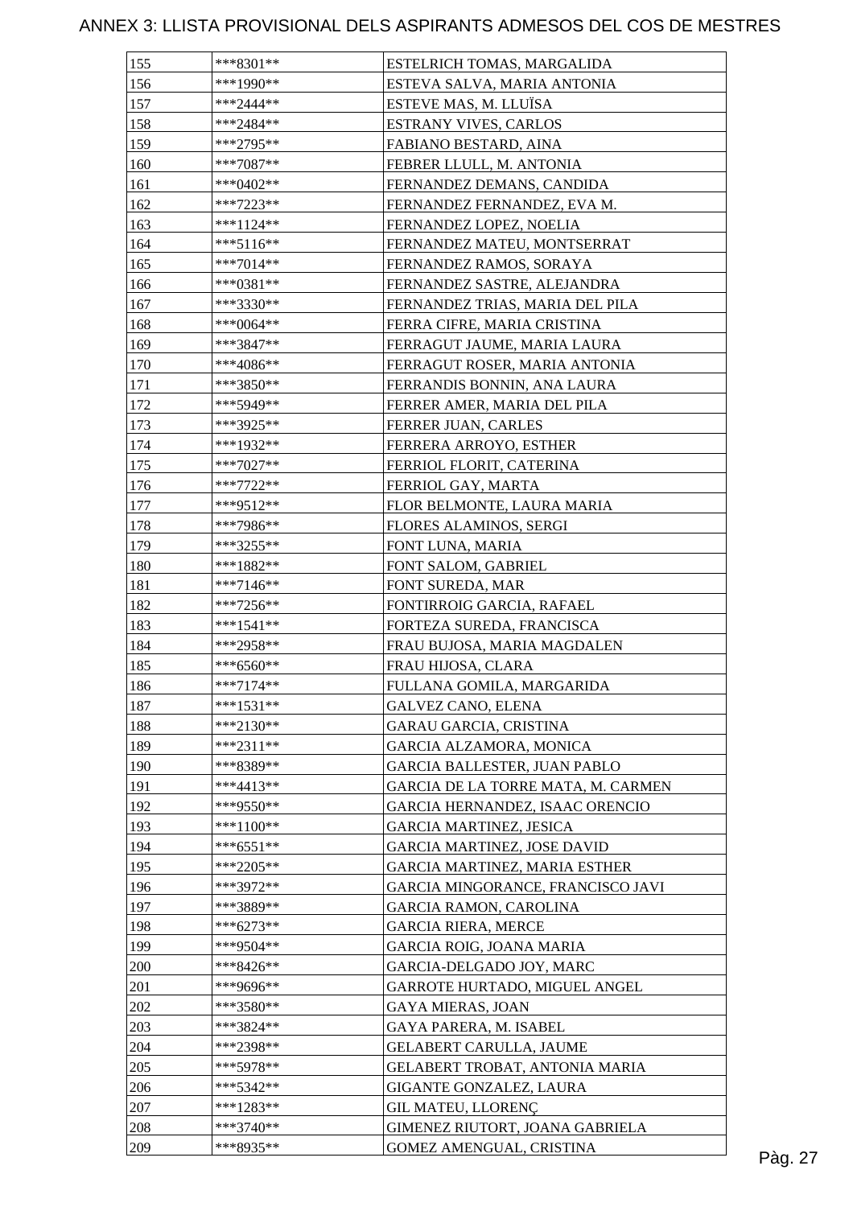# ANNEX 3: LLISTA PROVISIONAL DELS ASPIRANTS ADMESOS DEL COS DE MESTRES

| | | |
|---|---|---|
| 155 | ***8301** | ESTELRICH TOMAS, MARGALIDA |
| 156 | ***1990** | ESTEVA SALVA, MARIA ANTONIA |
| 157 | ***2444** | ESTEVE MAS, M. LLUÏSA |
| 158 | ***2484** | ESTRANY VIVES, CARLOS |
| 159 | ***2795** | FABIANO BESTARD, AINA |
| 160 | ***7087** | FEBRER LLULL, M. ANTONIA |
| 161 | ***0402** | FERNANDEZ DEMANS, CANDIDA |
| 162 | ***7223** | FERNANDEZ FERNANDEZ, EVA M. |
| 163 | ***1124** | FERNANDEZ LOPEZ, NOELIA |
| 164 | ***5116** | FERNANDEZ MATEU, MONTSERRAT |
| 165 | ***7014** | FERNANDEZ RAMOS, SORAYA |
| 166 | ***0381** | FERNANDEZ SASTRE, ALEJANDRA |
| 167 | ***3330** | FERNANDEZ TRIAS, MARIA DEL PILA |
| 168 | ***0064** | FERRA CIFRE, MARIA CRISTINA |
| 169 | ***3847** | FERRAGUT JAUME, MARIA LAURA |
| 170 | ***4086** | FERRAGUT ROSER, MARIA ANTONIA |
| 171 | ***3850** | FERRANDIS BONNIN, ANA LAURA |
| 172 | ***5949** | FERRER AMER, MARIA DEL PILA |
| 173 | ***3925** | FERRER JUAN, CARLES |
| 174 | ***1932** | FERRERA ARROYO, ESTHER |
| 175 | ***7027** | FERRIOL FLORIT, CATERINA |
| 176 | ***7722** | FERRIOL GAY, MARTA |
| 177 | ***9512** | FLOR BELMONTE, LAURA MARIA |
| 178 | ***7986** | FLORES ALAMINOS, SERGI |
| 179 | ***3255** | FONT LUNA, MARIA |
| 180 | ***1882** | FONT SALOM, GABRIEL |
| 181 | ***7146** | FONT SUREDA, MAR |
| 182 | ***7256** | FONTIRROIG GARCIA, RAFAEL |
| 183 | ***1541** | FORTEZA SUREDA, FRANCISCA |
| 184 | ***2958** | FRAU BUJOSA, MARIA MAGDALEN |
| 185 | ***6560** | FRAU HIJOSA, CLARA |
| 186 | ***7174** | FULLANA GOMILA, MARGARIDA |
| 187 | ***1531** | GALVEZ CANO, ELENA |
| 188 | ***2130** | GARAU GARCIA, CRISTINA |
| 189 | ***2311** | GARCIA ALZAMORA, MONICA |
| 190 | ***8389** | GARCIA BALLESTER, JUAN PABLO |
| 191 | ***4413** | GARCIA DE LA TORRE MATA, M. CARMEN |
| 192 | ***9550** | GARCIA HERNANDEZ, ISAAC ORENCIO |
| 193 | ***1100** | GARCIA MARTINEZ, JESICA |
| 194 | ***6551** | GARCIA MARTINEZ, JOSE DAVID |
| 195 | ***2205** | GARCIA MARTINEZ, MARIA ESTHER |
| 196 | ***3972** | GARCIA MINGORANCE, FRANCISCO JAVI |
| 197 | ***3889** | GARCIA RAMON, CAROLINA |
| 198 | ***6273** | GARCIA RIERA, MERCE |
| 199 | ***9504** | GARCIA ROIG, JOANA MARIA |
| 200 | ***8426** | GARCIA-DELGADO JOY, MARC |
| 201 | ***9696** | GARROTE HURTADO, MIGUEL ANGEL |
| 202 | ***3580** | GAYA MIERAS, JOAN |
| 203 | ***3824** | GAYA PARERA, M. ISABEL |
| 204 | ***2398** | GELABERT CARULLA, JAUME |
| 205 | ***5978** | GELABERT TROBAT, ANTONIA MARIA |
| 206 | ***5342** | GIGANTE GONZALEZ, LAURA |
| 207 | ***1283** | GIL MATEU, LLORENÇ |
| 208 | ***3740** | GIMENEZ RIUTORT, JOANA GABRIELA |
| 209 | ***8935** | GOMEZ AMENGUAL, CRISTINA |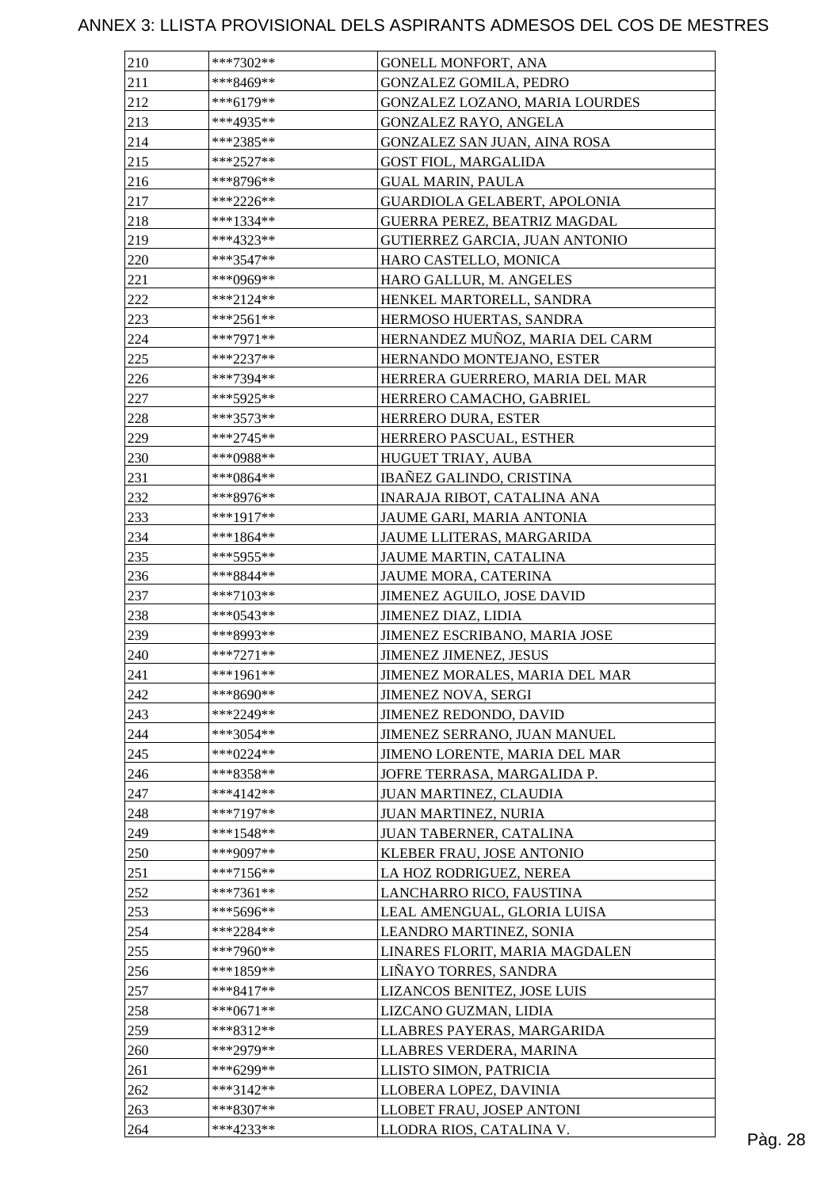# ANNEX 3: LLISTA PROVISIONAL DELS ASPIRANTS ADMESOS DEL COS DE MESTRES

| | | |
|---|---|---|
| 210 | ***7302** | GONELL MONFORT, ANA |
| 211 | ***8469** | GONZALEZ GOMILA, PEDRO |
| 212 | ***6179** | GONZALEZ LOZANO, MARIA LOURDES |
| 213 | ***4935** | GONZALEZ RAYO, ANGELA |
| 214 | ***2385** | GONZALEZ SAN JUAN, AINA ROSA |
| 215 | ***2527** | GOST FIOL, MARGALIDA |
| 216 | ***8796** | GUAL MARIN, PAULA |
| 217 | ***2226** | GUARDIOLA GELABERT, APOLONIA |
| 218 | ***1334** | GUERRA PEREZ, BEATRIZ MAGDAL |
| 219 | ***4323** | GUTIERREZ GARCIA, JUAN ANTONIO |
| 220 | ***3547** | HARO CASTELLO, MONICA |
| 221 | ***0969** | HARO GALLUR, M. ANGELES |
| 222 | ***2124** | HENKEL MARTORELL, SANDRA |
| 223 | ***2561** | HERMOSO HUERTAS, SANDRA |
| 224 | ***7971** | HERNANDEZ MUÑOZ, MARIA DEL CARM |
| 225 | ***2237** | HERNANDO MONTEJANO, ESTER |
| 226 | ***7394** | HERRERA GUERRERO, MARIA DEL MAR |
| 227 | ***5925** | HERRERO CAMACHO, GABRIEL |
| 228 | ***3573** | HERRERO DURA, ESTER |
| 229 | ***2745** | HERRERO PASCUAL, ESTHER |
| 230 | ***0988** | HUGUET TRIAY, AUBA |
| 231 | ***0864** | IBAÑEZ GALINDO, CRISTINA |
| 232 | ***8976** | INARAJA RIBOT, CATALINA ANA |
| 233 | ***1917** | JAUME GARI, MARIA ANTONIA |
| 234 | ***1864** | JAUME LLITERAS, MARGARIDA |
| 235 | ***5955** | JAUME MARTIN, CATALINA |
| 236 | ***8844** | JAUME MORA, CATERINA |
| 237 | ***7103** | JIMENEZ AGUILO, JOSE DAVID |
| 238 | ***0543** | JIMENEZ DIAZ, LIDIA |
| 239 | ***8993** | JIMENEZ ESCRIBANO, MARIA JOSE |
| 240 | ***7271** | JIMENEZ JIMENEZ, JESUS |
| 241 | ***1961** | JIMENEZ MORALES, MARIA DEL MAR |
| 242 | ***8690** | JIMENEZ NOVA, SERGI |
| 243 | ***2249** | JIMENEZ REDONDO, DAVID |
| 244 | ***3054** | JIMENEZ SERRANO, JUAN MANUEL |
| 245 | ***0224** | JIMENO LORENTE, MARIA DEL MAR |
| 246 | ***8358** | JOFRE TERRASA, MARGALIDA P. |
| 247 | ***4142** | JUAN MARTINEZ, CLAUDIA |
| 248 | ***7197** | JUAN MARTINEZ, NURIA |
| 249 | ***1548** | JUAN TABERNER, CATALINA |
| 250 | ***9097** | KLEBER FRAU, JOSE ANTONIO |
| 251 | ***7156** | LA HOZ RODRIGUEZ, NEREA |
| 252 | ***7361** | LANCHARRO RICO, FAUSTINA |
| 253 | ***5696** | LEAL AMENGUAL, GLORIA LUISA |
| 254 | ***2284** | LEANDRO MARTINEZ, SONIA |
| 255 | ***7960** | LINARES FLORIT, MARIA MAGDALEN |
| 256 | ***1859** | LIÑAYO TORRES, SANDRA |
| 257 | ***8417** | LIZANCOS BENITEZ, JOSE LUIS |
| 258 | ***0671** | LIZCANO GUZMAN, LIDIA |
| 259 | ***8312** | LLABRES PAYERAS, MARGARIDA |
| 260 | ***2979** | LLABRES VERDERA, MARINA |
| 261 | ***6299** | LLISTO SIMON, PATRICIA |
| 262 | ***3142** | LLOBERA LOPEZ, DAVINIA |
| 263 | ***8307** | LLOBET FRAU, JOSEP ANTONI |
| 264 | ***4233** | LLODRA RIOS, CATALINA V. |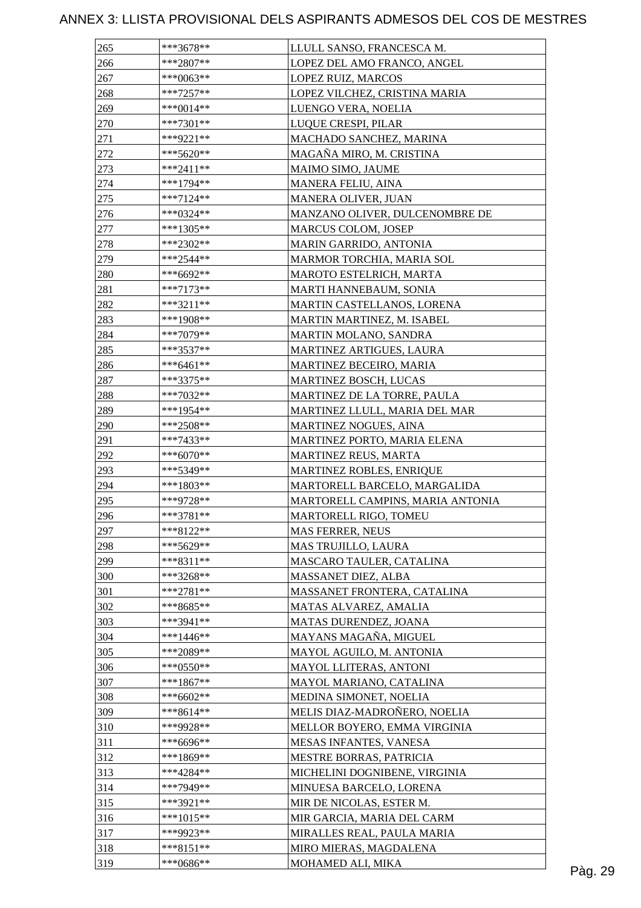# ANNEX 3: LLISTA PROVISIONAL DELS ASPIRANTS ADMESOS DEL COS DE MESTRES

| | | |
|---|---|---|
| 265 | ***3678** | LLULL SANSO, FRANCESCA M. |
| 266 | ***2807** | LOPEZ DEL AMO FRANCO, ANGEL |
| 267 | ***0063** | LOPEZ RUIZ, MARCOS |
| 268 | ***7257** | LOPEZ VILCHEZ, CRISTINA MARIA |
| 269 | ***0014** | LUENGO VERA, NOELIA |
| 270 | ***7301** | LUQUE CRESPI, PILAR |
| 271 | ***9221** | MACHADO SANCHEZ, MARINA |
| 272 | ***5620** | MAGAÑA MIRO, M. CRISTINA |
| 273 | ***2411** | MAIMO SIMO, JAUME |
| 274 | ***1794** | MANERA FELIU, AINA |
| 275 | ***7124** | MANERA OLIVER, JUAN |
| 276 | ***0324** | MANZANO OLIVER, DULCENOMBRE DE |
| 277 | ***1305** | MARCUS COLOM, JOSEP |
| 278 | ***2302** | MARIN GARRIDO, ANTONIA |
| 279 | ***2544** | MARMOR TORCHIA, MARIA SOL |
| 280 | ***6692** | MAROTO ESTELRICH, MARTA |
| 281 | ***7173** | MARTI HANNEBAUM, SONIA |
| 282 | ***3211** | MARTIN CASTELLANOS, LORENA |
| 283 | ***1908** | MARTIN MARTINEZ, M. ISABEL |
| 284 | ***7079** | MARTIN MOLANO, SANDRA |
| 285 | ***3537** | MARTINEZ ARTIGUES, LAURA |
| 286 | ***6461** | MARTINEZ BECEIRO, MARIA |
| 287 | ***3375** | MARTINEZ BOSCH, LUCAS |
| 288 | ***7032** | MARTINEZ DE LA TORRE, PAULA |
| 289 | ***1954** | MARTINEZ LLULL, MARIA DEL MAR |
| 290 | ***2508** | MARTINEZ NOGUES, AINA |
| 291 | ***7433** | MARTINEZ PORTO, MARIA ELENA |
| 292 | ***6070** | MARTINEZ REUS, MARTA |
| 293 | ***5349** | MARTINEZ ROBLES, ENRIQUE |
| 294 | ***1803** | MARTORELL BARCELO, MARGALIDA |
| 295 | ***9728** | MARTORELL CAMPINS, MARIA ANTONIA |
| 296 | ***3781** | MARTORELL RIGO, TOMEU |
| 297 | ***8122** | MAS FERRER, NEUS |
| 298 | ***5629** | MAS TRUJILLO, LAURA |
| 299 | ***8311** | MASCARO TAULER, CATALINA |
| 300 | ***3268** | MASSANET DIEZ, ALBA |
| 301 | ***2781** | MASSANET FRONTERA, CATALINA |
| 302 | ***8685** | MATAS ALVAREZ, AMALIA |
| 303 | ***3941** | MATAS DURENDEZ, JOANA |
| 304 | ***1446** | MAYANS MAGAÑA, MIGUEL |
| 305 | ***2089** | MAYOL AGUILO, M. ANTONIA |
| 306 | ***0550** | MAYOL LLITERAS, ANTONI |
| 307 | ***1867** | MAYOL MARIANO, CATALINA |
| 308 | ***6602** | MEDINA SIMONET, NOELIA |
| 309 | ***8614** | MELIS DIAZ-MADROÑERO, NOELIA |
| 310 | ***9928** | MELLOR BOYERO, EMMA VIRGINIA |
| 311 | ***6696** | MESAS INFANTES, VANESA |
| 312 | ***1869** | MESTRE BORRAS, PATRICIA |
| 313 | ***4284** | MICHELINI DOGNIBENE, VIRGINIA |
| 314 | ***7949** | MINUESA BARCELO, LORENA |
| 315 | ***3921** | MIR DE NICOLAS, ESTER M. |
| 316 | ***1015** | MIR GARCIA, MARIA DEL CARM |
| 317 | ***9923** | MIRALLES REAL, PAULA MARIA |
| 318 | ***8151** | MIRO MIERAS, MAGDALENA |
| 319 | ***0686** | MOHAMED ALI, MIKA |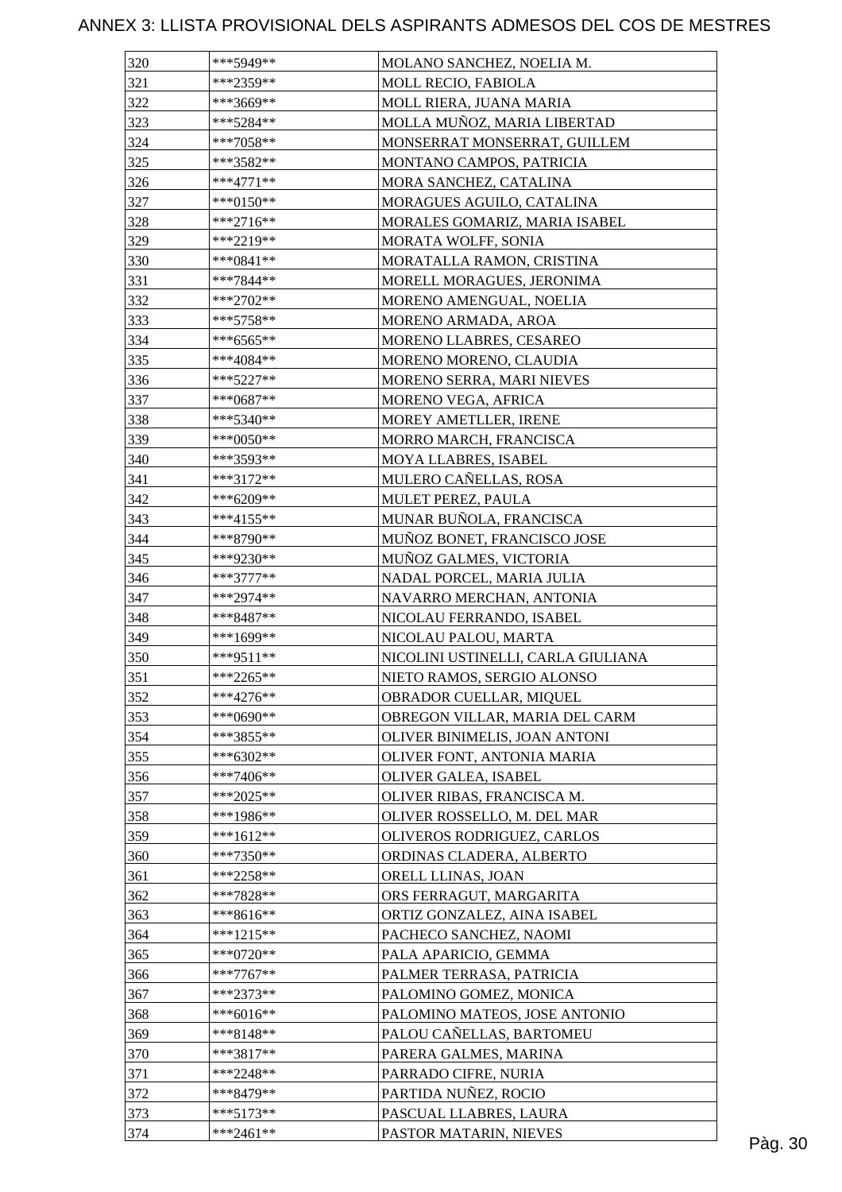# ANNEX 3: LLISTA PROVISIONAL DELS ASPIRANTS ADMESOS DEL COS DE MESTRES

| | | |
|---|---|---|
| 320 | ***5949** | MOLANO SANCHEZ, NOELIA M. |
| 321 | ***2359** | MOLL RECIO, FABIOLA |
| 322 | ***3669** | MOLL RIERA, JUANA MARIA |
| 323 | ***5284** | MOLLA MUÑOZ, MARIA LIBERTAD |
| 324 | ***7058** | MONSERRAT MONSERRAT, GUILLEM |
| 325 | ***3582** | MONTANO CAMPOS, PATRICIA |
| 326 | ***4771** | MORA SANCHEZ, CATALINA |
| 327 | ***0150** | MORAGUES AGUILO, CATALINA |
| 328 | ***2716** | MORALES GOMARIZ, MARIA ISABEL |
| 329 | ***2219** | MORATA WOLFF, SONIA |
| 330 | ***0841** | MORATALLA RAMON, CRISTINA |
| 331 | ***7844** | MORELL MORAGUES, JERONIMA |
| 332 | ***2702** | MORENO AMENGUAL, NOELIA |
| 333 | ***5758** | MORENO ARMADA, AROA |
| 334 | ***6565** | MORENO LLABRES, CESAREO |
| 335 | ***4084** | MORENO MORENO, CLAUDIA |
| 336 | ***5227** | MORENO SERRA, MARI NIEVES |
| 337 | ***0687** | MORENO VEGA, AFRICA |
| 338 | ***5340** | MOREY AMETLLER, IRENE |
| 339 | ***0050** | MORRO MARCH, FRANCISCA |
| 340 | ***3593** | MOYA LLABRES, ISABEL |
| 341 | ***3172** | MULERO CAÑELLAS, ROSA |
| 342 | ***6209** | MULET PEREZ, PAULA |
| 343 | ***4155** | MUNAR BUÑOLA, FRANCISCA |
| 344 | ***8790** | MUÑOZ BONET, FRANCISCO JOSE |
| 345 | ***9230** | MUÑOZ GALMES, VICTORIA |
| 346 | ***3777** | NADAL PORCEL, MARIA JULIA |
| 347 | ***2974** | NAVARRO MERCHAN, ANTONIA |
| 348 | ***8487** | NICOLAU FERRANDO, ISABEL |
| 349 | ***1699** | NICOLAU PALOU, MARTA |
| 350 | ***9511** | NICOLINI USTINELLI, CARLA GIULIANA |
| 351 | ***2265** | NIETO RAMOS, SERGIO ALONSO |
| 352 | ***4276** | OBRADOR CUELLAR, MIQUEL |
| 353 | ***0690** | OBREGON VILLAR, MARIA DEL CARM |
| 354 | ***3855** | OLIVER BINIMELIS, JOAN ANTONI |
| 355 | ***6302** | OLIVER FONT, ANTONIA MARIA |
| 356 | ***7406** | OLIVER GALEA, ISABEL |
| 357 | ***2025** | OLIVER RIBAS, FRANCISCA M. |
| 358 | ***1986** | OLIVER ROSSELLO, M. DEL MAR |
| 359 | ***1612** | OLIVEROS RODRIGUEZ, CARLOS |
| 360 | ***7350** | ORDINAS CLADERA, ALBERTO |
| 361 | ***2258** | ORELL LLINAS, JOAN |
| 362 | ***7828** | ORS FERRAGUT, MARGARITA |
| 363 | ***8616** | ORTIZ GONZALEZ, AINA ISABEL |
| 364 | ***1215** | PACHECO SANCHEZ, NAOMI |
| 365 | ***0720** | PALA APARICIO, GEMMA |
| 366 | ***7767** | PALMER TERRASA, PATRICIA |
| 367 | ***2373** | PALOMINO GOMEZ, MONICA |
| 368 | ***6016** | PALOMINO MATEOS, JOSE ANTONIO |
| 369 | ***8148** | PALOU CAÑELLAS, BARTOMEU |
| 370 | ***3817** | PARERA GALMES, MARINA |
| 371 | ***2248** | PARRADO CIFRE, NURIA |
| 372 | ***8479** | PARTIDA NUÑEZ, ROCIO |
| 373 | ***5173** | PASCUAL LLABRES, LAURA |
| 374 | ***2461** | PASTOR MATARIN, NIEVES |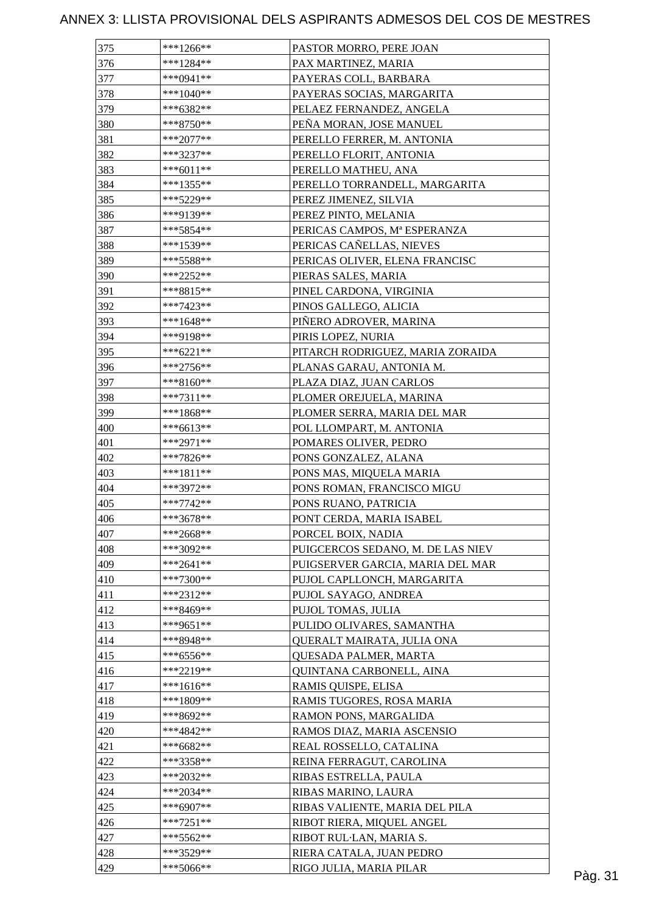# ANNEX 3: LLISTA PROVISIONAL DELS ASPIRANTS ADMESOS DEL COS DE MESTRES

| | | |
|---|---|---|
| 375 | ***1266** | PASTOR MORRO, PERE JOAN |
| 376 | ***1284** | PAX MARTINEZ, MARIA |
| 377 | ***0941** | PAYERAS COLL, BARBARA |
| 378 | ***1040** | PAYERAS SOCIAS, MARGARITA |
| 379 | ***6382** | PELAEZ FERNANDEZ, ANGELA |
| 380 | ***8750** | PEÑA MORAN, JOSE MANUEL |
| 381 | ***2077** | PERELLO FERRER, M. ANTONIA |
| 382 | ***3237** | PERELLO FLORIT, ANTONIA |
| 383 | ***6011** | PERELLO MATHEU, ANA |
| 384 | ***1355** | PERELLO TORRANDELL, MARGARITA |
| 385 | ***5229** | PEREZ JIMENEZ, SILVIA |
| 386 | ***9139** | PEREZ PINTO, MELANIA |
| 387 | ***5854** | PERICAS CAMPOS, Mª ESPERANZA |
| 388 | ***1539** | PERICAS CAÑELLAS, NIEVES |
| 389 | ***5588** | PERICAS OLIVER, ELENA FRANCISC |
| 390 | ***2252** | PIERAS SALES, MARIA |
| 391 | ***8815** | PINEL CARDONA, VIRGINIA |
| 392 | ***7423** | PINOS GALLEGO, ALICIA |
| 393 | ***1648** | PIÑERO ADROVER, MARINA |
| 394 | ***9198** | PIRIS LOPEZ, NURIA |
| 395 | ***6221** | PITARCH RODRIGUEZ, MARIA ZORAIDA |
| 396 | ***2756** | PLANAS GARAU, ANTONIA M. |
| 397 | ***8160** | PLAZA DIAZ, JUAN CARLOS |
| 398 | ***7311** | PLOMER OREJUELA, MARINA |
| 399 | ***1868** | PLOMER SERRA, MARIA DEL MAR |
| 400 | ***6613** | POL LLOMPART, M. ANTONIA |
| 401 | ***2971** | POMARES OLIVER, PEDRO |
| 402 | ***7826** | PONS GONZALEZ, ALANA |
| 403 | ***1811** | PONS MAS, MIQUELA MARIA |
| 404 | ***3972** | PONS ROMAN, FRANCISCO MIGU |
| 405 | ***7742** | PONS RUANO, PATRICIA |
| 406 | ***3678** | PONT CERDA, MARIA ISABEL |
| 407 | ***2668** | PORCEL BOIX, NADIA |
| 408 | ***3092** | PUIGCERCOS SEDANO, M. DE LAS NIEV |
| 409 | ***2641** | PUIGSERVER GARCIA, MARIA DEL MAR |
| 410 | ***7300** | PUJOL CAPLLONCH, MARGARITA |
| 411 | ***2312** | PUJOL SAYAGO, ANDREA |
| 412 | ***8469** | PUJOL TOMAS, JULIA |
| 413 | ***9651** | PULIDO OLIVARES, SAMANTHA |
| 414 | ***8948** | QUERALT MAIRATA, JULIA ONA |
| 415 | ***6556** | QUESADA PALMER, MARTA |
| 416 | ***2219** | QUINTANA CARBONELL, AINA |
| 417 | ***1616** | RAMIS QUISPE, ELISA |
| 418 | ***1809** | RAMIS TUGORES, ROSA MARIA |
| 419 | ***8692** | RAMON PONS, MARGALIDA |
| 420 | ***4842** | RAMOS DIAZ, MARIA ASCENSIO |
| 421 | ***6682** | REAL ROSSELLO, CATALINA |
| 422 | ***3358** | REINA FERRAGUT, CAROLINA |
| 423 | ***2032** | RIBAS ESTRELLA, PAULA |
| 424 | ***2034** | RIBAS MARINO, LAURA |
| 425 | ***6907** | RIBAS VALIENTE, MARIA DEL PILA |
| 426 | ***7251** | RIBOT RIERA, MIQUEL ANGEL |
| 427 | ***5562** | RIBOT RUL·LAN, MARIA S. |
| 428 | ***3529** | RIERA CATALA, JUAN PEDRO |
| 429 | ***5066** | RIGO JULIA, MARIA PILAR |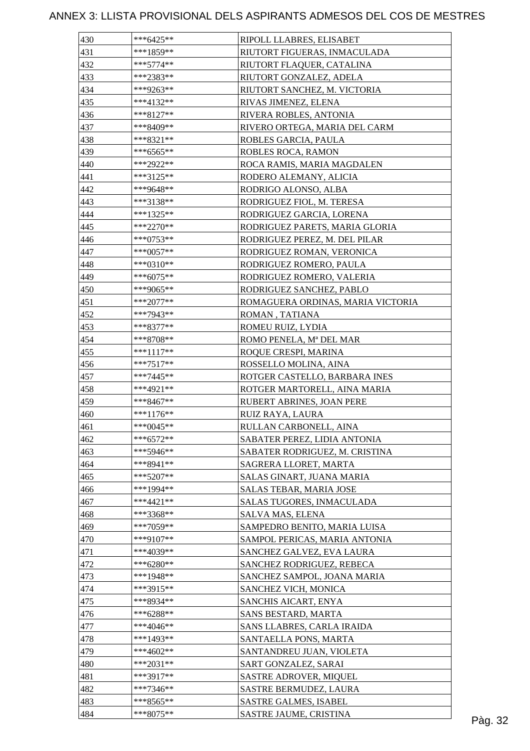# ANNEX 3: LLISTA PROVISIONAL DELS ASPIRANTS ADMESOS DEL COS DE MESTRES

| | | |
|---|---|---|
| 430 | ***6425** | RIPOLL LLABRES, ELISABET |
| 431 | ***1859** | RIUTORT FIGUERAS, INMACULADA |
| 432 | ***5774** | RIUTORT FLAQUER, CATALINA |
| 433 | ***2383** | RIUTORT GONZALEZ, ADELA |
| 434 | ***9263** | RIUTORT SANCHEZ, M. VICTORIA |
| 435 | ***4132** | RIVAS JIMENEZ, ELENA |
| 436 | ***8127** | RIVERA ROBLES, ANTONIA |
| 437 | ***8409** | RIVERO ORTEGA, MARIA DEL CARM |
| 438 | ***8321** | ROBLES GARCIA, PAULA |
| 439 | ***6565** | ROBLES ROCA, RAMON |
| 440 | ***2922** | ROCA RAMIS, MARIA MAGDALEN |
| 441 | ***3125** | RODERO ALEMANY, ALICIA |
| 442 | ***9648** | RODRIGO ALONSO, ALBA |
| 443 | ***3138** | RODRIGUEZ FIOL, M. TERESA |
| 444 | ***1325** | RODRIGUEZ GARCIA, LORENA |
| 445 | ***2270** | RODRIGUEZ PARETS, MARIA GLORIA |
| 446 | ***0753** | RODRIGUEZ PEREZ, M. DEL PILAR |
| 447 | ***0057** | RODRIGUEZ ROMAN, VERONICA |
| 448 | ***0310** | RODRIGUEZ ROMERO, PAULA |
| 449 | ***6075** | RODRIGUEZ ROMERO, VALERIA |
| 450 | ***9065** | RODRIGUEZ SANCHEZ, PABLO |
| 451 | ***2077** | ROMAGUERA ORDINAS, MARIA VICTORIA |
| 452 | ***7943** | ROMAN , TATIANA |
| 453 | ***8377** | ROMEU RUIZ, LYDIA |
| 454 | ***8708** | ROMO PENELA, Mª DEL MAR |
| 455 | ***1117** | ROQUE CRESPI, MARINA |
| 456 | ***7517** | ROSSELLO MOLINA, AINA |
| 457 | ***7445** | ROTGER CASTELLO, BARBARA INES |
| 458 | ***4921** | ROTGER MARTORELL, AINA MARIA |
| 459 | ***8467** | RUBERT ABRINES, JOAN PERE |
| 460 | ***1176** | RUIZ RAYA, LAURA |
| 461 | ***0045** | RULLAN CARBONELL, AINA |
| 462 | ***6572** | SABATER PEREZ, LIDIA ANTONIA |
| 463 | ***5946** | SABATER RODRIGUEZ, M. CRISTINA |
| 464 | ***8941** | SAGRERA LLORET, MARTA |
| 465 | ***5207** | SALAS GINART, JUANA MARIA |
| 466 | ***1994** | SALAS TEBAR, MARIA JOSE |
| 467 | ***4421** | SALAS TUGORES, INMACULADA |
| 468 | ***3368** | SALVA MAS, ELENA |
| 469 | ***7059** | SAMPEDRO BENITO, MARIA LUISA |
| 470 | ***9107** | SAMPOL PERICAS, MARIA ANTONIA |
| 471 | ***4039** | SANCHEZ GALVEZ, EVA LAURA |
| 472 | ***6280** | SANCHEZ RODRIGUEZ, REBECA |
| 473 | ***1948** | SANCHEZ SAMPOL, JOANA MARIA |
| 474 | ***3915** | SANCHEZ VICH, MONICA |
| 475 | ***8934** | SANCHIS AICART, ENYA |
| 476 | ***6288** | SANS BESTARD, MARTA |
| 477 | ***4046** | SANS LLABRES, CARLA IRAIDA |
| 478 | ***1493** | SANTAELLA PONS, MARTA |
| 479 | ***4602** | SANTANDREU JUAN, VIOLETA |
| 480 | ***2031** | SART GONZALEZ, SARAI |
| 481 | ***3917** | SASTRE ADROVER, MIQUEL |
| 482 | ***7346** | SASTRE BERMUDEZ, LAURA |
| 483 | ***8565** | SASTRE GALMES, ISABEL |
| 484 | ***8075** | SASTRE JAUME, CRISTINA |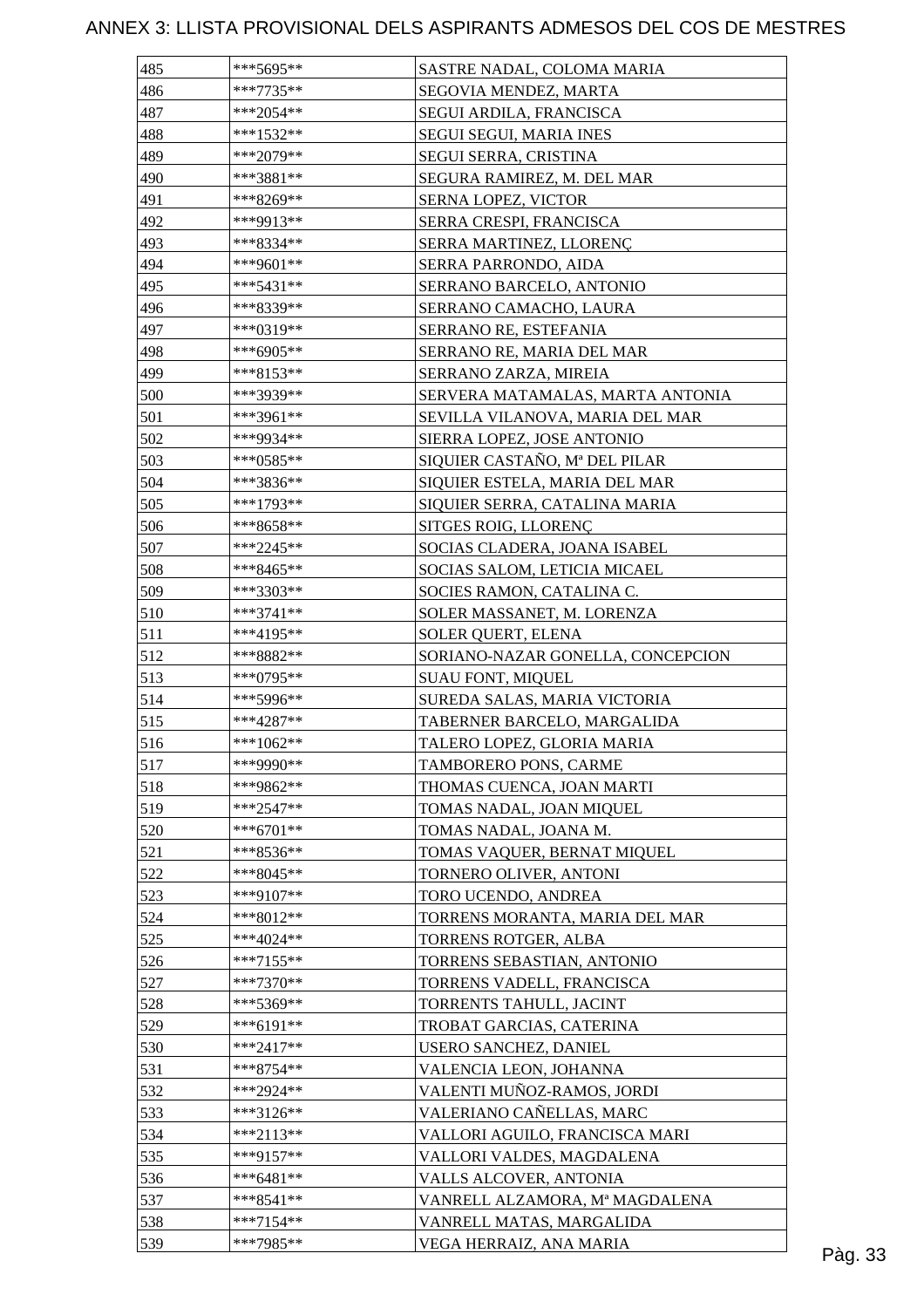# ANNEX 3: LLISTA PROVISIONAL DELS ASPIRANTS ADMESOS DEL COS DE MESTRES

| | | |
|---|---|---|
| 485 | ***5695** | SASTRE NADAL, COLOMA MARIA |
| 486 | ***7735** | SEGOVIA MENDEZ, MARTA |
| 487 | ***2054** | SEGUI ARDILA, FRANCISCA |
| 488 | ***1532** | SEGUI SEGUI, MARIA INES |
| 489 | ***2079** | SEGUI SERRA, CRISTINA |
| 490 | ***3881** | SEGURA RAMIREZ, M. DEL MAR |
| 491 | ***8269** | SERNA LOPEZ, VICTOR |
| 492 | ***9913** | SERRA CRESPI, FRANCISCA |
| 493 | ***8334** | SERRA MARTINEZ, LLORENÇ |
| 494 | ***9601** | SERRA PARRONDO, AIDA |
| 495 | ***5431** | SERRANO BARCELO, ANTONIO |
| 496 | ***8339** | SERRANO CAMACHO, LAURA |
| 497 | ***0319** | SERRANO RE, ESTEFANIA |
| 498 | ***6905** | SERRANO RE, MARIA DEL MAR |
| 499 | ***8153** | SERRANO ZARZA, MIREIA |
| 500 | ***3939** | SERVERA MATAMALAS, MARTA ANTONIA |
| 501 | ***3961** | SEVILLA VILANOVA, MARIA DEL MAR |
| 502 | ***9934** | SIERRA LOPEZ, JOSE ANTONIO |
| 503 | ***0585** | SIQUIER CASTAÑO, Mª DEL PILAR |
| 504 | ***3836** | SIQUIER ESTELA, MARIA DEL MAR |
| 505 | ***1793** | SIQUIER SERRA, CATALINA MARIA |
| 506 | ***8658** | SITGES ROIG, LLORENÇ |
| 507 | ***2245** | SOCIAS CLADERA, JOANA ISABEL |
| 508 | ***8465** | SOCIAS SALOM, LETICIA MICAEL |
| 509 | ***3303** | SOCIES RAMON, CATALINA C. |
| 510 | ***3741** | SOLER MASSANET, M. LORENZA |
| 511 | ***4195** | SOLER QUERT, ELENA |
| 512 | ***8882** | SORIANO-NAZAR GONELLA, CONCEPCION |
| 513 | ***0795** | SUAU FONT, MIQUEL |
| 514 | ***5996** | SUREDA SALAS, MARIA VICTORIA |
| 515 | ***4287** | TABERNER BARCELO, MARGALIDA |
| 516 | ***1062** | TALERO LOPEZ, GLORIA MARIA |
| 517 | ***9990** | TAMBORERO PONS, CARME |
| 518 | ***9862** | THOMAS CUENCA, JOAN MARTI |
| 519 | ***2547** | TOMAS NADAL, JOAN MIQUEL |
| 520 | ***6701** | TOMAS NADAL, JOANA M. |
| 521 | ***8536** | TOMAS VAQUER, BERNAT MIQUEL |
| 522 | ***8045** | TORNERO OLIVER, ANTONI |
| 523 | ***9107** | TORO UCENDO, ANDREA |
| 524 | ***8012** | TORRENS MORANTA, MARIA DEL MAR |
| 525 | ***4024** | TORRENS ROTGER, ALBA |
| 526 | ***7155** | TORRENS SEBASTIAN, ANTONIO |
| 527 | ***7370** | TORRENS VADELL, FRANCISCA |
| 528 | ***5369** | TORRENTS TAHULL, JACINT |
| 529 | ***6191** | TROBAT GARCIAS, CATERINA |
| 530 | ***2417** | USERO SANCHEZ, DANIEL |
| 531 | ***8754** | VALENCIA LEON, JOHANNA |
| 532 | ***2924** | VALENTI MUÑOZ-RAMOS, JORDI |
| 533 | ***3126** | VALERIANO CAÑELLAS, MARC |
| 534 | ***2113** | VALLORI AGUILO, FRANCISCA MARI |
| 535 | ***9157** | VALLORI VALDES, MAGDALENA |
| 536 | ***6481** | VALLS ALCOVER, ANTONIA |
| 537 | ***8541** | VANRELL ALZAMORA, Mª MAGDALENA |
| 538 | ***7154** | VANRELL MATAS, MARGALIDA |
| 539 | ***7985** | VEGA HERRAIZ, ANA MARIA |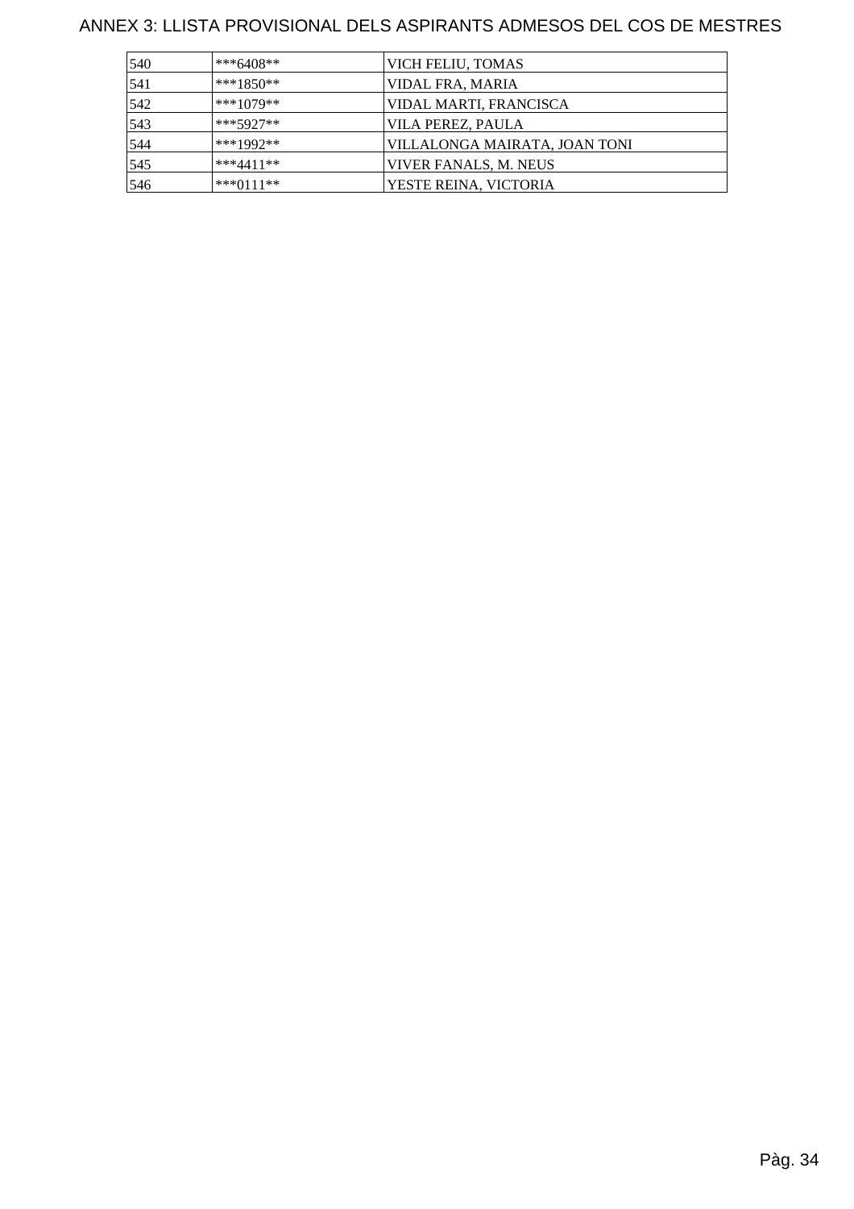# ANNEX 3: LLISTA PROVISIONAL DELS ASPIRANTS ADMESOS DEL COS DE MESTRES

| | | |
|---|---|---|
| 540 | ***6408** | VICH FELIU, TOMAS |
| 541 | ***1850** | VIDAL FRA, MARIA |
| 542 | ***1079** | VIDAL MARTI, FRANCISCA |
| 543 | ***5927** | VILA PEREZ, PAULA |
| 544 | ***1992** | VILLALONGA MAIRATA, JOAN TONI |
| 545 | ***4411** | VIVER FANALS, M. NEUS |
| 546 | ***0111** | YESTE REINA, VICTORIA |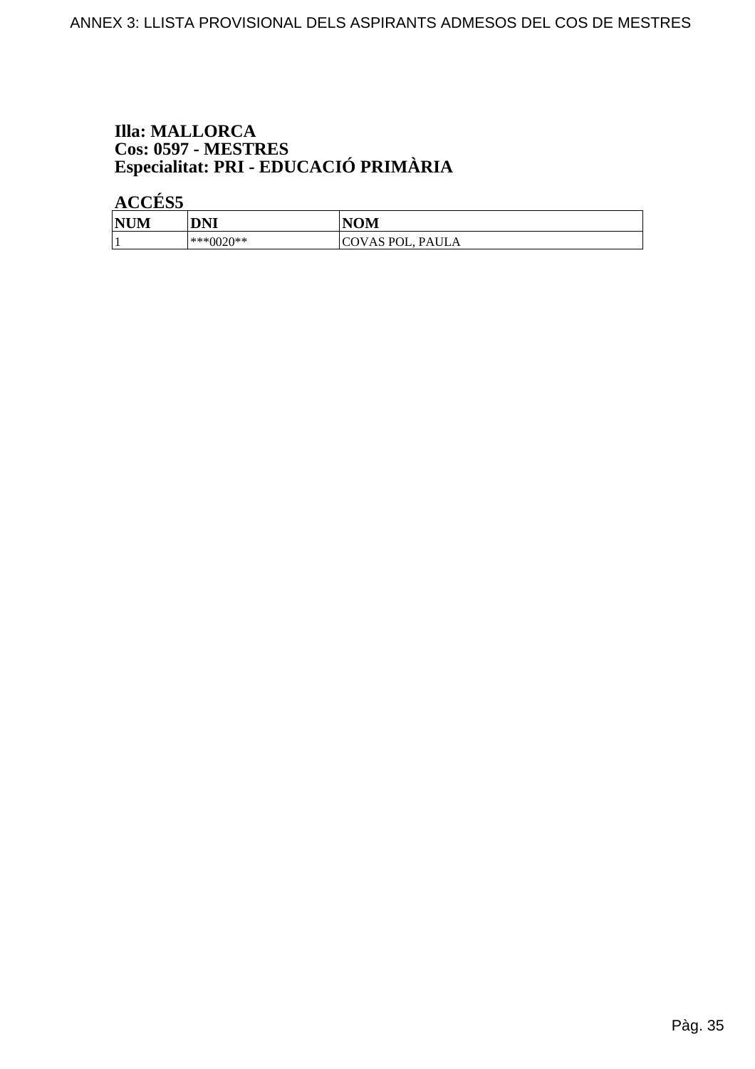**Illa: MALLORCA**
**Cos: 0597 - MESTRES**
**Especialitat: PRI - EDUCACIÓ PRIMÀRIA**

**ACCÉS5**

| NUM | DNI | NOM |
|---|---|---|
| 1 | ***0020** | COVAS POL, PAULA |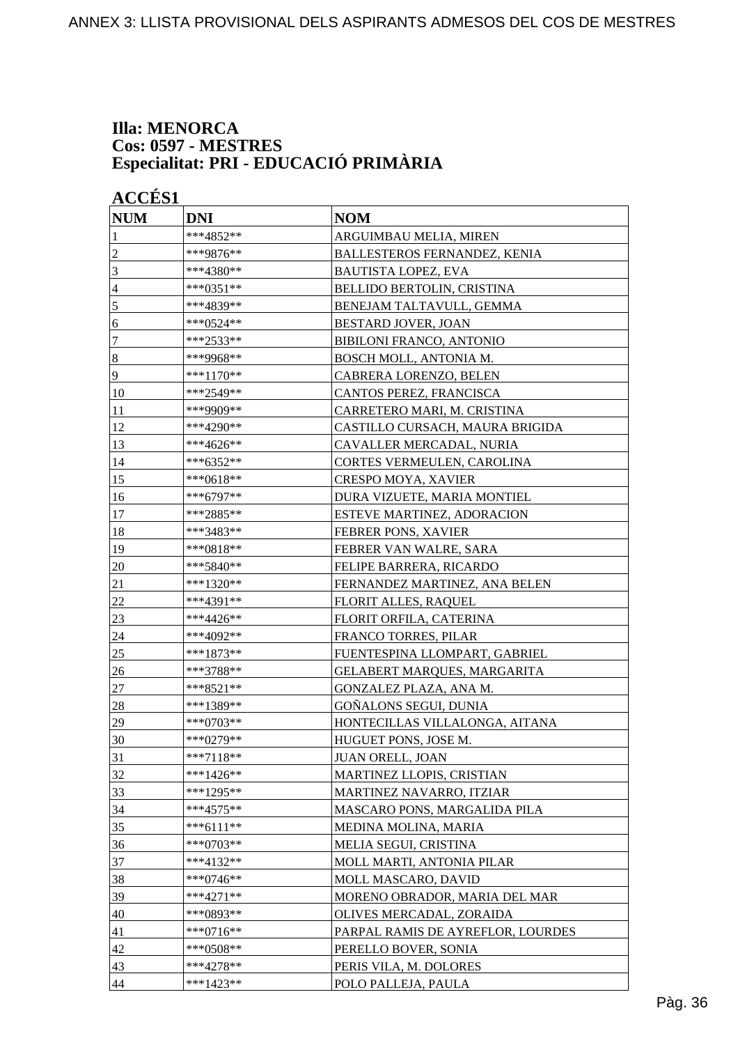**Illa: MENORCA**
**Cos: 0597 - MESTRES**
**Especialitat: PRI - EDUCACIÓ PRIMÀRIA**

**ACCÉS1**

| NUM | DNI | NOM |
|---|---|---|
| 1 | ***4852** | ARGUIMBAU MELIA, MIREN |
| 2 | ***9876** | BALLESTEROS FERNANDEZ, KENIA |
| 3 | ***4380** | BAUTISTA LOPEZ, EVA |
| 4 | ***0351** | BELLIDO BERTOLIN, CRISTINA |
| 5 | ***4839** | BENEJAM TALTAVULL, GEMMA |
| 6 | ***0524** | BESTARD JOVER, JOAN |
| 7 | ***2533** | BIBILONI FRANCO, ANTONIO |
| 8 | ***9968** | BOSCH MOLL, ANTONIA M. |
| 9 | ***1170** | CABRERA LORENZO, BELEN |
| 10 | ***2549** | CANTOS PEREZ, FRANCISCA |
| 11 | ***9909** | CARRETERO MARI, M. CRISTINA |
| 12 | ***4290** | CASTILLO CURSACH, MAURA BRIGIDA |
| 13 | ***4626** | CAVALLER MERCADAL, NURIA |
| 14 | ***6352** | CORTES VERMEULEN, CAROLINA |
| 15 | ***0618** | CRESPO MOYA, XAVIER |
| 16 | ***6797** | DURA VIZUETE, MARIA MONTIEL |
| 17 | ***2885** | ESTEVE MARTINEZ, ADORACION |
| 18 | ***3483** | FEBRER PONS, XAVIER |
| 19 | ***0818** | FEBRER VAN WALRE, SARA |
| 20 | ***5840** | FELIPE BARRERA, RICARDO |
| 21 | ***1320** | FERNANDEZ MARTINEZ, ANA BELEN |
| 22 | ***4391** | FLORIT ALLES, RAQUEL |
| 23 | ***4426** | FLORIT ORFILA, CATERINA |
| 24 | ***4092** | FRANCO TORRES, PILAR |
| 25 | ***1873** | FUENTESPINA LLOMPART, GABRIEL |
| 26 | ***3788** | GELABERT MARQUES, MARGARITA |
| 27 | ***8521** | GONZALEZ PLAZA, ANA M. |
| 28 | ***1389** | GOÑALONS SEGUI, DUNIA |
| 29 | ***0703** | HONTECILLAS VILLALONGA, AITANA |
| 30 | ***0279** | HUGUET PONS, JOSE M. |
| 31 | ***7118** | JUAN ORELL, JOAN |
| 32 | ***1426** | MARTINEZ LLOPIS, CRISTIAN |
| 33 | ***1295** | MARTINEZ NAVARRO, ITZIAR |
| 34 | ***4575** | MASCARO PONS, MARGALIDA PILA |
| 35 | ***6111** | MEDINA MOLINA, MARIA |
| 36 | ***0703** | MELIA SEGUI, CRISTINA |
| 37 | ***4132** | MOLL MARTI, ANTONIA PILAR |
| 38 | ***0746** | MOLL MASCARO, DAVID |
| 39 | ***4271** | MORENO OBRADOR, MARIA DEL MAR |
| 40 | ***0893** | OLIVES MERCADAL, ZORAIDA |
| 41 | ***0716** | PARPAL RAMIS DE AYREFLOR, LOURDES |
| 42 | ***0508** | PERELLO BOVER, SONIA |
| 43 | ***4278** | PERIS VILA, M. DOLORES |
| 44 | ***1423** | POLO PALLEJA, PAULA |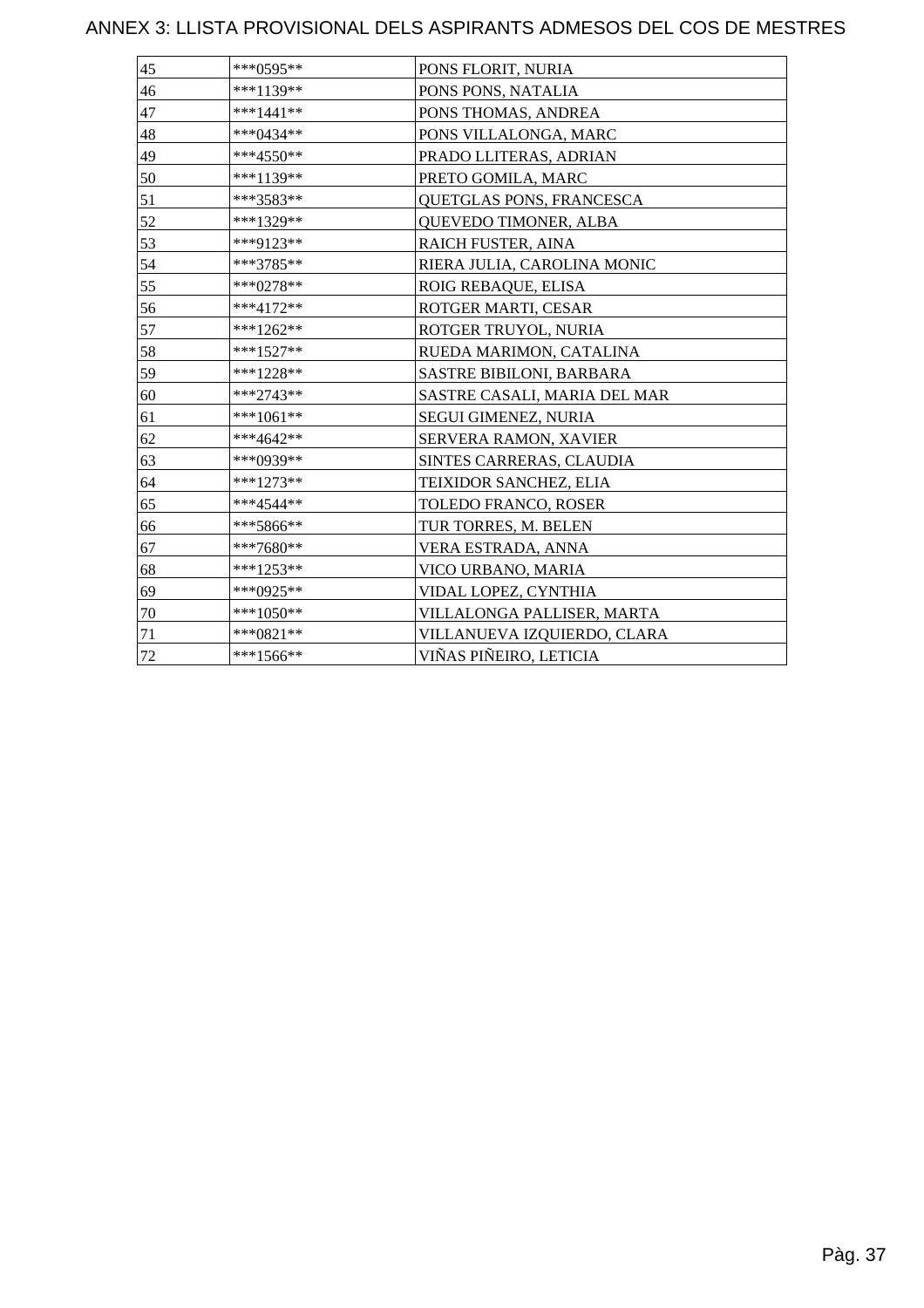# ANNEX 3: LLISTA PROVISIONAL DELS ASPIRANTS ADMESOS DEL COS DE MESTRES

| | | |
|---|---|---|
| 45 | ***0595** | PONS FLORIT, NURIA |
| 46 | ***1139** | PONS PONS, NATALIA |
| 47 | ***1441** | PONS THOMAS, ANDREA |
| 48 | ***0434** | PONS VILLALONGA, MARC |
| 49 | ***4550** | PRADO LLITERAS, ADRIAN |
| 50 | ***1139** | PRETO GOMILA, MARC |
| 51 | ***3583** | QUETGLAS PONS, FRANCESCA |
| 52 | ***1329** | QUEVEDO TIMONER, ALBA |
| 53 | ***9123** | RAICH FUSTER, AINA |
| 54 | ***3785** | RIERA JULIA, CAROLINA MONIC |
| 55 | ***0278** | ROIG REBAQUE, ELISA |
| 56 | ***4172** | ROTGER MARTI, CESAR |
| 57 | ***1262** | ROTGER TRUYOL, NURIA |
| 58 | ***1527** | RUEDA MARIMON, CATALINA |
| 59 | ***1228** | SASTRE BIBILONI, BARBARA |
| 60 | ***2743** | SASTRE CASALI, MARIA DEL MAR |
| 61 | ***1061** | SEGUI GIMENEZ, NURIA |
| 62 | ***4642** | SERVERA RAMON, XAVIER |
| 63 | ***0939** | SINTES CARRERAS, CLAUDIA |
| 64 | ***1273** | TEIXIDOR SANCHEZ, ELIA |
| 65 | ***4544** | TOLEDO FRANCO, ROSER |
| 66 | ***5866** | TUR TORRES, M. BELEN |
| 67 | ***7680** | VERA ESTRADA, ANNA |
| 68 | ***1253** | VICO URBANO, MARIA |
| 69 | ***0925** | VIDAL LOPEZ, CYNTHIA |
| 70 | ***1050** | VILLALONGA PALLISER, MARTA |
| 71 | ***0821** | VILLANUEVA IZQUIERDO, CLARA |
| 72 | ***1566** | VIÑAS PIÑEIRO, LETICIA |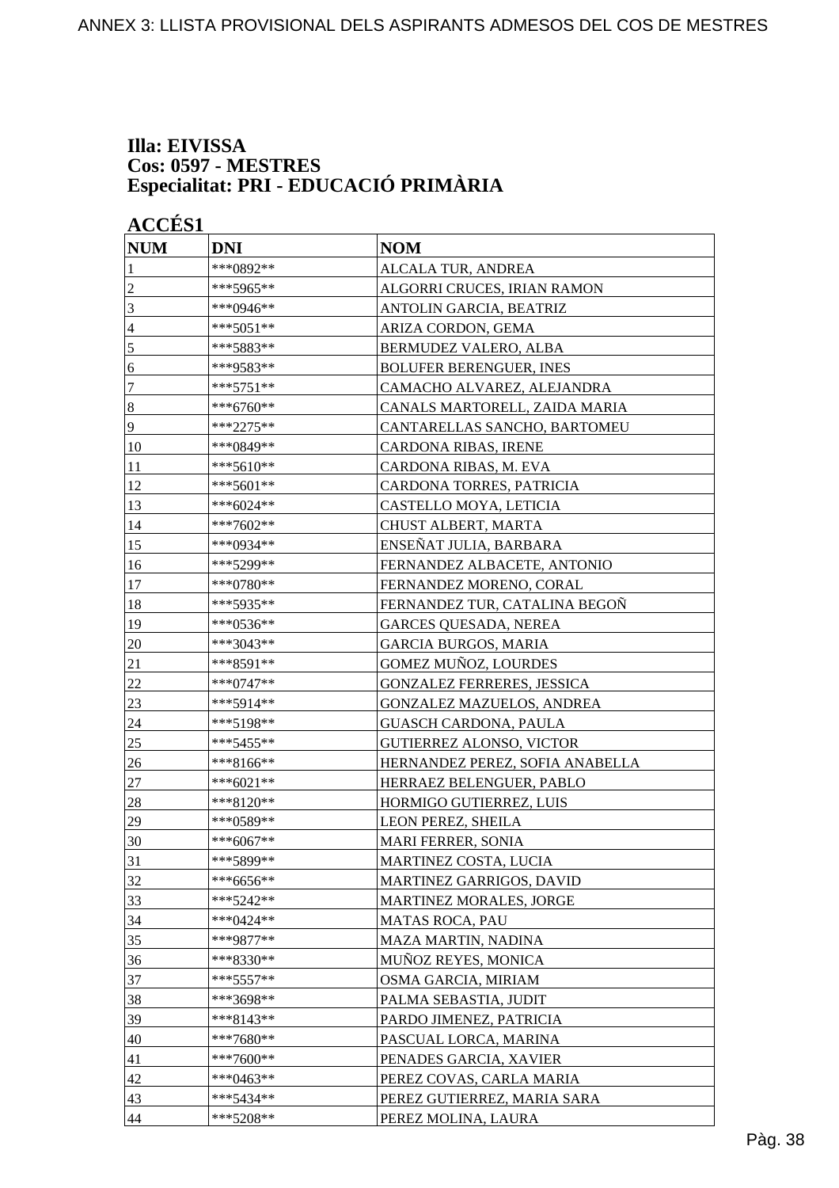## Illa: EIVISSA
## Cos: 0597 - MESTRES
## Especialitat: PRI - EDUCACIÓ PRIMÀRIA

### ACCÉS1

| NUM | DNI | NOM |
|---|---|---|
| 1 | ***0892** | ALCALA TUR, ANDREA |
| 2 | ***5965** | ALGORRI CRUCES, IRIAN RAMON |
| 3 | ***0946** | ANTOLIN GARCIA, BEATRIZ |
| 4 | ***5051** | ARIZA CORDON, GEMA |
| 5 | ***5883** | BERMUDEZ VALERO, ALBA |
| 6 | ***9583** | BOLUFER BERENGUER, INES |
| 7 | ***5751** | CAMACHO ALVAREZ, ALEJANDRA |
| 8 | ***6760** | CANALS MARTORELL, ZAIDA MARIA |
| 9 | ***2275** | CANTARELLAS SANCHO, BARTOMEU |
| 10 | ***0849** | CARDONA RIBAS, IRENE |
| 11 | ***5610** | CARDONA RIBAS, M. EVA |
| 12 | ***5601** | CARDONA TORRES, PATRICIA |
| 13 | ***6024** | CASTELLO MOYA, LETICIA |
| 14 | ***7602** | CHUST ALBERT, MARTA |
| 15 | ***0934** | ENSEÑAT JULIA, BARBARA |
| 16 | ***5299** | FERNANDEZ ALBACETE, ANTONIO |
| 17 | ***0780** | FERNANDEZ MORENO, CORAL |
| 18 | ***5935** | FERNANDEZ TUR, CATALINA BEGOÑ |
| 19 | ***0536** | GARCES QUESADA, NEREA |
| 20 | ***3043** | GARCIA BURGOS, MARIA |
| 21 | ***8591** | GOMEZ MUÑOZ, LOURDES |
| 22 | ***0747** | GONZALEZ FERRERES, JESSICA |
| 23 | ***5914** | GONZALEZ MAZUELOS, ANDREA |
| 24 | ***5198** | GUASCH CARDONA, PAULA |
| 25 | ***5455** | GUTIERREZ ALONSO, VICTOR |
| 26 | ***8166** | HERNANDEZ PEREZ, SOFIA ANABELLA |
| 27 | ***6021** | HERRAEZ BELENGUER, PABLO |
| 28 | ***8120** | HORMIGO GUTIERREZ, LUIS |
| 29 | ***0589** | LEON PEREZ, SHEILA |
| 30 | ***6067** | MARI FERRER, SONIA |
| 31 | ***5899** | MARTINEZ COSTA, LUCIA |
| 32 | ***6656** | MARTINEZ GARRIGOS, DAVID |
| 33 | ***5242** | MARTINEZ MORALES, JORGE |
| 34 | ***0424** | MATAS ROCA, PAU |
| 35 | ***9877** | MAZA MARTIN, NADINA |
| 36 | ***8330** | MUÑOZ REYES, MONICA |
| 37 | ***5557** | OSMA GARCIA, MIRIAM |
| 38 | ***3698** | PALMA SEBASTIA, JUDIT |
| 39 | ***8143** | PARDO JIMENEZ, PATRICIA |
| 40 | ***7680** | PASCUAL LORCA, MARINA |
| 41 | ***7600** | PENADES GARCIA, XAVIER |
| 42 | ***0463** | PEREZ COVAS, CARLA MARIA |
| 43 | ***5434** | PEREZ GUTIERREZ, MARIA SARA |
| 44 | ***5208** | PEREZ MOLINA, LAURA |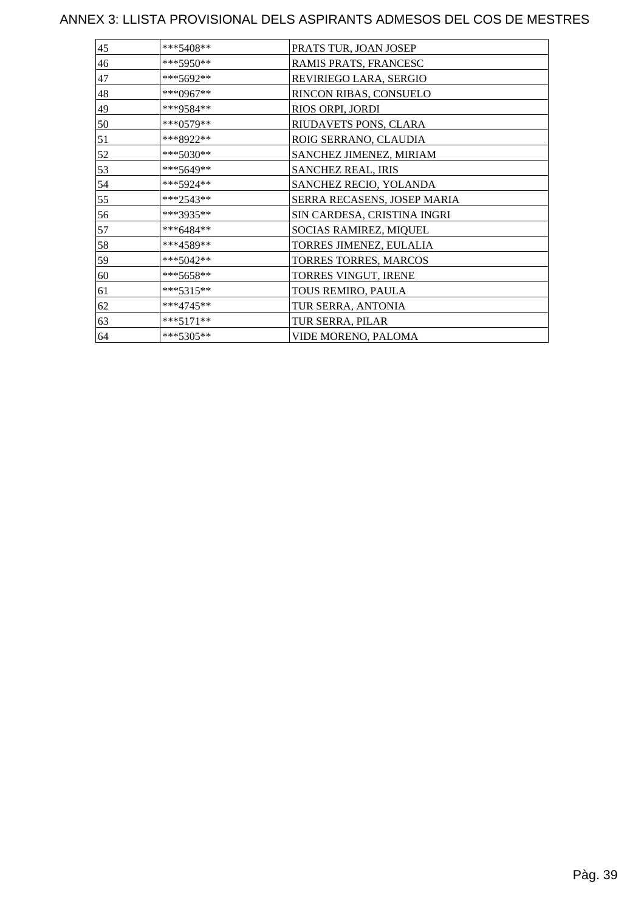# ANNEX 3: LLISTA PROVISIONAL DELS ASPIRANTS ADMESOS DEL COS DE MESTRES

| | | |
|---|---|---|
| 45 | ***5408** | PRATS TUR, JOAN JOSEP |
| 46 | ***5950** | RAMIS PRATS, FRANCESC |
| 47 | ***5692** | REVIRIEGO LARA, SERGIO |
| 48 | ***0967** | RINCON RIBAS, CONSUELO |
| 49 | ***9584** | RIOS ORPI, JORDI |
| 50 | ***0579** | RIUDAVETS PONS, CLARA |
| 51 | ***8922** | ROIG SERRANO, CLAUDIA |
| 52 | ***5030** | SANCHEZ JIMENEZ, MIRIAM |
| 53 | ***5649** | SANCHEZ REAL, IRIS |
| 54 | ***5924** | SANCHEZ RECIO, YOLANDA |
| 55 | ***2543** | SERRA RECASENS, JOSEP MARIA |
| 56 | ***3935** | SIN CARDESA, CRISTINA INGRI |
| 57 | ***6484** | SOCIAS RAMIREZ, MIQUEL |
| 58 | ***4589** | TORRES JIMENEZ, EULALIA |
| 59 | ***5042** | TORRES TORRES, MARCOS |
| 60 | ***5658** | TORRES VINGUT, IRENE |
| 61 | ***5315** | TOUS REMIRO, PAULA |
| 62 | ***4745** | TUR SERRA, ANTONIA |
| 63 | ***5171** | TUR SERRA, PILAR |
| 64 | ***5305** | VIDE MORENO, PALOMA |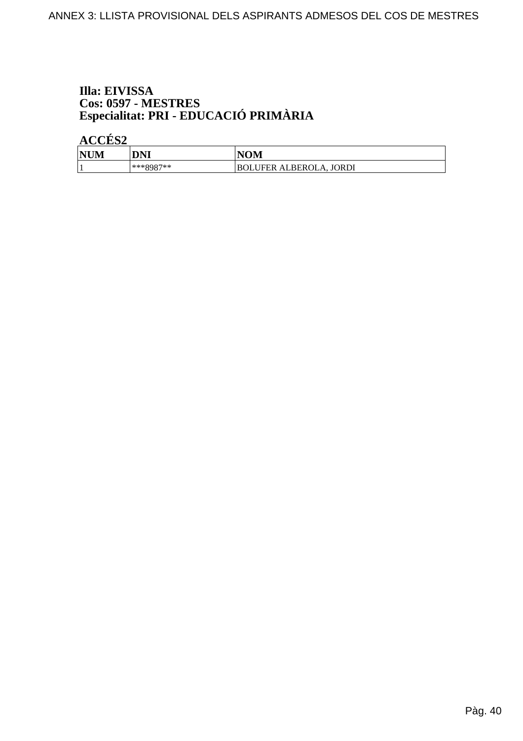**Illa: EIVISSA**
**Cos: 0597 - MESTRES**
**Especialitat: PRI - EDUCACIÓ PRIMÀRIA**

**ACCÉS2**

| NUM | DNI | NOM |
|---|---|---|
| 1 | ***8987** | BOLUFER ALBEROLA, JORDI |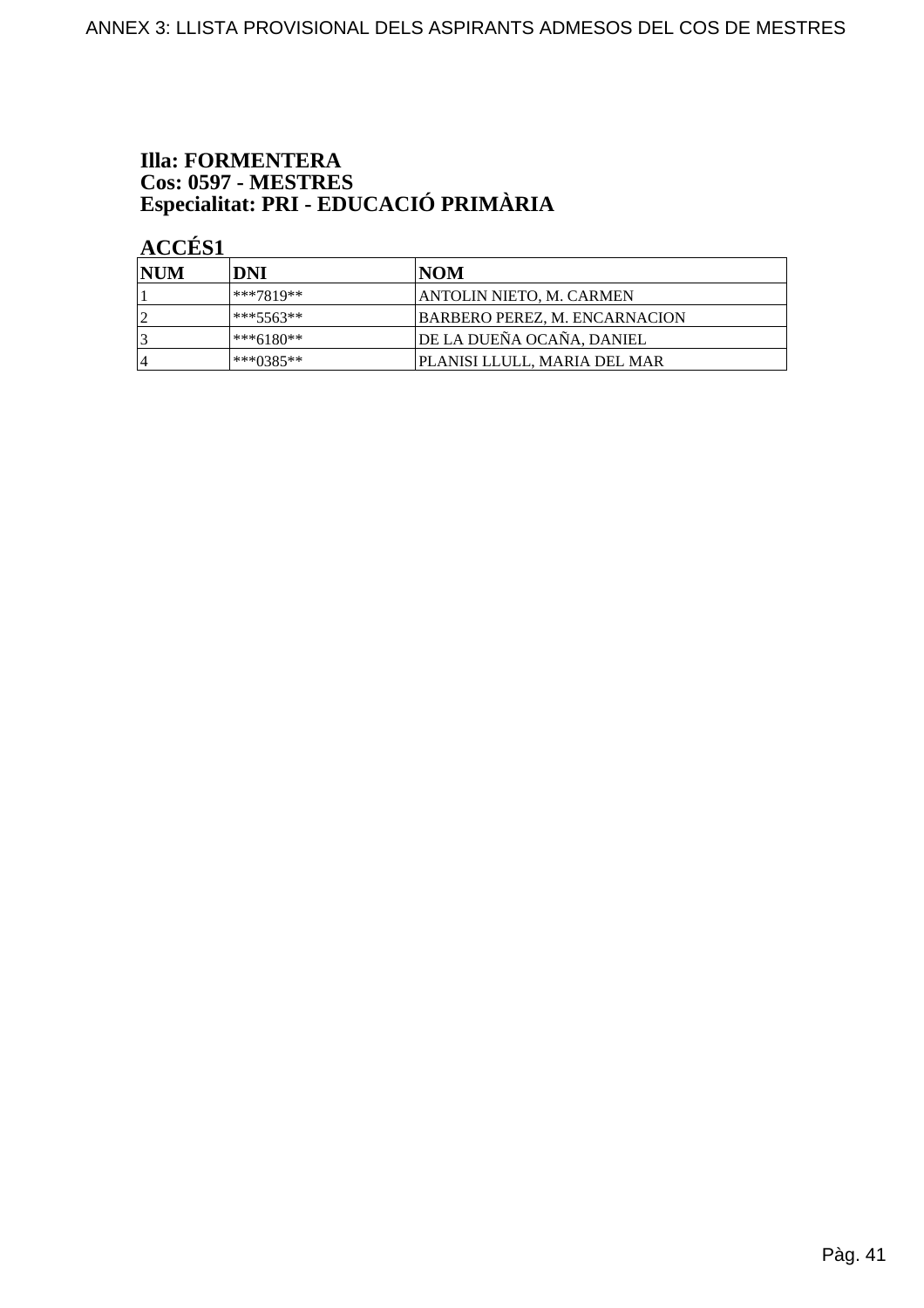**Illa: FORMENTERA**
**Cos: 0597 - MESTRES**
**Especialitat: PRI - EDUCACIÓ PRIMÀRIA**

**ACCÉS1**

| NUM | DNI | NOM |
|---|---|---|
| 1 | ***7819** | ANTOLIN NIETO, M. CARMEN |
| 2 | ***5563** | BARBERO PEREZ, M. ENCARNACION |
| 3 | ***6180** | DE LA DUEÑA OCAÑA, DANIEL |
| 4 | ***0385** | PLANISI LLULL, MARIA DEL MAR |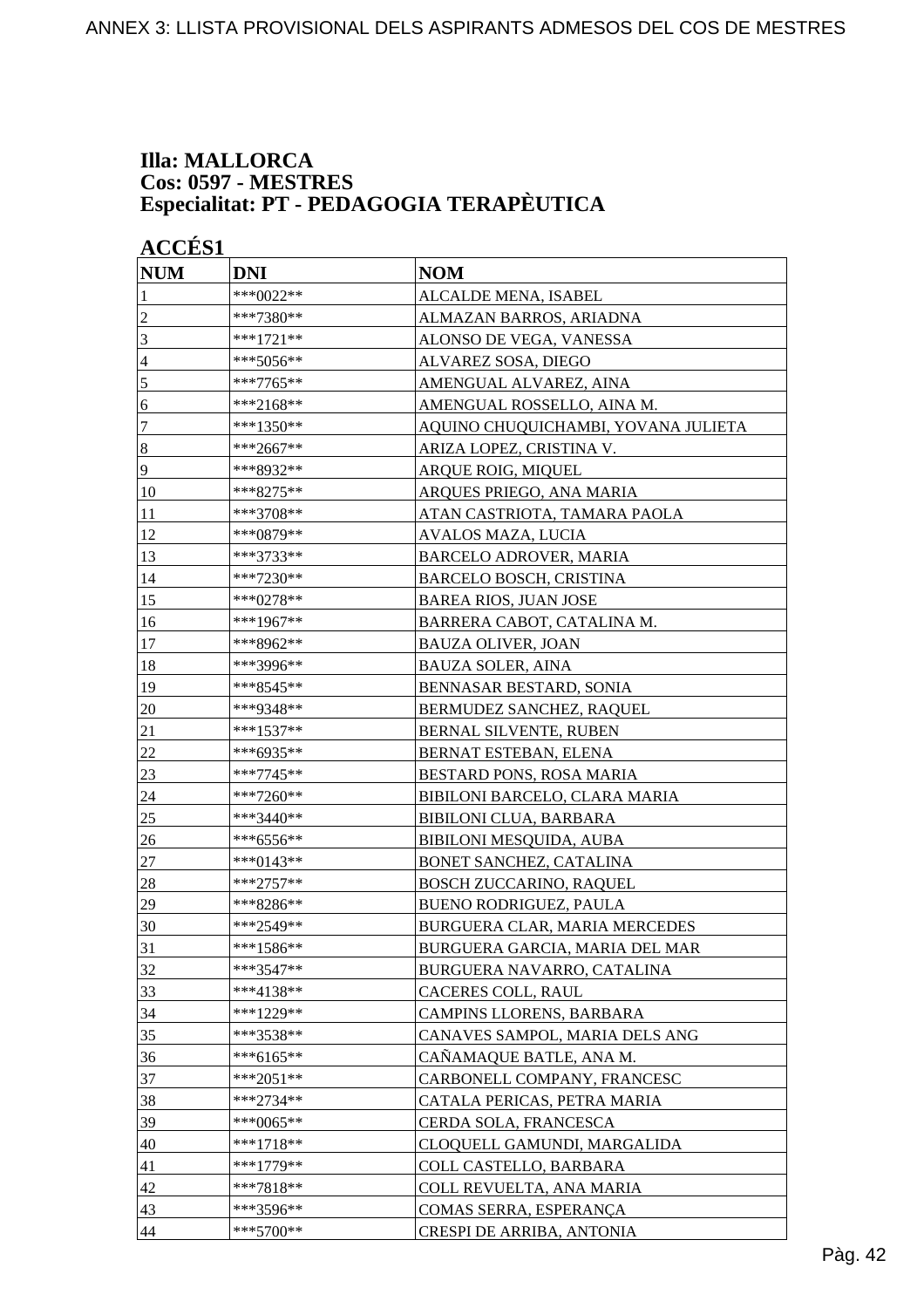**Illa: MALLORCA**
**Cos: 0597 - MESTRES**
**Especialitat: PT - PEDAGOGIA TERAPÈUTICA**

**ACCÉS1**

| NUM | DNI | NOM |
|---|---|---|
| 1 | ***0022** | ALCALDE MENA, ISABEL |
| 2 | ***7380** | ALMAZAN BARROS, ARIADNA |
| 3 | ***1721** | ALONSO DE VEGA, VANESSA |
| 4 | ***5056** | ALVAREZ SOSA, DIEGO |
| 5 | ***7765** | AMENGUAL ALVAREZ, AINA |
| 6 | ***2168** | AMENGUAL ROSSELLO, AINA M. |
| 7 | ***1350** | AQUINO CHUQUICHAMBI, YOVANA JULIETA |
| 8 | ***2667** | ARIZA LOPEZ, CRISTINA V. |
| 9 | ***8932** | ARQUE ROIG, MIQUEL |
| 10 | ***8275** | ARQUES PRIEGO, ANA MARIA |
| 11 | ***3708** | ATAN CASTRIOTA, TAMARA PAOLA |
| 12 | ***0879** | AVALOS MAZA, LUCIA |
| 13 | ***3733** | BARCELO ADROVER, MARIA |
| 14 | ***7230** | BARCELO BOSCH, CRISTINA |
| 15 | ***0278** | BAREA RIOS, JUAN JOSE |
| 16 | ***1967** | BARRERA CABOT, CATALINA M. |
| 17 | ***8962** | BAUZA OLIVER, JOAN |
| 18 | ***3996** | BAUZA SOLER, AINA |
| 19 | ***8545** | BENNASAR BESTARD, SONIA |
| 20 | ***9348** | BERMUDEZ SANCHEZ, RAQUEL |
| 21 | ***1537** | BERNAL SILVENTE, RUBEN |
| 22 | ***6935** | BERNAT ESTEBAN, ELENA |
| 23 | ***7745** | BESTARD PONS, ROSA MARIA |
| 24 | ***7260** | BIBILONI BARCELO, CLARA MARIA |
| 25 | ***3440** | BIBILONI CLUA, BARBARA |
| 26 | ***6556** | BIBILONI MESQUIDA, AUBA |
| 27 | ***0143** | BONET SANCHEZ, CATALINA |
| 28 | ***2757** | BOSCH ZUCCARINO, RAQUEL |
| 29 | ***8286** | BUENO RODRIGUEZ, PAULA |
| 30 | ***2549** | BURGUERA CLAR, MARIA MERCEDES |
| 31 | ***1586** | BURGUERA GARCIA, MARIA DEL MAR |
| 32 | ***3547** | BURGUERA NAVARRO, CATALINA |
| 33 | ***4138** | CACERES COLL, RAUL |
| 34 | ***1229** | CAMPINS LLORENS, BARBARA |
| 35 | ***3538** | CANAVES SAMPOL, MARIA DELS ANG |
| 36 | ***6165** | CAÑAMAQUE BATLE, ANA M. |
| 37 | ***2051** | CARBONELL COMPANY, FRANCESC |
| 38 | ***2734** | CATALA PERICAS, PETRA MARIA |
| 39 | ***0065** | CERDA SOLA, FRANCESCA |
| 40 | ***1718** | CLOQUELL GAMUNDI, MARGALIDA |
| 41 | ***1779** | COLL CASTELLO, BARBARA |
| 42 | ***7818** | COLL REVUELTA, ANA MARIA |
| 43 | ***3596** | COMAS SERRA, ESPERANÇA |
| 44 | ***5700** | CRESPI DE ARRIBA, ANTONIA |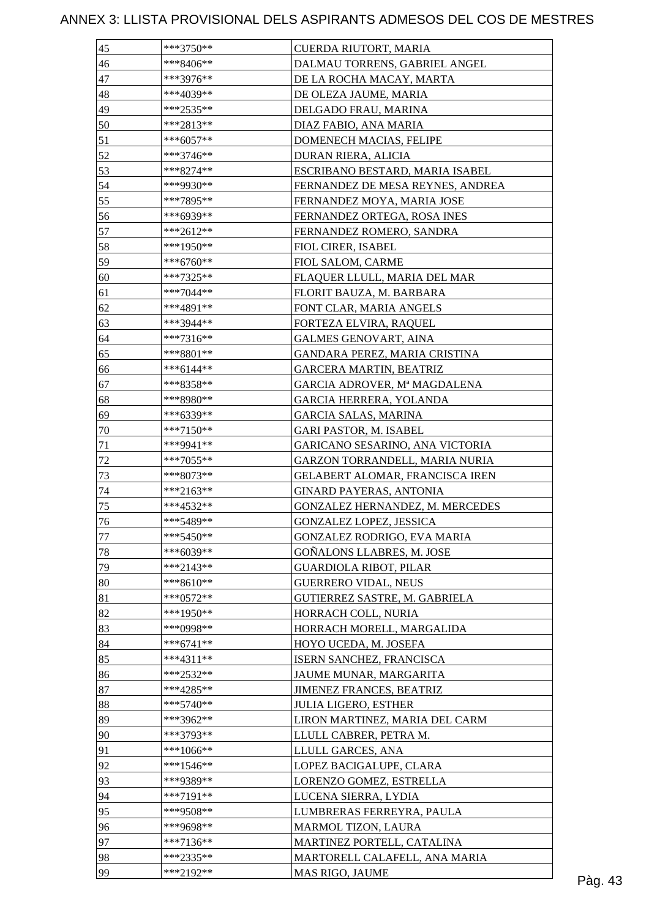# ANNEX 3: LLISTA PROVISIONAL DELS ASPIRANTS ADMESOS DEL COS DE MESTRES

| 45 | ***3750** | CUERDA RIUTORT, MARIA |
|---|---|---|
| 46 | ***8406** | DALMAU TORRENS, GABRIEL ANGEL |
| 47 | ***3976** | DE LA ROCHA MACAY, MARTA |
| 48 | ***4039** | DE OLEZA JAUME, MARIA |
| 49 | ***2535** | DELGADO FRAU, MARINA |
| 50 | ***2813** | DIAZ FABIO, ANA MARIA |
| 51 | ***6057** | DOMENECH MACIAS, FELIPE |
| 52 | ***3746** | DURAN RIERA, ALICIA |
| 53 | ***8274** | ESCRIBANO BESTARD, MARIA ISABEL |
| 54 | ***9930** | FERNANDEZ DE MESA REYNES, ANDREA |
| 55 | ***7895** | FERNANDEZ MOYA, MARIA JOSE |
| 56 | ***6939** | FERNANDEZ ORTEGA, ROSA INES |
| 57 | ***2612** | FERNANDEZ ROMERO, SANDRA |
| 58 | ***1950** | FIOL CIRER, ISABEL |
| 59 | ***6760** | FIOL SALOM, CARME |
| 60 | ***7325** | FLAQUER LLULL, MARIA DEL MAR |
| 61 | ***7044** | FLORIT BAUZA, M. BARBARA |
| 62 | ***4891** | FONT CLAR, MARIA ANGELS |
| 63 | ***3944** | FORTEZA ELVIRA, RAQUEL |
| 64 | ***7316** | GALMES GENOVART, AINA |
| 65 | ***8801** | GANDARA PEREZ, MARIA CRISTINA |
| 66 | ***6144** | GARCERA MARTIN, BEATRIZ |
| 67 | ***8358** | GARCIA ADROVER, Mª MAGDALENA |
| 68 | ***8980** | GARCIA HERRERA, YOLANDA |
| 69 | ***6339** | GARCIA SALAS, MARINA |
| 70 | ***7150** | GARI PASTOR, M. ISABEL |
| 71 | ***9941** | GARICANO SESARINO, ANA VICTORIA |
| 72 | ***7055** | GARZON TORRANDELL, MARIA NURIA |
| 73 | ***8073** | GELABERT ALOMAR, FRANCISCA IREN |
| 74 | ***2163** | GINARD PAYERAS, ANTONIA |
| 75 | ***4532** | GONZALEZ HERNANDEZ, M. MERCEDES |
| 76 | ***5489** | GONZALEZ LOPEZ, JESSICA |
| 77 | ***5450** | GONZALEZ RODRIGO, EVA MARIA |
| 78 | ***6039** | GOÑALONS LLABRES, M. JOSE |
| 79 | ***2143** | GUARDIOLA RIBOT, PILAR |
| 80 | ***8610** | GUERRERO VIDAL, NEUS |
| 81 | ***0572** | GUTIERREZ SASTRE, M. GABRIELA |
| 82 | ***1950** | HORRACH COLL, NURIA |
| 83 | ***0998** | HORRACH MORELL, MARGALIDA |
| 84 | ***6741** | HOYO UCEDA, M. JOSEFA |
| 85 | ***4311** | ISERN SANCHEZ, FRANCISCA |
| 86 | ***2532** | JAUME MUNAR, MARGARITA |
| 87 | ***4285** | JIMENEZ FRANCES, BEATRIZ |
| 88 | ***5740** | JULIA LIGERO, ESTHER |
| 89 | ***3962** | LIRON MARTINEZ, MARIA DEL CARM |
| 90 | ***3793** | LLULL CABRER, PETRA M. |
| 91 | ***1066** | LLULL GARCES, ANA |
| 92 | ***1546** | LOPEZ BACIGALUPE, CLARA |
| 93 | ***9389** | LORENZO GOMEZ, ESTRELLA |
| 94 | ***7191** | LUCENA SIERRA, LYDIA |
| 95 | ***9508** | LUMBRERAS FERREYRA, PAULA |
| 96 | ***9698** | MARMOL TIZON, LAURA |
| 97 | ***7136** | MARTINEZ PORTELL, CATALINA |
| 98 | ***2335** | MARTORELL CALAFELL, ANA MARIA |
| 99 | ***2192** | MAS RIGO, JAUME |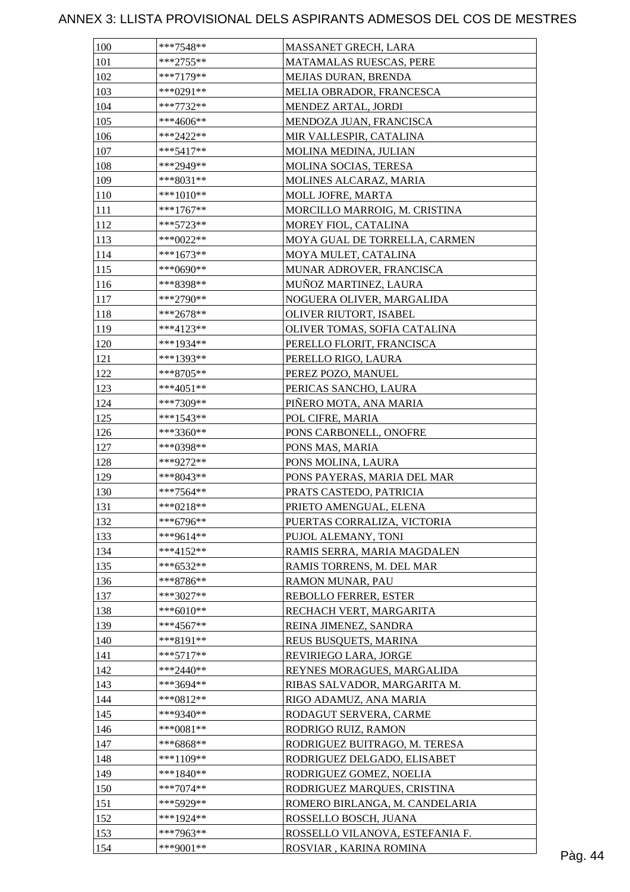# ANNEX 3: LLISTA PROVISIONAL DELS ASPIRANTS ADMESOS DEL COS DE MESTRES

| | | |
|---|---|---|
| 100 | ***7548** | MASSANET GRECH, LARA |
| 101 | ***2755** | MATAMALAS RUESCAS, PERE |
| 102 | ***7179** | MEJIAS DURAN, BRENDA |
| 103 | ***0291** | MELIA OBRADOR, FRANCESCA |
| 104 | ***7732** | MENDEZ ARTAL, JORDI |
| 105 | ***4606** | MENDOZA JUAN, FRANCISCA |
| 106 | ***2422** | MIR VALLESPIR, CATALINA |
| 107 | ***5417** | MOLINA MEDINA, JULIAN |
| 108 | ***2949** | MOLINA SOCIAS, TERESA |
| 109 | ***8031** | MOLINES ALCARAZ, MARIA |
| 110 | ***1010** | MOLL JOFRE, MARTA |
| 111 | ***1767** | MORCILLO MARROIG, M. CRISTINA |
| 112 | ***5723** | MOREY FIOL, CATALINA |
| 113 | ***0022** | MOYA GUAL DE TORRELLA, CARMEN |
| 114 | ***1673** | MOYA MULET, CATALINA |
| 115 | ***0690** | MUNAR ADROVER, FRANCISCA |
| 116 | ***8398** | MUÑOZ MARTINEZ, LAURA |
| 117 | ***2790** | NOGUERA OLIVER, MARGALIDA |
| 118 | ***2678** | OLIVER RIUTORT, ISABEL |
| 119 | ***4123** | OLIVER TOMAS, SOFIA CATALINA |
| 120 | ***1934** | PERELLO FLORIT, FRANCISCA |
| 121 | ***1393** | PERELLO RIGO, LAURA |
| 122 | ***8705** | PEREZ POZO, MANUEL |
| 123 | ***4051** | PERICAS SANCHO, LAURA |
| 124 | ***7309** | PIÑERO MOTA, ANA MARIA |
| 125 | ***1543** | POL CIFRE, MARIA |
| 126 | ***3360** | PONS CARBONELL, ONOFRE |
| 127 | ***0398** | PONS MAS, MARIA |
| 128 | ***9272** | PONS MOLINA, LAURA |
| 129 | ***8043** | PONS PAYERAS, MARIA DEL MAR |
| 130 | ***7564** | PRATS CASTEDO, PATRICIA |
| 131 | ***0218** | PRIETO AMENGUAL, ELENA |
| 132 | ***6796** | PUERTAS CORRALIZA, VICTORIA |
| 133 | ***9614** | PUJOL ALEMANY, TONI |
| 134 | ***4152** | RAMIS SERRA, MARIA MAGDALEN |
| 135 | ***6532** | RAMIS TORRENS, M. DEL MAR |
| 136 | ***8786** | RAMON MUNAR, PAU |
| 137 | ***3027** | REBOLLO FERRER, ESTER |
| 138 | ***6010** | RECHACH VERT, MARGARITA |
| 139 | ***4567** | REINA JIMENEZ, SANDRA |
| 140 | ***8191** | REUS BUSQUETS, MARINA |
| 141 | ***5717** | REVIRIEGO LARA, JORGE |
| 142 | ***2440** | REYNES MORAGUES, MARGALIDA |
| 143 | ***3694** | RIBAS SALVADOR, MARGARITA M. |
| 144 | ***0812** | RIGO ADAMUZ, ANA MARIA |
| 145 | ***9340** | RODAGUT SERVERA, CARME |
| 146 | ***0081** | RODRIGO RUIZ, RAMON |
| 147 | ***6868** | RODRIGUEZ BUITRAGO, M. TERESA |
| 148 | ***1109** | RODRIGUEZ DELGADO, ELISABET |
| 149 | ***1840** | RODRIGUEZ GOMEZ, NOELIA |
| 150 | ***7074** | RODRIGUEZ MARQUES, CRISTINA |
| 151 | ***5929** | ROMERO BIRLANGA, M. CANDELARIA |
| 152 | ***1924** | ROSSELLO BOSCH, JUANA |
| 153 | ***7963** | ROSSELLO VILANOVA, ESTEFANIA F. |
| 154 | ***9001** | ROSVIAR , KARINA ROMINA |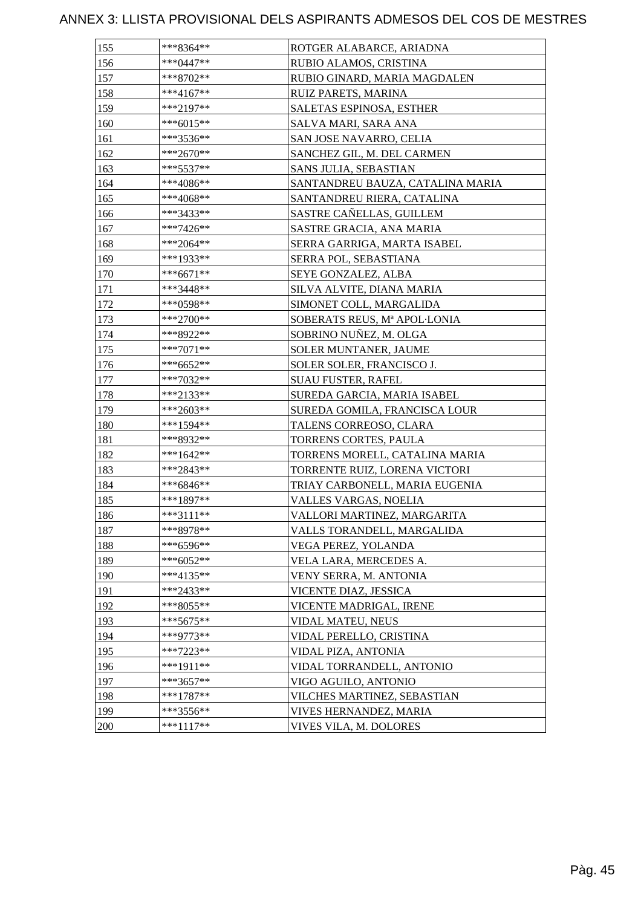# ANNEX 3: LLISTA PROVISIONAL DELS ASPIRANTS ADMESOS DEL COS DE MESTRES

| | | |
|---|---|---|
| 155 | ***8364** | ROTGER ALABARCE, ARIADNA |
| 156 | ***0447** | RUBIO ALAMOS, CRISTINA |
| 157 | ***8702** | RUBIO GINARD, MARIA MAGDALEN |
| 158 | ***4167** | RUIZ PARETS, MARINA |
| 159 | ***2197** | SALETAS ESPINOSA, ESTHER |
| 160 | ***6015** | SALVA MARI, SARA ANA |
| 161 | ***3536** | SAN JOSE NAVARRO, CELIA |
| 162 | ***2670** | SANCHEZ GIL, M. DEL CARMEN |
| 163 | ***5537** | SANS JULIA, SEBASTIAN |
| 164 | ***4086** | SANTANDREU BAUZA, CATALINA MARIA |
| 165 | ***4068** | SANTANDREU RIERA, CATALINA |
| 166 | ***3433** | SASTRE CAÑELLAS, GUILLEM |
| 167 | ***7426** | SASTRE GRACIA, ANA MARIA |
| 168 | ***2064** | SERRA GARRIGA, MARTA ISABEL |
| 169 | ***1933** | SERRA POL, SEBASTIANA |
| 170 | ***6671** | SEYE GONZALEZ, ALBA |
| 171 | ***3448** | SILVA ALVITE, DIANA MARIA |
| 172 | ***0598** | SIMONET COLL, MARGALIDA |
| 173 | ***2700** | SOBERATS REUS, Mª APOL·LONIA |
| 174 | ***8922** | SOBRINO NUÑEZ, M. OLGA |
| 175 | ***7071** | SOLER MUNTANER, JAUME |
| 176 | ***6652** | SOLER SOLER, FRANCISCO J. |
| 177 | ***7032** | SUAU FUSTER, RAFEL |
| 178 | ***2133** | SUREDA GARCIA, MARIA ISABEL |
| 179 | ***2603** | SUREDA GOMILA, FRANCISCA LOUR |
| 180 | ***1594** | TALENS CORREOSO, CLARA |
| 181 | ***8932** | TORRENS CORTES, PAULA |
| 182 | ***1642** | TORRENS MORELL, CATALINA MARIA |
| 183 | ***2843** | TORRENTE RUIZ, LORENA VICTORI |
| 184 | ***6846** | TRIAY CARBONELL, MARIA EUGENIA |
| 185 | ***1897** | VALLES VARGAS, NOELIA |
| 186 | ***3111** | VALLORI MARTINEZ, MARGARITA |
| 187 | ***8978** | VALLS TORANDELL, MARGALIDA |
| 188 | ***6596** | VEGA PEREZ, YOLANDA |
| 189 | ***6052** | VELA LARA, MERCEDES A. |
| 190 | ***4135** | VENY SERRA, M. ANTONIA |
| 191 | ***2433** | VICENTE DIAZ, JESSICA |
| 192 | ***8055** | VICENTE MADRIGAL, IRENE |
| 193 | ***5675** | VIDAL MATEU, NEUS |
| 194 | ***9773** | VIDAL PERELLO, CRISTINA |
| 195 | ***7223** | VIDAL PIZA, ANTONIA |
| 196 | ***1911** | VIDAL TORRANDELL, ANTONIO |
| 197 | ***3657** | VIGO AGUILO, ANTONIO |
| 198 | ***1787** | VILCHES MARTINEZ, SEBASTIAN |
| 199 | ***3556** | VIVES HERNANDEZ, MARIA |
| 200 | ***1117** | VIVES VILA, M. DOLORES |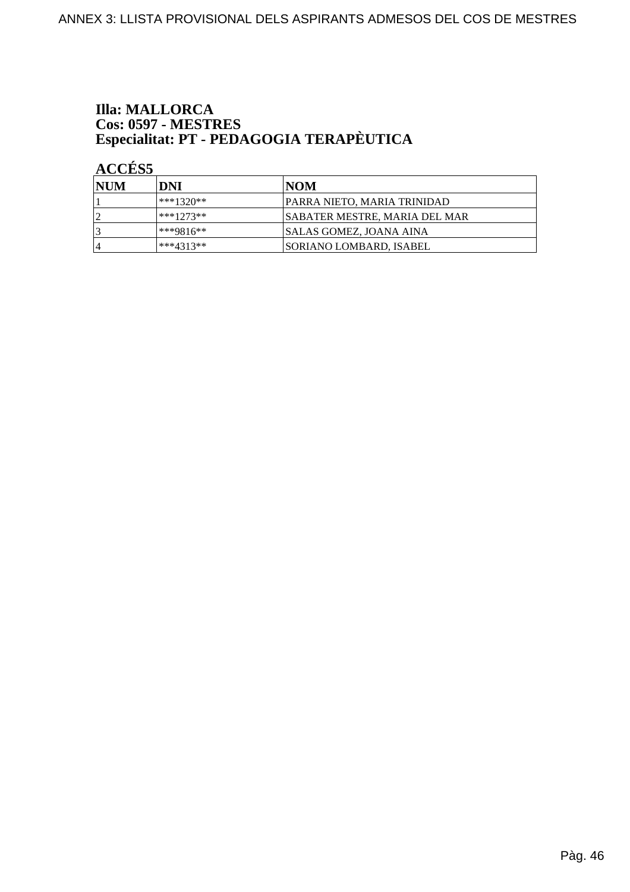**Illa: MALLORCA**
**Cos: 0597 - MESTRES**
**Especialitat: PT - PEDAGOGIA TERAPÈUTICA**

**ACCÉS5**

| NUM | DNI | NOM |
| --- | --- | --- |
| 1 | ***1320** | PARRA NIETO, MARIA TRINIDAD |
| 2 | ***1273** | SABATER MESTRE, MARIA DEL MAR |
| 3 | ***9816** | SALAS GOMEZ, JOANA AINA |
| 4 | ***4313** | SORIANO LOMBARD, ISABEL |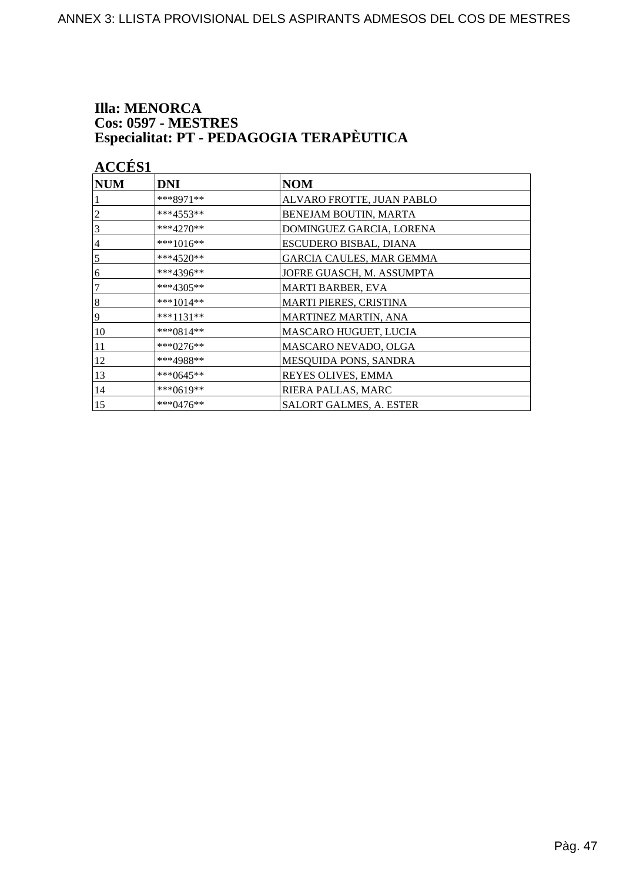**Illa: MENORCA**
**Cos: 0597 - MESTRES**
**Especialitat: PT - PEDAGOGIA TERAPÈUTICA**

**ACCÉS1**

| NUM | DNI | NOM |
|---|---|---|
| 1 | ***8971** | ALVARO FROTTE, JUAN PABLO |
| 2 | ***4553** | BENEJAM BOUTIN, MARTA |
| 3 | ***4270** | DOMINGUEZ GARCIA, LORENA |
| 4 | ***1016** | ESCUDERO BISBAL, DIANA |
| 5 | ***4520** | GARCIA CAULES, MAR GEMMA |
| 6 | ***4396** | JOFRE GUASCH, M. ASSUMPTA |
| 7 | ***4305** | MARTI BARBER, EVA |
| 8 | ***1014** | MARTI PIERES, CRISTINA |
| 9 | ***1131** | MARTINEZ MARTIN, ANA |
| 10 | ***0814** | MASCARO HUGUET, LUCIA |
| 11 | ***0276** | MASCARO NEVADO, OLGA |
| 12 | ***4988** | MESQUIDA PONS, SANDRA |
| 13 | ***0645** | REYES OLIVES, EMMA |
| 14 | ***0619** | RIERA PALLAS, MARC |
| 15 | ***0476** | SALORT GALMES, A. ESTER |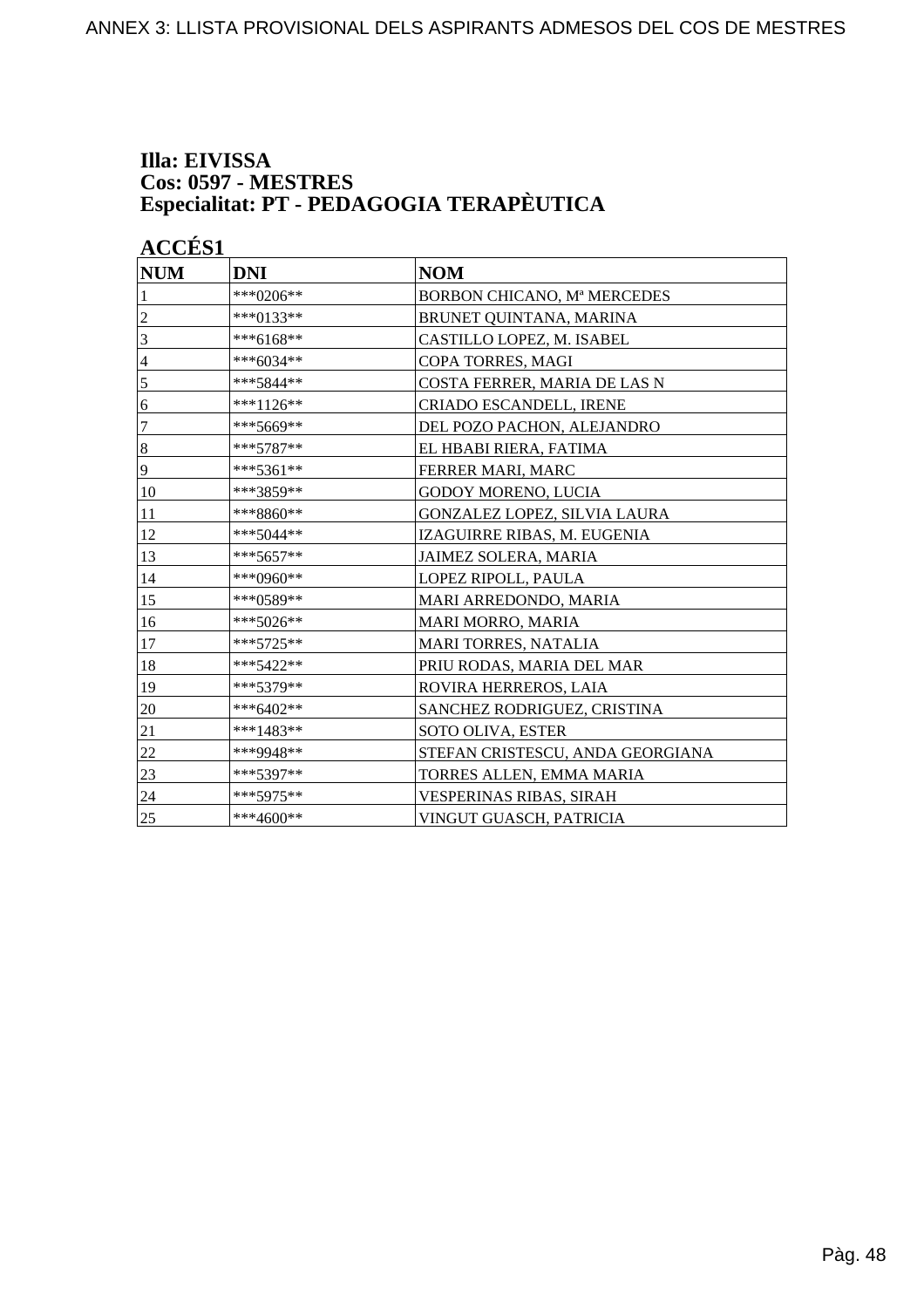**Illa: EIVISSA**
**Cos: 0597 - MESTRES**
**Especialitat: PT - PEDAGOGIA TERAPÈUTICA**

**ACCÉS1**

| NUM | DNI | NOM |
|---|---|---|
| 1 | ***0206** | BORBON CHICANO, Mª MERCEDES |
| 2 | ***0133** | BRUNET QUINTANA, MARINA |
| 3 | ***6168** | CASTILLO LOPEZ, M. ISABEL |
| 4 | ***6034** | COPA TORRES, MAGI |
| 5 | ***5844** | COSTA FERRER, MARIA DE LAS N |
| 6 | ***1126** | CRIADO ESCANDELL, IRENE |
| 7 | ***5669** | DEL POZO PACHON, ALEJANDRO |
| 8 | ***5787** | EL HBABI RIERA, FATIMA |
| 9 | ***5361** | FERRER MARI, MARC |
| 10 | ***3859** | GODOY MORENO, LUCIA |
| 11 | ***8860** | GONZALEZ LOPEZ, SILVIA LAURA |
| 12 | ***5044** | IZAGUIRRE RIBAS, M. EUGENIA |
| 13 | ***5657** | JAIMEZ SOLERA, MARIA |
| 14 | ***0960** | LOPEZ RIPOLL, PAULA |
| 15 | ***0589** | MARI ARREDONDO, MARIA |
| 16 | ***5026** | MARI MORRO, MARIA |
| 17 | ***5725** | MARI TORRES, NATALIA |
| 18 | ***5422** | PRIU RODAS, MARIA DEL MAR |
| 19 | ***5379** | ROVIRA HERREROS, LAIA |
| 20 | ***6402** | SANCHEZ RODRIGUEZ, CRISTINA |
| 21 | ***1483** | SOTO OLIVA, ESTER |
| 22 | ***9948** | STEFAN CRISTESCU, ANDA GEORGIANA |
| 23 | ***5397** | TORRES ALLEN, EMMA MARIA |
| 24 | ***5975** | VESPERINAS RIBAS, SIRAH |
| 25 | ***4600** | VINGUT GUASCH, PATRICIA |